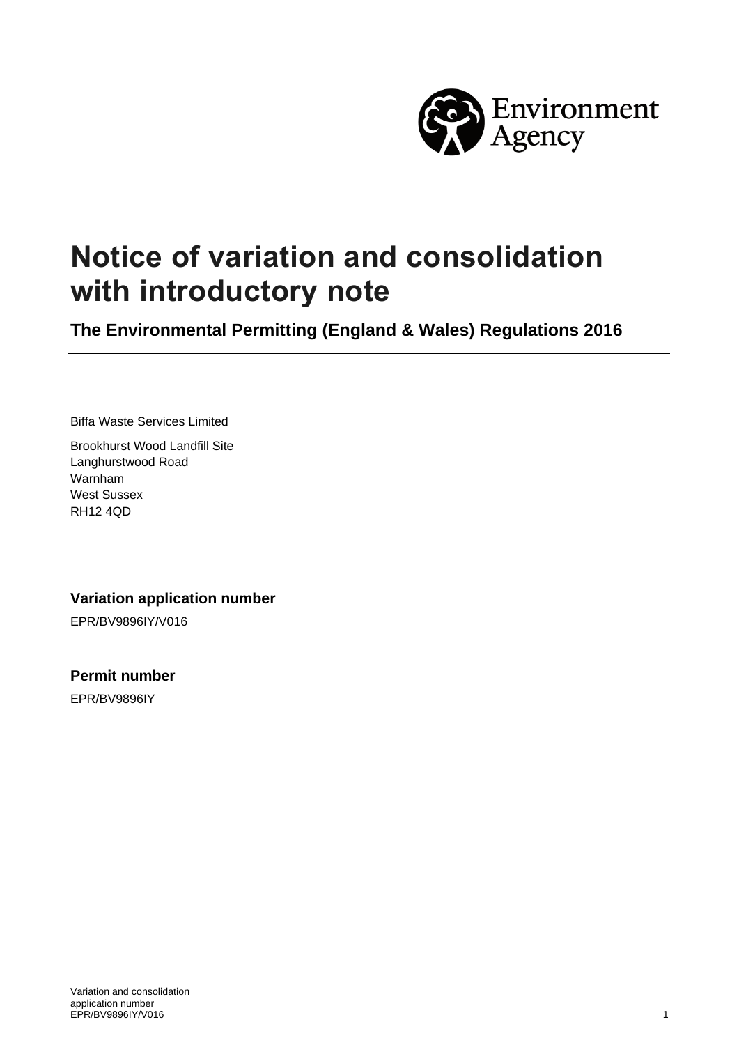# Notice of variation and consolidation with introductory note

**The Environmental Permitting (England & Wales) Regulations 2016**

Biffa Waste Services Limited

Brookhurst Wood Landfill Site
Langhurstwood Road
Warnham
West Sussex
RH12 4QD

### Variation application number

EPR/BV9896IY/V016

### Permit number

EPR/BV9896IY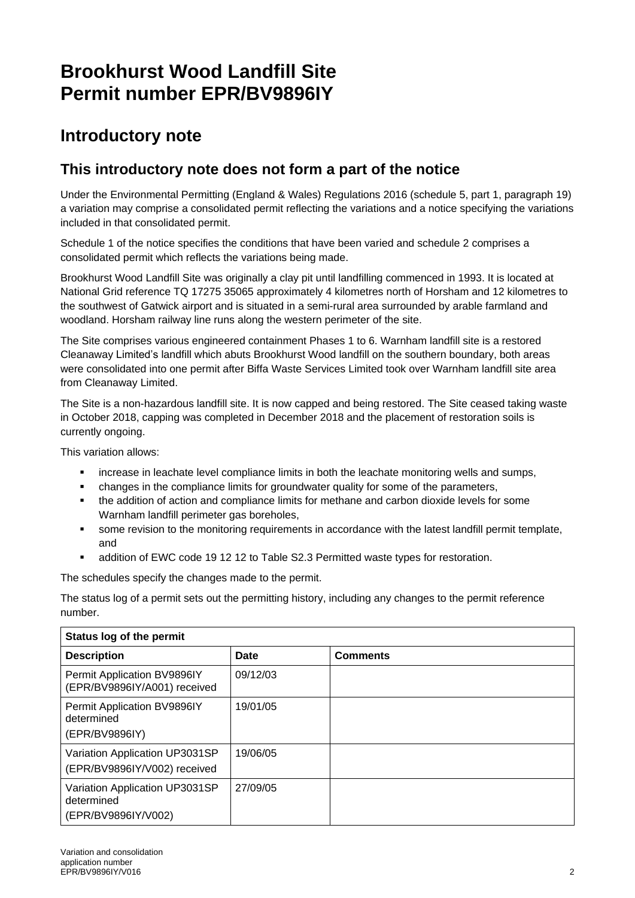# Brookhurst Wood Landfill Site
# Permit number EPR/BV9896IY

## Introductory note

### This introductory note does not form a part of the notice

Under the Environmental Permitting (England & Wales) Regulations 2016 (schedule 5, part 1, paragraph 19) a variation may comprise a consolidated permit reflecting the variations and a notice specifying the variations included in that consolidated permit.

Schedule 1 of the notice specifies the conditions that have been varied and schedule 2 comprises a consolidated permit which reflects the variations being made.

Brookhurst Wood Landfill Site was originally a clay pit until landfilling commenced in 1993. It is located at National Grid reference TQ 17275 35065 approximately 4 kilometres north of Horsham and 12 kilometres to the southwest of Gatwick airport and is situated in a semi-rural area surrounded by arable farmland and woodland. Horsham railway line runs along the western perimeter of the site.

The Site comprises various engineered containment Phases 1 to 6. Warnham landfill site is a restored Cleanaway Limited's landfill which abuts Brookhurst Wood landfill on the southern boundary, both areas were consolidated into one permit after Biffa Waste Services Limited took over Warnham landfill site area from Cleanaway Limited.

The Site is a non-hazardous landfill site. It is now capped and being restored. The Site ceased taking waste in October 2018, capping was completed in December 2018 and the placement of restoration soils is currently ongoing.

This variation allows:

- increase in leachate level compliance limits in both the leachate monitoring wells and sumps,
- changes in the compliance limits for groundwater quality for some of the parameters,
- the addition of action and compliance limits for methane and carbon dioxide levels for some Warnham landfill perimeter gas boreholes,
- some revision to the monitoring requirements in accordance with the latest landfill permit template, and
- addition of EWC code 19 12 12 to Table S2.3 Permitted waste types for restoration.

The schedules specify the changes made to the permit.

The status log of a permit sets out the permitting history, including any changes to the permit reference number.

| Status log of the permit | | |
|---|---|---|
| **Description** | **Date** | **Comments** |
| Permit Application BV9896IY (EPR/BV9896IY/A001) received | 09/12/03 | |
| Permit Application BV9896IY determined (EPR/BV9896IY) | 19/01/05 | |
| Variation Application UP3031SP (EPR/BV9896IY/V002) received | 19/06/05 | |
| Variation Application UP3031SP determined (EPR/BV9896IY/V002) | 27/09/05 | |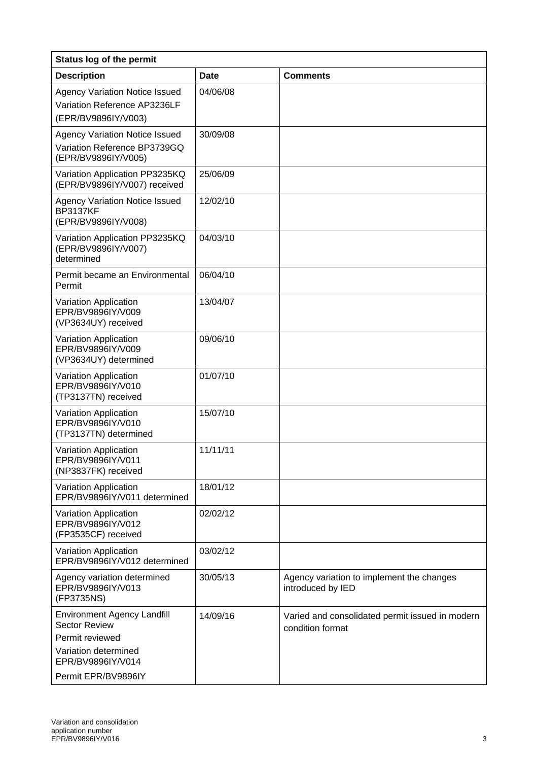| Status log of the permit | | |
|---|---|---|
| **Description** | **Date** | **Comments** |
| Agency Variation Notice Issued Variation Reference AP3236LF (EPR/BV9896IY/V003) | 04/06/08 | |
| Agency Variation Notice Issued Variation Reference BP3739GQ (EPR/BV9896IY/V005) | 30/09/08 | |
| Variation Application PP3235KQ (EPR/BV9896IY/V007) received | 25/06/09 | |
| Agency Variation Notice Issued BP3137KF (EPR/BV9896IY/V008) | 12/02/10 | |
| Variation Application PP3235KQ (EPR/BV9896IY/V007) determined | 04/03/10 | |
| Permit became an Environmental Permit | 06/04/10 | |
| Variation Application EPR/BV9896IY/V009 (VP3634UY) received | 13/04/07 | |
| Variation Application EPR/BV9896IY/V009 (VP3634UY) determined | 09/06/10 | |
| Variation Application EPR/BV9896IY/V010 (TP3137TN) received | 01/07/10 | |
| Variation Application EPR/BV9896IY/V010 (TP3137TN) determined | 15/07/10 | |
| Variation Application EPR/BV9896IY/V011 (NP3837FK) received | 11/11/11 | |
| Variation Application EPR/BV9896IY/V011 determined | 18/01/12 | |
| Variation Application EPR/BV9896IY/V012 (FP3535CF) received | 02/02/12 | |
| Variation Application EPR/BV9896IY/V012 determined | 03/02/12 | |
| Agency variation determined EPR/BV9896IY/V013 (FP3735NS) | 30/05/13 | Agency variation to implement the changes introduced by IED |
| Environment Agency Landfill Sector Review Permit reviewed Variation determined EPR/BV9896IY/V014 Permit EPR/BV9896IY | 14/09/16 | Varied and consolidated permit issued in modern condition format |

Variation and consolidation application number EPR/BV9896IY/V016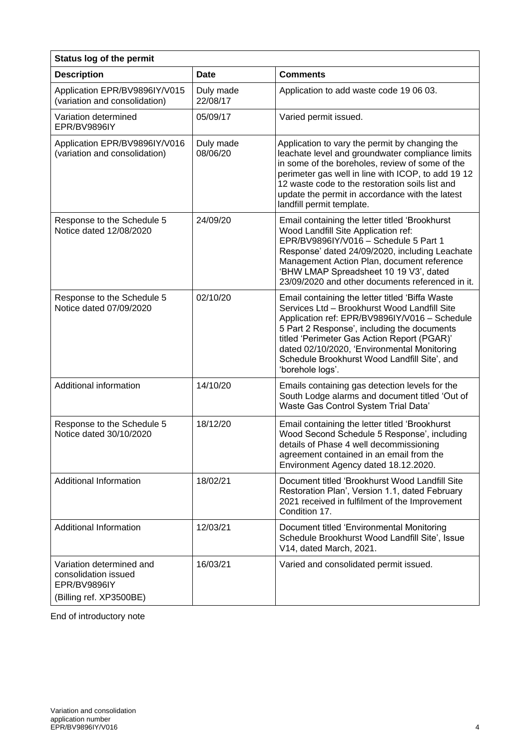| Status log of the permit | | |
|---|---|---|
| **Description** | **Date** | **Comments** |
| Application EPR/BV9896IY/V015 (variation and consolidation) | Duly made 22/08/17 | Application to add waste code 19 06 03. |
| Variation determined EPR/BV9896IY | 05/09/17 | Varied permit issued. |
| Application EPR/BV9896IY/V016 (variation and consolidation) | Duly made 08/06/20 | Application to vary the permit by changing the leachate level and groundwater compliance limits in some of the boreholes, review of some of the perimeter gas well in line with ICOP, to add 19 12 12 waste code to the restoration soils list and update the permit in accordance with the latest landfill permit template. |
| Response to the Schedule 5 Notice dated 12/08/2020 | 24/09/20 | Email containing the letter titled 'Brookhurst Wood Landfill Site Application ref: EPR/BV9896IY/V016 – Schedule 5 Part 1 Response' dated 24/09/2020, including Leachate Management Action Plan, document reference 'BHW LMAP Spreadsheet 10 19 V3', dated 23/09/2020 and other documents referenced in it. |
| Response to the Schedule 5 Notice dated 07/09/2020 | 02/10/20 | Email containing the letter titled 'Biffa Waste Services Ltd – Brookhurst Wood Landfill Site Application ref: EPR/BV9896IY/V016 – Schedule 5 Part 2 Response', including the documents titled 'Perimeter Gas Action Report (PGAR)' dated 02/10/2020, 'Environmental Monitoring Schedule Brookhurst Wood Landfill Site', and 'borehole logs'. |
| Additional information | 14/10/20 | Emails containing gas detection levels for the South Lodge alarms and document titled 'Out of Waste Gas Control System Trial Data' |
| Response to the Schedule 5 Notice dated 30/10/2020 | 18/12/20 | Email containing the letter titled 'Brookhurst Wood Second Schedule 5 Response', including details of Phase 4 well decommissioning agreement contained in an email from the Environment Agency dated 18.12.2020. |
| Additional Information | 18/02/21 | Document titled 'Brookhurst Wood Landfill Site Restoration Plan', Version 1.1, dated February 2021 received in fulfilment of the Improvement Condition 17. |
| Additional Information | 12/03/21 | Document titled 'Environmental Monitoring Schedule Brookhurst Wood Landfill Site', Issue V14, dated March, 2021. |
| Variation determined and consolidation issued EPR/BV9896IY (Billing ref. XP3500BE) | 16/03/21 | Varied and consolidated permit issued. |

End of introductory note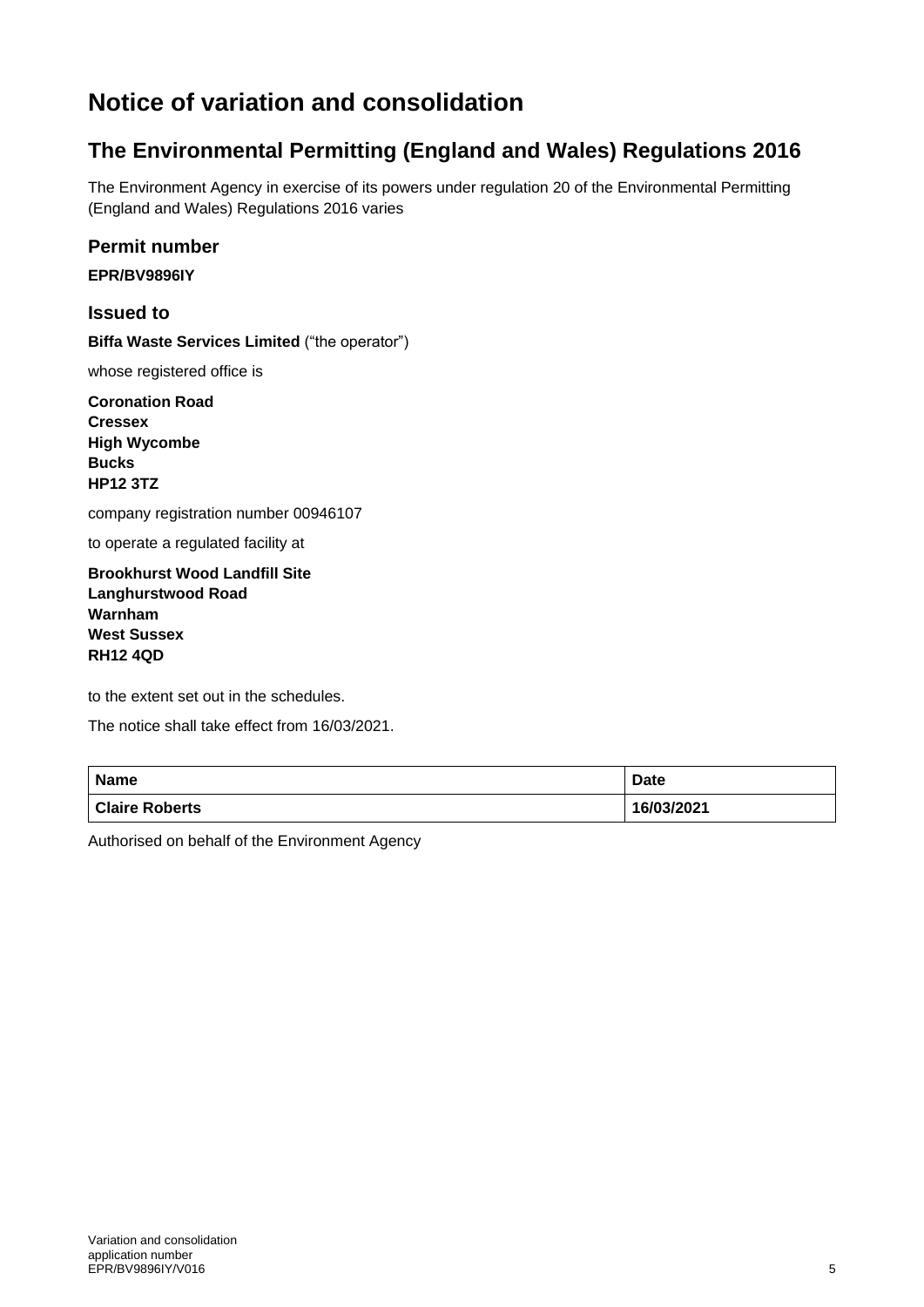# Notice of variation and consolidation

## The Environmental Permitting (England and Wales) Regulations 2016

The Environment Agency in exercise of its powers under regulation 20 of the Environmental Permitting (England and Wales) Regulations 2016 varies

### Permit number

**EPR/BV9896IY**

### Issued to

**Biffa Waste Services Limited** ("the operator")

whose registered office is

**Coronation Road**
**Cressex**
**High Wycombe**
**Bucks**
**HP12 3TZ**

company registration number 00946107

to operate a regulated facility at

**Brookhurst Wood Landfill Site**
**Langhurstwood Road**
**Warnham**
**West Sussex**
**RH12 4QD**

to the extent set out in the schedules.

The notice shall take effect from 16/03/2021.

| Name | Date |
|---|---|
| Claire Roberts | 16/03/2021 |

Authorised on behalf of the Environment Agency

Variation and consolidation application number EPR/BV9896IY/V016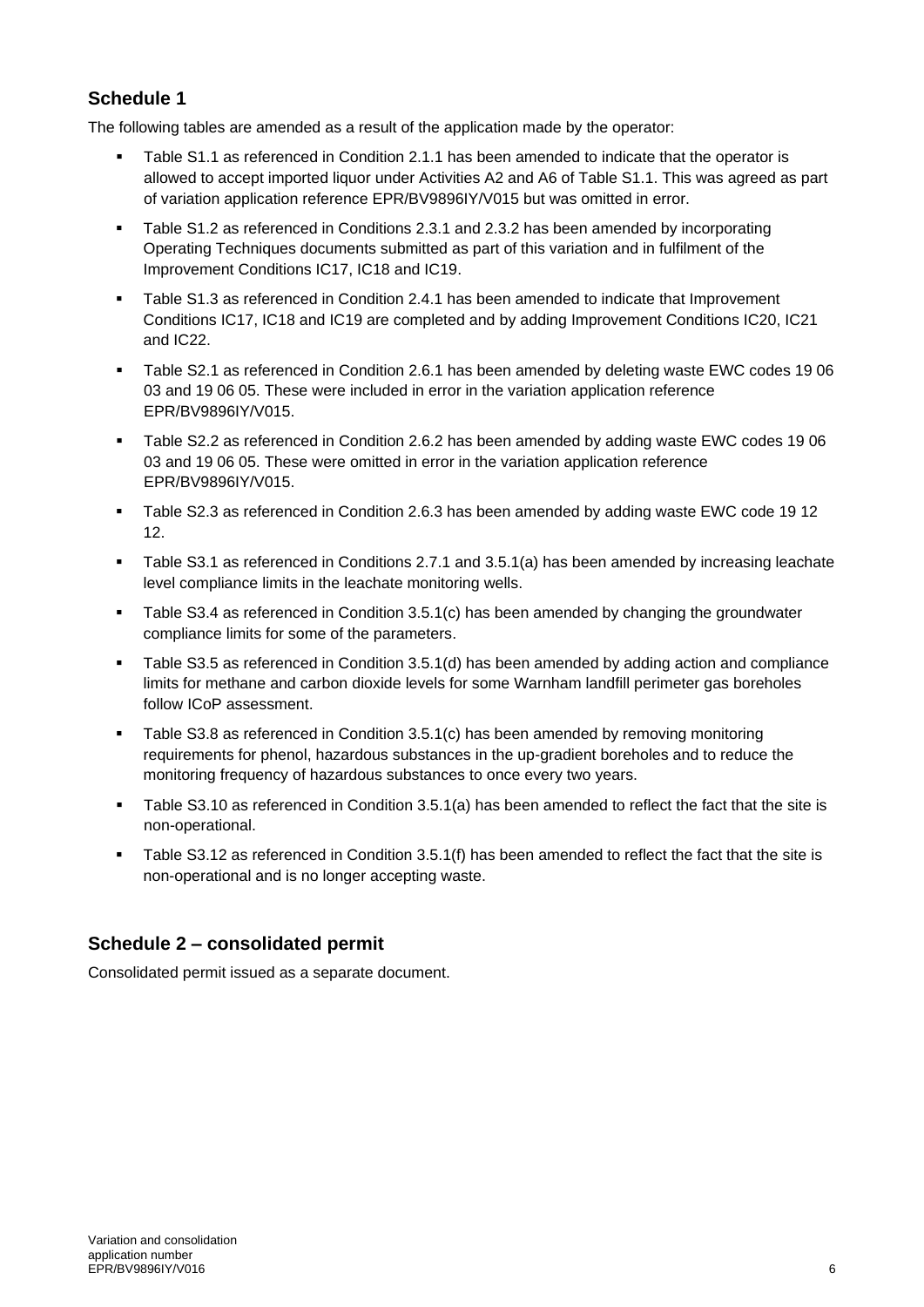## Schedule 1

The following tables are amended as a result of the application made by the operator:

- Table S1.1 as referenced in Condition 2.1.1 has been amended to indicate that the operator is allowed to accept imported liquor under Activities A2 and A6 of Table S1.1. This was agreed as part of variation application reference EPR/BV9896IY/V015 but was omitted in error.
- Table S1.2 as referenced in Conditions 2.3.1 and 2.3.2 has been amended by incorporating Operating Techniques documents submitted as part of this variation and in fulfilment of the Improvement Conditions IC17, IC18 and IC19.
- Table S1.3 as referenced in Condition 2.4.1 has been amended to indicate that Improvement Conditions IC17, IC18 and IC19 are completed and by adding Improvement Conditions IC20, IC21 and IC22.
- Table S2.1 as referenced in Condition 2.6.1 has been amended by deleting waste EWC codes 19 06 03 and 19 06 05. These were included in error in the variation application reference EPR/BV9896IY/V015.
- Table S2.2 as referenced in Condition 2.6.2 has been amended by adding waste EWC codes 19 06 03 and 19 06 05. These were omitted in error in the variation application reference EPR/BV9896IY/V015.
- Table S2.3 as referenced in Condition 2.6.3 has been amended by adding waste EWC code 19 12 12.
- Table S3.1 as referenced in Conditions 2.7.1 and 3.5.1(a) has been amended by increasing leachate level compliance limits in the leachate monitoring wells.
- Table S3.4 as referenced in Condition 3.5.1(c) has been amended by changing the groundwater compliance limits for some of the parameters.
- Table S3.5 as referenced in Condition 3.5.1(d) has been amended by adding action and compliance limits for methane and carbon dioxide levels for some Warnham landfill perimeter gas boreholes follow ICoP assessment.
- Table S3.8 as referenced in Condition 3.5.1(c) has been amended by removing monitoring requirements for phenol, hazardous substances in the up-gradient boreholes and to reduce the monitoring frequency of hazardous substances to once every two years.
- Table S3.10 as referenced in Condition 3.5.1(a) has been amended to reflect the fact that the site is non-operational.
- Table S3.12 as referenced in Condition 3.5.1(f) has been amended to reflect the fact that the site is non-operational and is no longer accepting waste.

## Schedule 2 – consolidated permit

Consolidated permit issued as a separate document.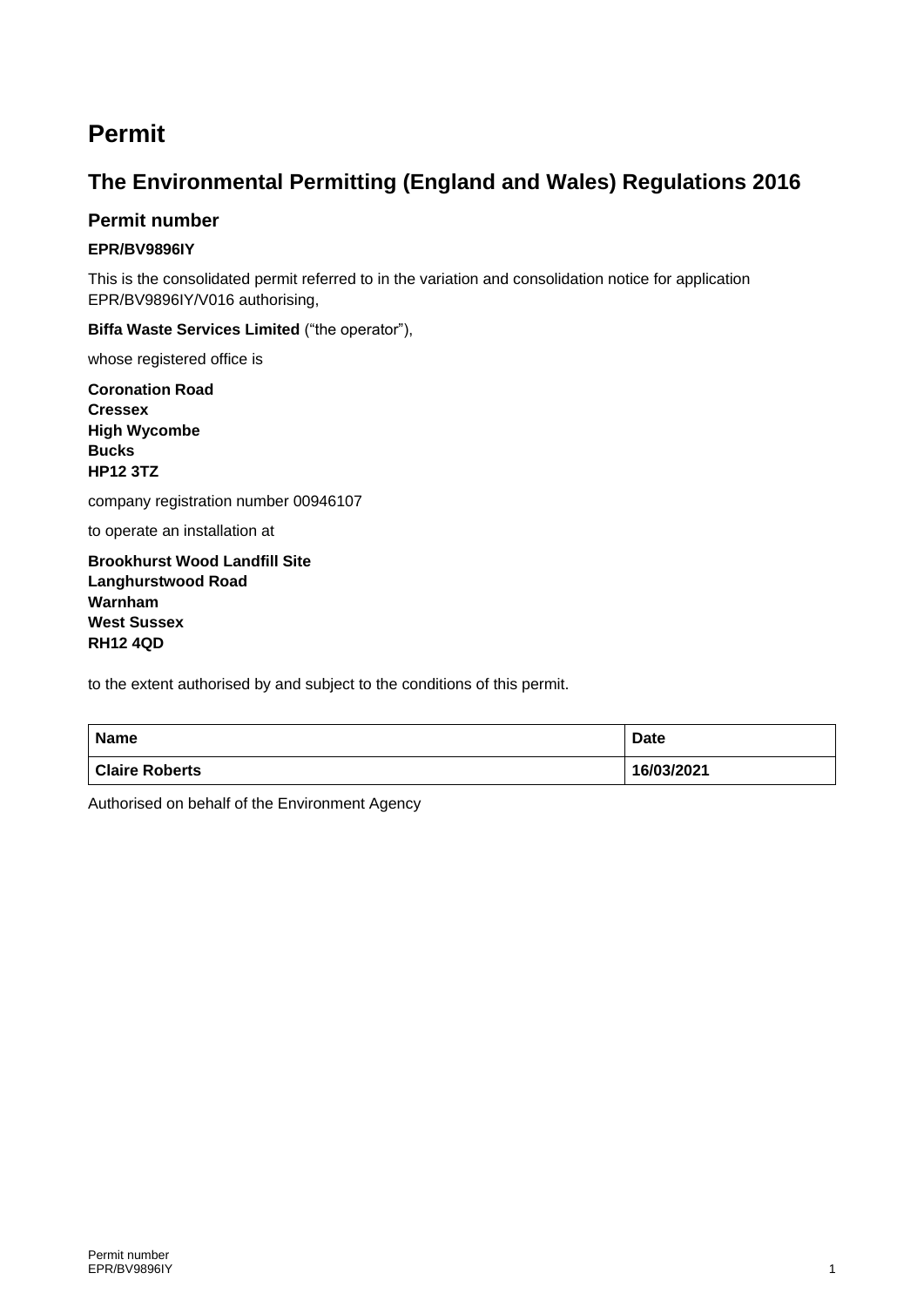# Permit

## The Environmental Permitting (England and Wales) Regulations 2016

### Permit number

**EPR/BV9896IY**

This is the consolidated permit referred to in the variation and consolidation notice for application EPR/BV9896IY/V016 authorising,

**Biffa Waste Services Limited** ("the operator"),

whose registered office is

**Coronation Road**
**Cressex**
**High Wycombe**
**Bucks**
**HP12 3TZ**

company registration number 00946107

to operate an installation at

**Brookhurst Wood Landfill Site**
**Langhurstwood Road**
**Warnham**
**West Sussex**
**RH12 4QD**

to the extent authorised by and subject to the conditions of this permit.

| Name | Date |
|---|---|
| Claire Roberts | 16/03/2021 |

Authorised on behalf of the Environment Agency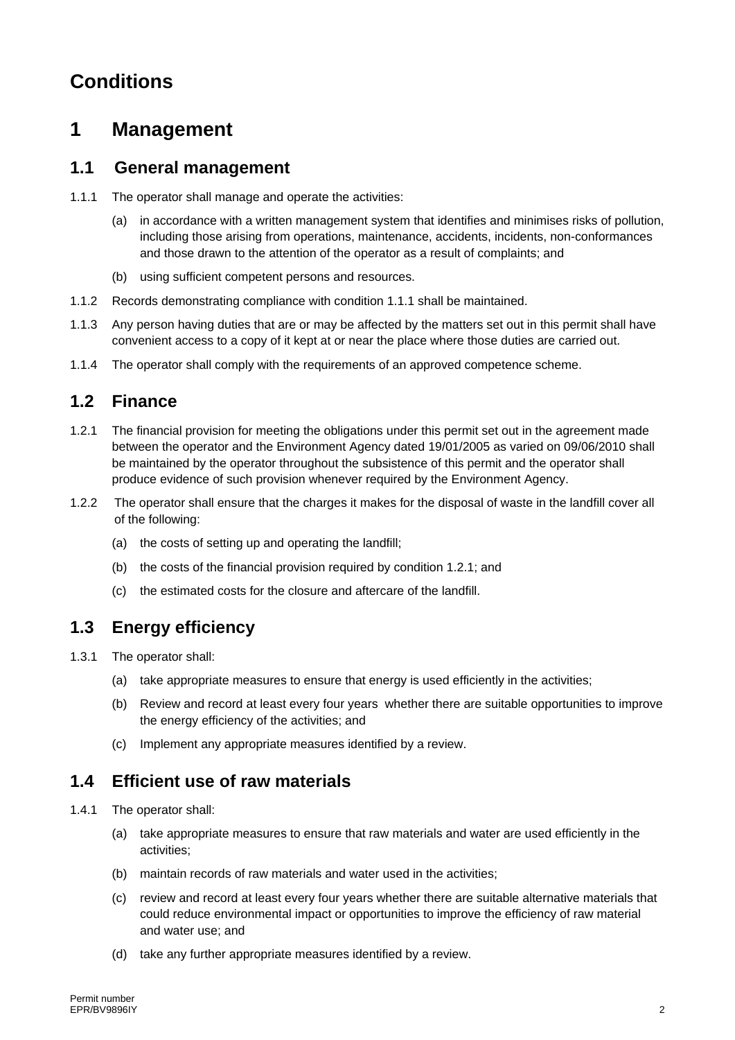# Conditions

## 1 Management

### 1.1 General management

1.1.1 The operator shall manage and operate the activities:

(a) in accordance with a written management system that identifies and minimises risks of pollution, including those arising from operations, maintenance, accidents, incidents, non-conformances and those drawn to the attention of the operator as a result of complaints; and

(b) using sufficient competent persons and resources.

1.1.2 Records demonstrating compliance with condition 1.1.1 shall be maintained.

1.1.3 Any person having duties that are or may be affected by the matters set out in this permit shall have convenient access to a copy of it kept at or near the place where those duties are carried out.

1.1.4 The operator shall comply with the requirements of an approved competence scheme.

### 1.2 Finance

1.2.1 The financial provision for meeting the obligations under this permit set out in the agreement made between the operator and the Environment Agency dated 19/01/2005 as varied on 09/06/2010 shall be maintained by the operator throughout the subsistence of this permit and the operator shall produce evidence of such provision whenever required by the Environment Agency.

1.2.2 The operator shall ensure that the charges it makes for the disposal of waste in the landfill cover all of the following:

(a) the costs of setting up and operating the landfill;

(b) the costs of the financial provision required by condition 1.2.1; and

(c) the estimated costs for the closure and aftercare of the landfill.

### 1.3 Energy efficiency

1.3.1 The operator shall:

(a) take appropriate measures to ensure that energy is used efficiently in the activities;

(b) Review and record at least every four years whether there are suitable opportunities to improve the energy efficiency of the activities; and

(c) Implement any appropriate measures identified by a review.

### 1.4 Efficient use of raw materials

1.4.1 The operator shall:

(a) take appropriate measures to ensure that raw materials and water are used efficiently in the activities;

(b) maintain records of raw materials and water used in the activities;

(c) review and record at least every four years whether there are suitable alternative materials that could reduce environmental impact or opportunities to improve the efficiency of raw material and water use; and

(d) take any further appropriate measures identified by a review.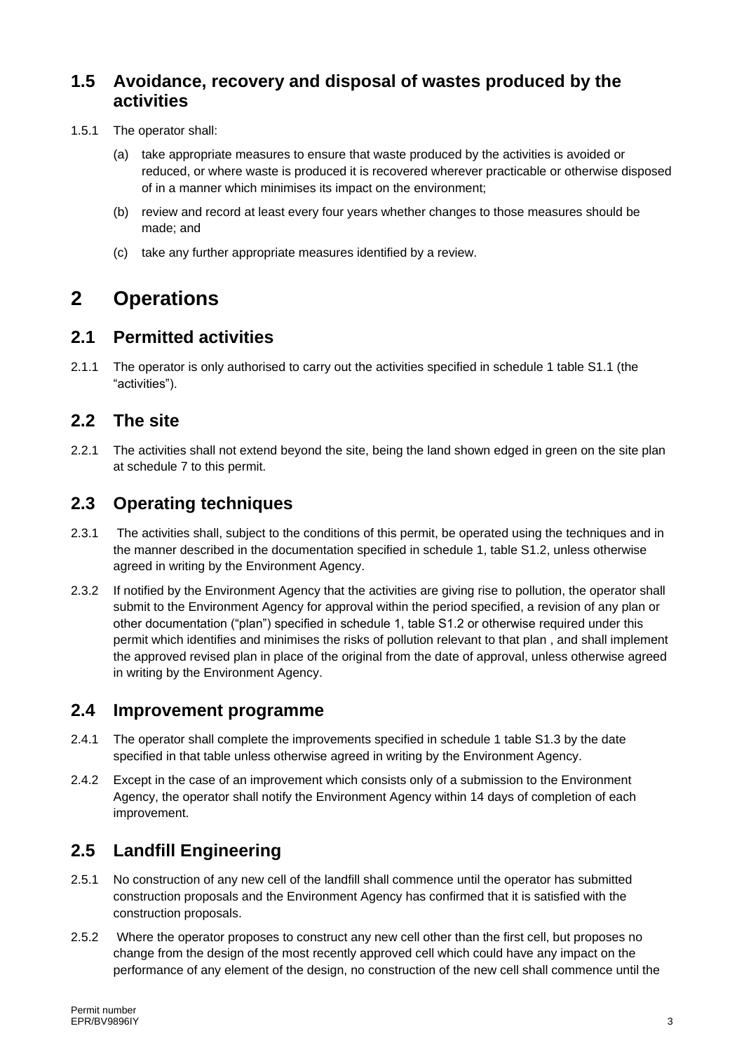## 1.5 Avoidance, recovery and disposal of wastes produced by the activities

1.5.1 The operator shall:

(a) take appropriate measures to ensure that waste produced by the activities is avoided or reduced, or where waste is produced it is recovered wherever practicable or otherwise disposed of in a manner which minimises its impact on the environment;

(b) review and record at least every four years whether changes to those measures should be made; and

(c) take any further appropriate measures identified by a review.

# 2 Operations

## 2.1 Permitted activities

2.1.1 The operator is only authorised to carry out the activities specified in schedule 1 table S1.1 (the "activities").

## 2.2 The site

2.2.1 The activities shall not extend beyond the site, being the land shown edged in green on the site plan at schedule 7 to this permit.

## 2.3 Operating techniques

2.3.1 The activities shall, subject to the conditions of this permit, be operated using the techniques and in the manner described in the documentation specified in schedule 1, table S1.2, unless otherwise agreed in writing by the Environment Agency.

2.3.2 If notified by the Environment Agency that the activities are giving rise to pollution, the operator shall submit to the Environment Agency for approval within the period specified, a revision of any plan or other documentation ("plan") specified in schedule 1, table S1.2 or otherwise required under this permit which identifies and minimises the risks of pollution relevant to that plan , and shall implement the approved revised plan in place of the original from the date of approval, unless otherwise agreed in writing by the Environment Agency.

## 2.4 Improvement programme

2.4.1 The operator shall complete the improvements specified in schedule 1 table S1.3 by the date specified in that table unless otherwise agreed in writing by the Environment Agency.

2.4.2 Except in the case of an improvement which consists only of a submission to the Environment Agency, the operator shall notify the Environment Agency within 14 days of completion of each improvement.

## 2.5 Landfill Engineering

2.5.1 No construction of any new cell of the landfill shall commence until the operator has submitted construction proposals and the Environment Agency has confirmed that it is satisfied with the construction proposals.

2.5.2 Where the operator proposes to construct any new cell other than the first cell, but proposes no change from the design of the most recently approved cell which could have any impact on the performance of any element of the design, no construction of the new cell shall commence until the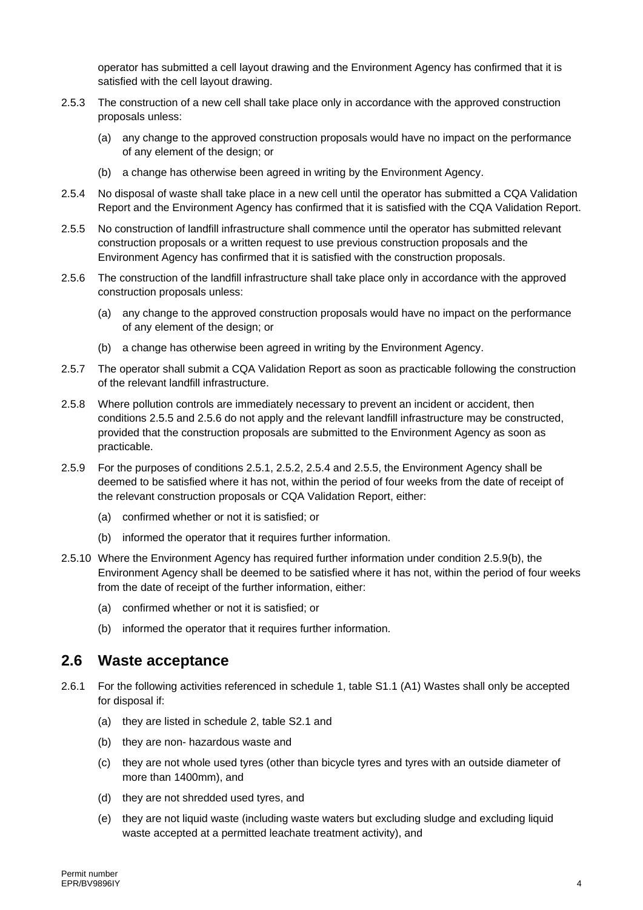operator has submitted a cell layout drawing and the Environment Agency has confirmed that it is satisfied with the cell layout drawing.

2.5.3 The construction of a new cell shall take place only in accordance with the approved construction proposals unless:

(a) any change to the approved construction proposals would have no impact on the performance of any element of the design; or

(b) a change has otherwise been agreed in writing by the Environment Agency.

2.5.4 No disposal of waste shall take place in a new cell until the operator has submitted a CQA Validation Report and the Environment Agency has confirmed that it is satisfied with the CQA Validation Report.

2.5.5 No construction of landfill infrastructure shall commence until the operator has submitted relevant construction proposals or a written request to use previous construction proposals and the Environment Agency has confirmed that it is satisfied with the construction proposals.

2.5.6 The construction of the landfill infrastructure shall take place only in accordance with the approved construction proposals unless:

(a) any change to the approved construction proposals would have no impact on the performance of any element of the design; or

(b) a change has otherwise been agreed in writing by the Environment Agency.

2.5.7 The operator shall submit a CQA Validation Report as soon as practicable following the construction of the relevant landfill infrastructure.

2.5.8 Where pollution controls are immediately necessary to prevent an incident or accident, then conditions 2.5.5 and 2.5.6 do not apply and the relevant landfill infrastructure may be constructed, provided that the construction proposals are submitted to the Environment Agency as soon as practicable.

2.5.9 For the purposes of conditions 2.5.1, 2.5.2, 2.5.4 and 2.5.5, the Environment Agency shall be deemed to be satisfied where it has not, within the period of four weeks from the date of receipt of the relevant construction proposals or CQA Validation Report, either:

(a) confirmed whether or not it is satisfied; or

(b) informed the operator that it requires further information.

2.5.10 Where the Environment Agency has required further information under condition 2.5.9(b), the Environment Agency shall be deemed to be satisfied where it has not, within the period of four weeks from the date of receipt of the further information, either:

(a) confirmed whether or not it is satisfied; or

(b) informed the operator that it requires further information.

## 2.6 Waste acceptance

2.6.1 For the following activities referenced in schedule 1, table S1.1 (A1) Wastes shall only be accepted for disposal if:

(a) they are listed in schedule 2, table S2.1 and

(b) they are non- hazardous waste and

(c) they are not whole used tyres (other than bicycle tyres and tyres with an outside diameter of more than 1400mm), and

(d) they are not shredded used tyres, and

(e) they are not liquid waste (including waste waters but excluding sludge and excluding liquid waste accepted at a permitted leachate treatment activity), and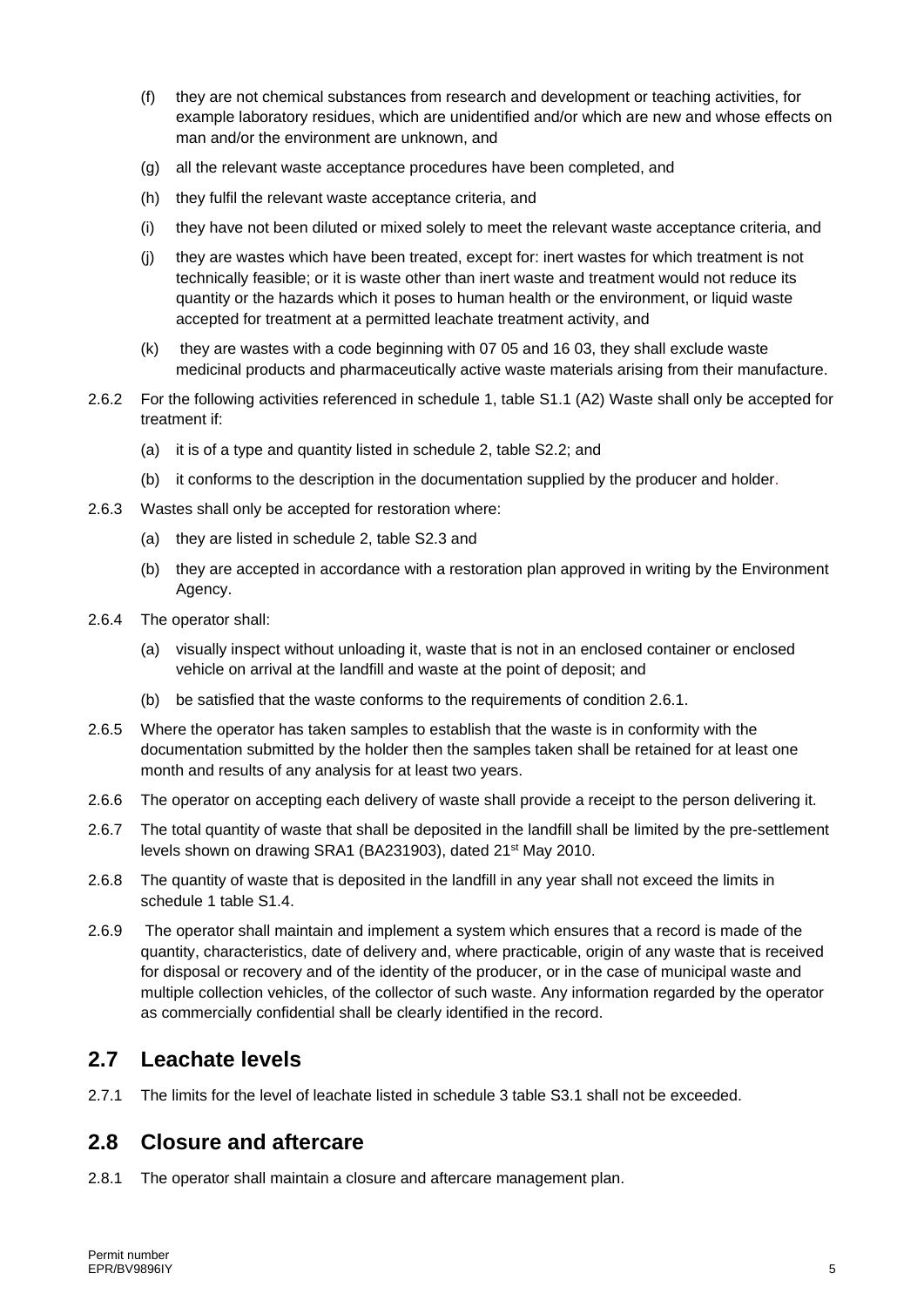(f) they are not chemical substances from research and development or teaching activities, for example laboratory residues, which are unidentified and/or which are new and whose effects on man and/or the environment are unknown, and

(g) all the relevant waste acceptance procedures have been completed, and

(h) they fulfil the relevant waste acceptance criteria, and

(i) they have not been diluted or mixed solely to meet the relevant waste acceptance criteria, and

(j) they are wastes which have been treated, except for: inert wastes for which treatment is not technically feasible; or it is waste other than inert waste and treatment would not reduce its quantity or the hazards which it poses to human health or the environment, or liquid waste accepted for treatment at a permitted leachate treatment activity, and

(k) they are wastes with a code beginning with 07 05 and 16 03, they shall exclude waste medicinal products and pharmaceutically active waste materials arising from their manufacture.

2.6.2 For the following activities referenced in schedule 1, table S1.1 (A2) Waste shall only be accepted for treatment if:

(a) it is of a type and quantity listed in schedule 2, table S2.2; and

(b) it conforms to the description in the documentation supplied by the producer and holder.

2.6.3 Wastes shall only be accepted for restoration where:

(a) they are listed in schedule 2, table S2.3 and

(b) they are accepted in accordance with a restoration plan approved in writing by the Environment Agency.

2.6.4 The operator shall:

(a) visually inspect without unloading it, waste that is not in an enclosed container or enclosed vehicle on arrival at the landfill and waste at the point of deposit; and

(b) be satisfied that the waste conforms to the requirements of condition 2.6.1.

2.6.5 Where the operator has taken samples to establish that the waste is in conformity with the documentation submitted by the holder then the samples taken shall be retained for at least one month and results of any analysis for at least two years.

2.6.6 The operator on accepting each delivery of waste shall provide a receipt to the person delivering it.

2.6.7 The total quantity of waste that shall be deposited in the landfill shall be limited by the pre-settlement levels shown on drawing SRA1 (BA231903), dated 21st May 2010.

2.6.8 The quantity of waste that is deposited in the landfill in any year shall not exceed the limits in schedule 1 table S1.4.

2.6.9 The operator shall maintain and implement a system which ensures that a record is made of the quantity, characteristics, date of delivery and, where practicable, origin of any waste that is received for disposal or recovery and of the identity of the producer, or in the case of municipal waste and multiple collection vehicles, of the collector of such waste. Any information regarded by the operator as commercially confidential shall be clearly identified in the record.

## 2.7 Leachate levels

2.7.1 The limits for the level of leachate listed in schedule 3 table S3.1 shall not be exceeded.

## 2.8 Closure and aftercare

2.8.1 The operator shall maintain a closure and aftercare management plan.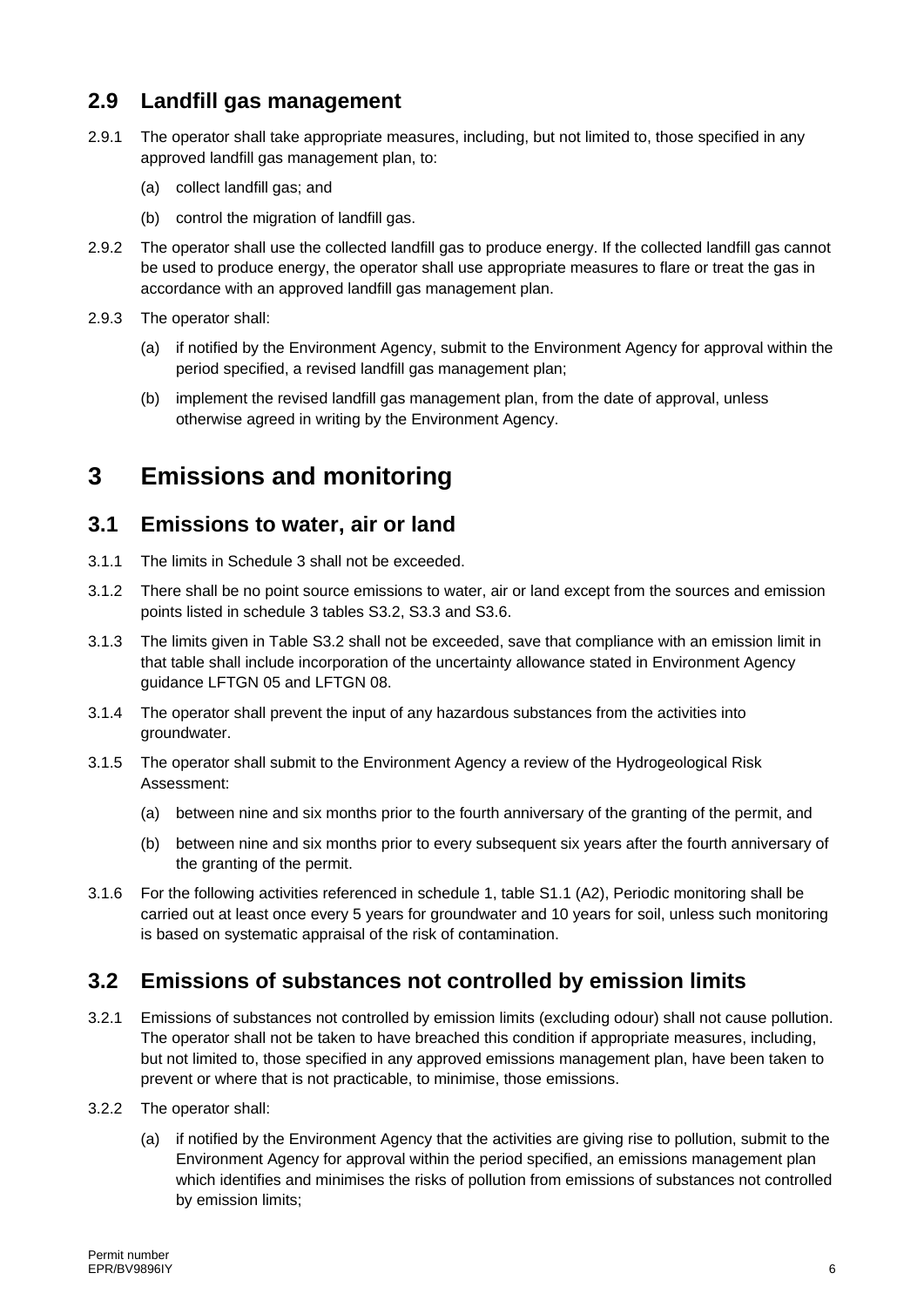## 2.9 Landfill gas management

2.9.1 The operator shall take appropriate measures, including, but not limited to, those specified in any approved landfill gas management plan, to:

(a) collect landfill gas; and

(b) control the migration of landfill gas.

2.9.2 The operator shall use the collected landfill gas to produce energy. If the collected landfill gas cannot be used to produce energy, the operator shall use appropriate measures to flare or treat the gas in accordance with an approved landfill gas management plan.

2.9.3 The operator shall:

(a) if notified by the Environment Agency, submit to the Environment Agency for approval within the period specified, a revised landfill gas management plan;

(b) implement the revised landfill gas management plan, from the date of approval, unless otherwise agreed in writing by the Environment Agency.

# 3 Emissions and monitoring

## 3.1 Emissions to water, air or land

3.1.1 The limits in Schedule 3 shall not be exceeded.

3.1.2 There shall be no point source emissions to water, air or land except from the sources and emission points listed in schedule 3 tables S3.2, S3.3 and S3.6.

3.1.3 The limits given in Table S3.2 shall not be exceeded, save that compliance with an emission limit in that table shall include incorporation of the uncertainty allowance stated in Environment Agency guidance LFTGN 05 and LFTGN 08.

3.1.4 The operator shall prevent the input of any hazardous substances from the activities into groundwater.

3.1.5 The operator shall submit to the Environment Agency a review of the Hydrogeological Risk Assessment:

(a) between nine and six months prior to the fourth anniversary of the granting of the permit, and

(b) between nine and six months prior to every subsequent six years after the fourth anniversary of the granting of the permit.

3.1.6 For the following activities referenced in schedule 1, table S1.1 (A2), Periodic monitoring shall be carried out at least once every 5 years for groundwater and 10 years for soil, unless such monitoring is based on systematic appraisal of the risk of contamination.

## 3.2 Emissions of substances not controlled by emission limits

3.2.1 Emissions of substances not controlled by emission limits (excluding odour) shall not cause pollution. The operator shall not be taken to have breached this condition if appropriate measures, including, but not limited to, those specified in any approved emissions management plan, have been taken to prevent or where that is not practicable, to minimise, those emissions.

3.2.2 The operator shall:

(a) if notified by the Environment Agency that the activities are giving rise to pollution, submit to the Environment Agency for approval within the period specified, an emissions management plan which identifies and minimises the risks of pollution from emissions of substances not controlled by emission limits;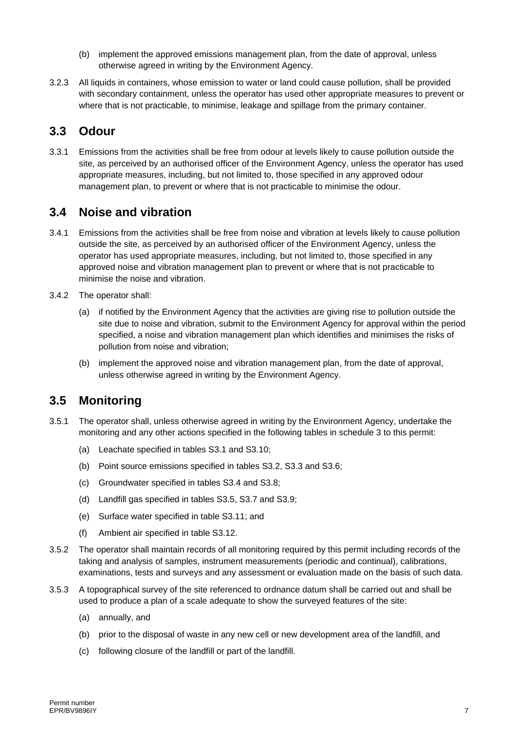(b) implement the approved emissions management plan, from the date of approval, unless otherwise agreed in writing by the Environment Agency.

3.2.3 All liquids in containers, whose emission to water or land could cause pollution, shall be provided with secondary containment, unless the operator has used other appropriate measures to prevent or where that is not practicable, to minimise, leakage and spillage from the primary container.

## 3.3 Odour

3.3.1 Emissions from the activities shall be free from odour at levels likely to cause pollution outside the site, as perceived by an authorised officer of the Environment Agency, unless the operator has used appropriate measures, including, but not limited to, those specified in any approved odour management plan, to prevent or where that is not practicable to minimise the odour.

## 3.4 Noise and vibration

3.4.1 Emissions from the activities shall be free from noise and vibration at levels likely to cause pollution outside the site, as perceived by an authorised officer of the Environment Agency, unless the operator has used appropriate measures, including, but not limited to, those specified in any approved noise and vibration management plan to prevent or where that is not practicable to minimise the noise and vibration.

3.4.2 The operator shall:

(a) if notified by the Environment Agency that the activities are giving rise to pollution outside the site due to noise and vibration, submit to the Environment Agency for approval within the period specified, a noise and vibration management plan which identifies and minimises the risks of pollution from noise and vibration;

(b) implement the approved noise and vibration management plan, from the date of approval, unless otherwise agreed in writing by the Environment Agency.

## 3.5 Monitoring

3.5.1 The operator shall, unless otherwise agreed in writing by the Environment Agency, undertake the monitoring and any other actions specified in the following tables in schedule 3 to this permit:

(a) Leachate specified in tables S3.1 and S3.10;

(b) Point source emissions specified in tables S3.2, S3.3 and S3.6;

(c) Groundwater specified in tables S3.4 and S3.8;

(d) Landfill gas specified in tables S3.5, S3.7 and S3.9;

(e) Surface water specified in table S3.11; and

(f) Ambient air specified in table S3.12.

3.5.2 The operator shall maintain records of all monitoring required by this permit including records of the taking and analysis of samples, instrument measurements (periodic and continual), calibrations, examinations, tests and surveys and any assessment or evaluation made on the basis of such data.

3.5.3 A topographical survey of the site referenced to ordnance datum shall be carried out and shall be used to produce a plan of a scale adequate to show the surveyed features of the site:

(a) annually, and

(b) prior to the disposal of waste in any new cell or new development area of the landfill, and

(c) following closure of the landfill or part of the landfill.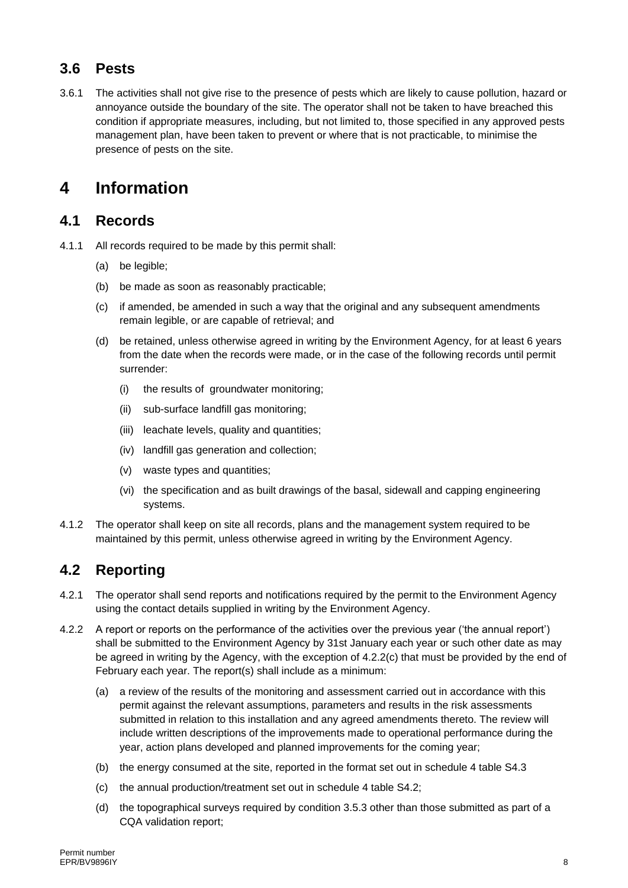### 3.6 Pests

3.6.1 The activities shall not give rise to the presence of pests which are likely to cause pollution, hazard or annoyance outside the boundary of the site. The operator shall not be taken to have breached this condition if appropriate measures, including, but not limited to, those specified in any approved pests management plan, have been taken to prevent or where that is not practicable, to minimise the presence of pests on the site.

## 4 Information

### 4.1 Records

4.1.1 All records required to be made by this permit shall:

(a) be legible;

(b) be made as soon as reasonably practicable;

(c) if amended, be amended in such a way that the original and any subsequent amendments remain legible, or are capable of retrieval; and

(d) be retained, unless otherwise agreed in writing by the Environment Agency, for at least 6 years from the date when the records were made, or in the case of the following records until permit surrender:

(i) the results of groundwater monitoring;

(ii) sub-surface landfill gas monitoring;

(iii) leachate levels, quality and quantities;

(iv) landfill gas generation and collection;

(v) waste types and quantities;

(vi) the specification and as built drawings of the basal, sidewall and capping engineering systems.

4.1.2 The operator shall keep on site all records, plans and the management system required to be maintained by this permit, unless otherwise agreed in writing by the Environment Agency.

### 4.2 Reporting

4.2.1 The operator shall send reports and notifications required by the permit to the Environment Agency using the contact details supplied in writing by the Environment Agency.

4.2.2 A report or reports on the performance of the activities over the previous year ('the annual report') shall be submitted to the Environment Agency by 31st January each year or such other date as may be agreed in writing by the Agency, with the exception of 4.2.2(c) that must be provided by the end of February each year. The report(s) shall include as a minimum:

(a) a review of the results of the monitoring and assessment carried out in accordance with this permit against the relevant assumptions, parameters and results in the risk assessments submitted in relation to this installation and any agreed amendments thereto. The review will include written descriptions of the improvements made to operational performance during the year, action plans developed and planned improvements for the coming year;

(b) the energy consumed at the site, reported in the format set out in schedule 4 table S4.3

(c) the annual production/treatment set out in schedule 4 table S4.2;

(d) the topographical surveys required by condition 3.5.3 other than those submitted as part of a CQA validation report;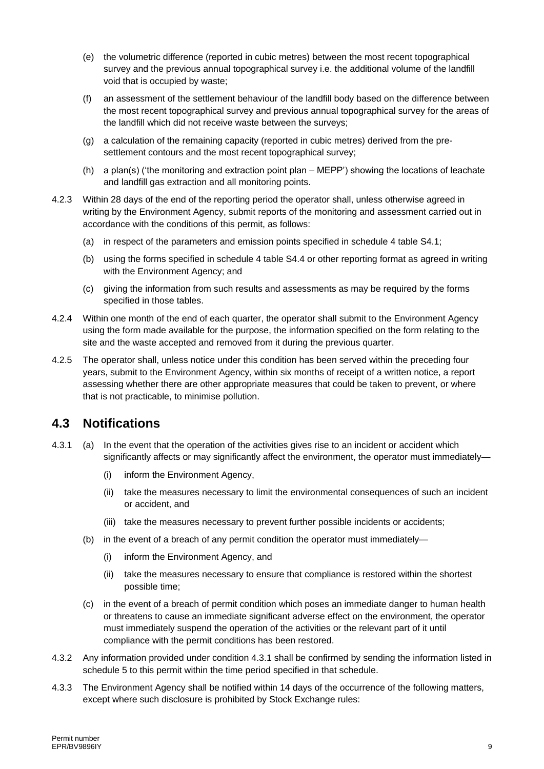(e) the volumetric difference (reported in cubic metres) between the most recent topographical survey and the previous annual topographical survey i.e. the additional volume of the landfill void that is occupied by waste;

(f) an assessment of the settlement behaviour of the landfill body based on the difference between the most recent topographical survey and previous annual topographical survey for the areas of the landfill which did not receive waste between the surveys;

(g) a calculation of the remaining capacity (reported in cubic metres) derived from the pre-settlement contours and the most recent topographical survey;

(h) a plan(s) ('the monitoring and extraction point plan – MEPP') showing the locations of leachate and landfill gas extraction and all monitoring points.

4.2.3 Within 28 days of the end of the reporting period the operator shall, unless otherwise agreed in writing by the Environment Agency, submit reports of the monitoring and assessment carried out in accordance with the conditions of this permit, as follows:

(a) in respect of the parameters and emission points specified in schedule 4 table S4.1;

(b) using the forms specified in schedule 4 table S4.4 or other reporting format as agreed in writing with the Environment Agency; and

(c) giving the information from such results and assessments as may be required by the forms specified in those tables.

4.2.4 Within one month of the end of each quarter, the operator shall submit to the Environment Agency using the form made available for the purpose, the information specified on the form relating to the site and the waste accepted and removed from it during the previous quarter.

4.2.5 The operator shall, unless notice under this condition has been served within the preceding four years, submit to the Environment Agency, within six months of receipt of a written notice, a report assessing whether there are other appropriate measures that could be taken to prevent, or where that is not practicable, to minimise pollution.

## 4.3 Notifications

4.3.1 (a) In the event that the operation of the activities gives rise to an incident or accident which significantly affects or may significantly affect the environment, the operator must immediately—

(i) inform the Environment Agency,

(ii) take the measures necessary to limit the environmental consequences of such an incident or accident, and

(iii) take the measures necessary to prevent further possible incidents or accidents;

(b) in the event of a breach of any permit condition the operator must immediately—

(i) inform the Environment Agency, and

(ii) take the measures necessary to ensure that compliance is restored within the shortest possible time;

(c) in the event of a breach of permit condition which poses an immediate danger to human health or threatens to cause an immediate significant adverse effect on the environment, the operator must immediately suspend the operation of the activities or the relevant part of it until compliance with the permit conditions has been restored.

4.3.2 Any information provided under condition 4.3.1 shall be confirmed by sending the information listed in schedule 5 to this permit within the time period specified in that schedule.

4.3.3 The Environment Agency shall be notified within 14 days of the occurrence of the following matters, except where such disclosure is prohibited by Stock Exchange rules: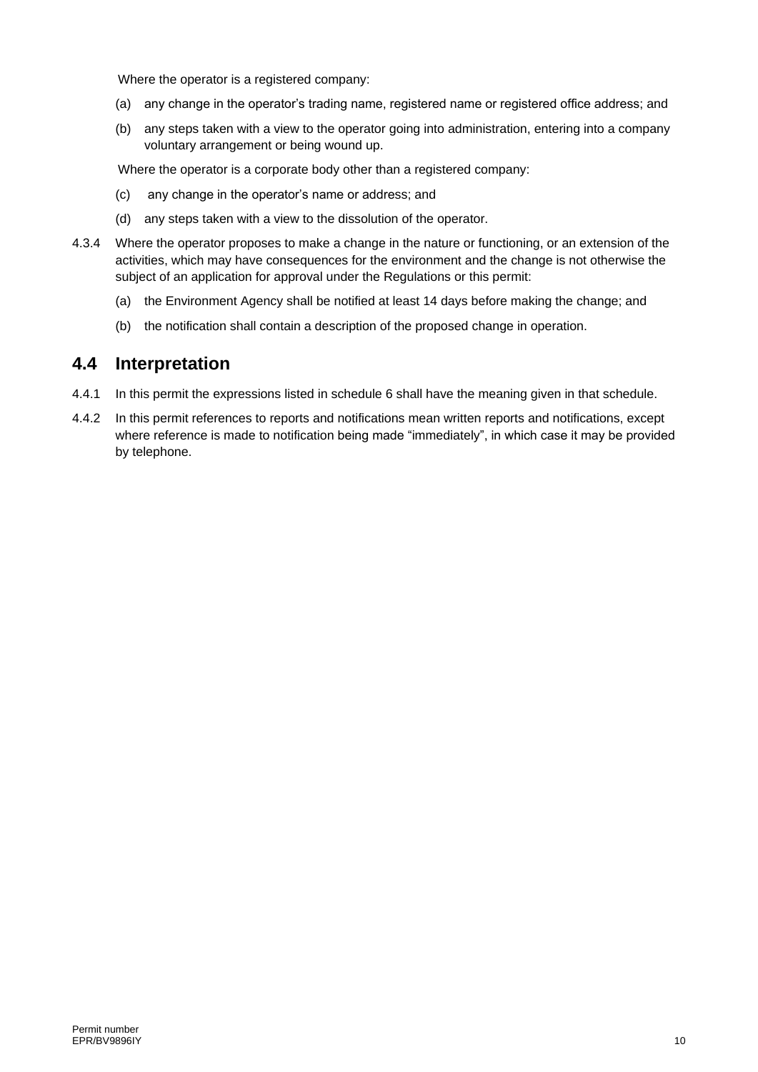Where the operator is a registered company:

(a) any change in the operator's trading name, registered name or registered office address; and

(b) any steps taken with a view to the operator going into administration, entering into a company voluntary arrangement or being wound up.

Where the operator is a corporate body other than a registered company:

(c) any change in the operator's name or address; and

(d) any steps taken with a view to the dissolution of the operator.

4.3.4 Where the operator proposes to make a change in the nature or functioning, or an extension of the activities, which may have consequences for the environment and the change is not otherwise the subject of an application for approval under the Regulations or this permit:

(a) the Environment Agency shall be notified at least 14 days before making the change; and

(b) the notification shall contain a description of the proposed change in operation.

## 4.4 Interpretation

4.4.1 In this permit the expressions listed in schedule 6 shall have the meaning given in that schedule.

4.4.2 In this permit references to reports and notifications mean written reports and notifications, except where reference is made to notification being made "immediately", in which case it may be provided by telephone.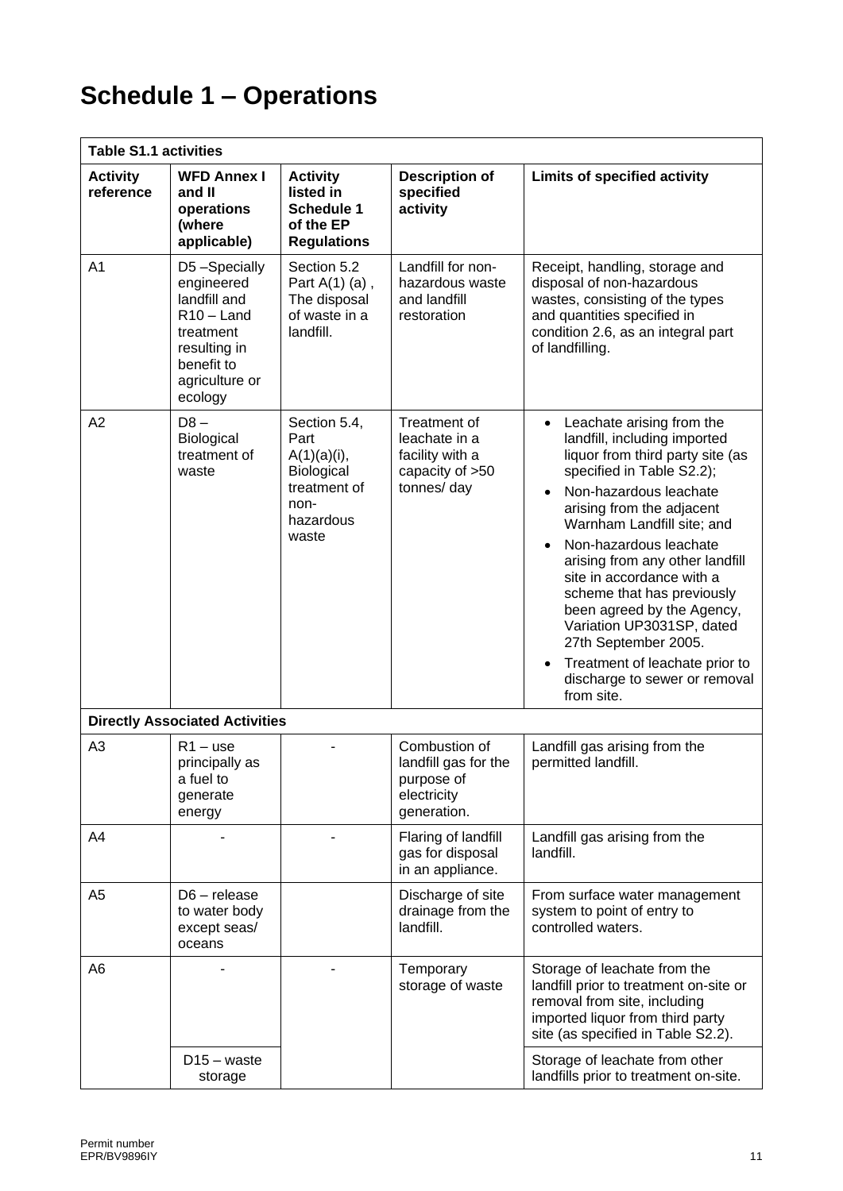# Schedule 1 – Operations

| Table S1.1 activities | | | | |
|---|---|---|---|---|
| **Activity reference** | **WFD Annex I and II operations (where applicable)** | **Activity listed in Schedule 1 of the EP Regulations** | **Description of specified activity** | **Limits of specified activity** |
| A1 | D5 –Specially engineered landfill and R10 – Land treatment resulting in benefit to agriculture or ecology | Section 5.2 Part A(1) (a) , The disposal of waste in a landfill. | Landfill for non-hazardous waste and landfill restoration | Receipt, handling, storage and disposal of non-hazardous wastes, consisting of the types and quantities specified in condition 2.6, as an integral part of landfilling. |
| A2 | D8 – Biological treatment of waste | Section 5.4, Part A(1)(a)(i), Biological treatment of non-hazardous waste | Treatment of leachate in a facility with a capacity of >50 tonnes/ day | • Leachate arising from the landfill, including imported liquor from third party site (as specified in Table S2.2);<br>• Non-hazardous leachate arising from the adjacent Warnham Landfill site; and<br>• Non-hazardous leachate arising from any other landfill site in accordance with a scheme that has previously been agreed by the Agency, Variation UP3031SP, dated 27th September 2005.<br>• Treatment of leachate prior to discharge to sewer or removal from site. |
| **Directly Associated Activities** | | | | |
| A3 | R1 – use principally as a fuel to generate energy | - | Combustion of landfill gas for the purpose of electricity generation. | Landfill gas arising from the permitted landfill. |
| A4 | - | - | Flaring of landfill gas for disposal in an appliance. | Landfill gas arising from the landfill. |
| A5 | D6 – release to water body except seas/ oceans | | Discharge of site drainage from the landfill. | From surface water management system to point of entry to controlled waters. |
| A6 | - | - | Temporary storage of waste | Storage of leachate from the landfill prior to treatment on-site or removal from site, including imported liquor from third party site (as specified in Table S2.2). |
| | D15 – waste storage | | | Storage of leachate from other landfills prior to treatment on-site. |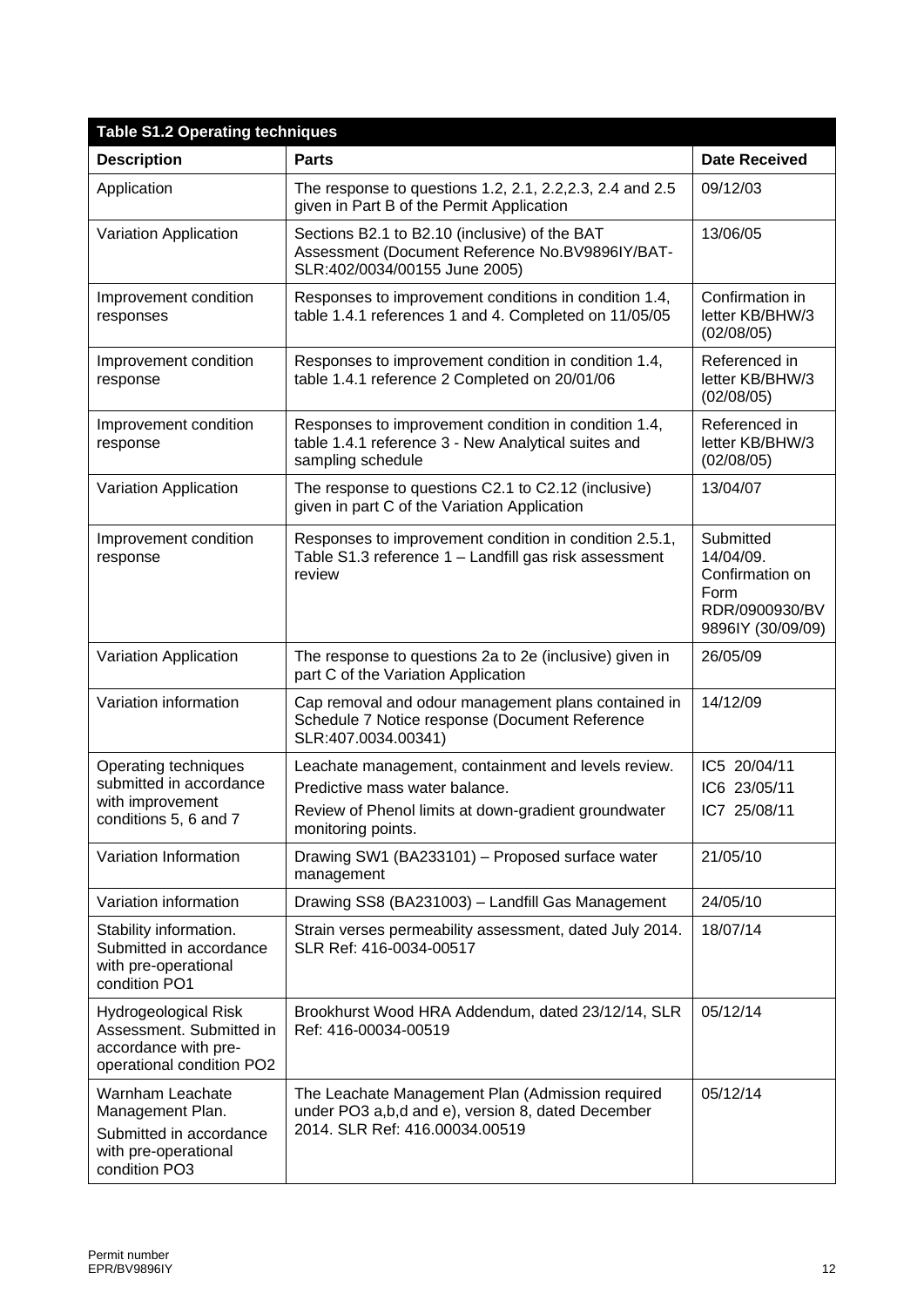| Table S1.2 Operating techniques | | |
|---|---|---|
| **Description** | **Parts** | **Date Received** |
| Application | The response to questions 1.2, 2.1, 2.2,2.3, 2.4 and 2.5 given in Part B of the Permit Application | 09/12/03 |
| Variation Application | Sections B2.1 to B2.10 (inclusive) of the BAT Assessment (Document Reference No.BV9896IY/BAT-SLR:402/0034/00155 June 2005) | 13/06/05 |
| Improvement condition responses | Responses to improvement conditions in condition 1.4, table 1.4.1 references 1 and 4. Completed on 11/05/05 | Confirmation in letter KB/BHW/3 (02/08/05) |
| Improvement condition response | Responses to improvement condition in condition 1.4, table 1.4.1 reference 2 Completed on 20/01/06 | Referenced in letter KB/BHW/3 (02/08/05) |
| Improvement condition response | Responses to improvement condition in condition 1.4, table 1.4.1 reference 3 - New Analytical suites and sampling schedule | Referenced in letter KB/BHW/3 (02/08/05) |
| Variation Application | The response to questions C2.1 to C2.12 (inclusive) given in part C of the Variation Application | 13/04/07 |
| Improvement condition response | Responses to improvement condition in condition 2.5.1, Table S1.3 reference 1 – Landfill gas risk assessment review | Submitted 14/04/09. Confirmation on Form RDR/0900930/BV 9896IY (30/09/09) |
| Variation Application | The response to questions 2a to 2e (inclusive) given in part C of the Variation Application | 26/05/09 |
| Variation information | Cap removal and odour management plans contained in Schedule 7 Notice response (Document Reference SLR:407.0034.00341) | 14/12/09 |
| Operating techniques submitted in accordance with improvement conditions 5, 6 and 7 | Leachate management, containment and levels review.<br>Predictive mass water balance.<br>Review of Phenol limits at down-gradient groundwater monitoring points. | IC5 20/04/11<br>IC6 23/05/11<br>IC7 25/08/11 |
| Variation Information | Drawing SW1 (BA233101) – Proposed surface water management | 21/05/10 |
| Variation information | Drawing SS8 (BA231003) – Landfill Gas Management | 24/05/10 |
| Stability information. Submitted in accordance with pre-operational condition PO1 | Strain verses permeability assessment, dated July 2014. SLR Ref: 416-0034-00517 | 18/07/14 |
| Hydrogeological Risk Assessment. Submitted in accordance with pre-operational condition PO2 | Brookhurst Wood HRA Addendum, dated 23/12/14, SLR Ref: 416-00034-00519 | 05/12/14 |
| Warnham Leachate Management Plan. Submitted in accordance with pre-operational condition PO3 | The Leachate Management Plan (Admission required under PO3 a,b,d and e), version 8, dated December 2014. SLR Ref: 416.00034.00519 | 05/12/14 |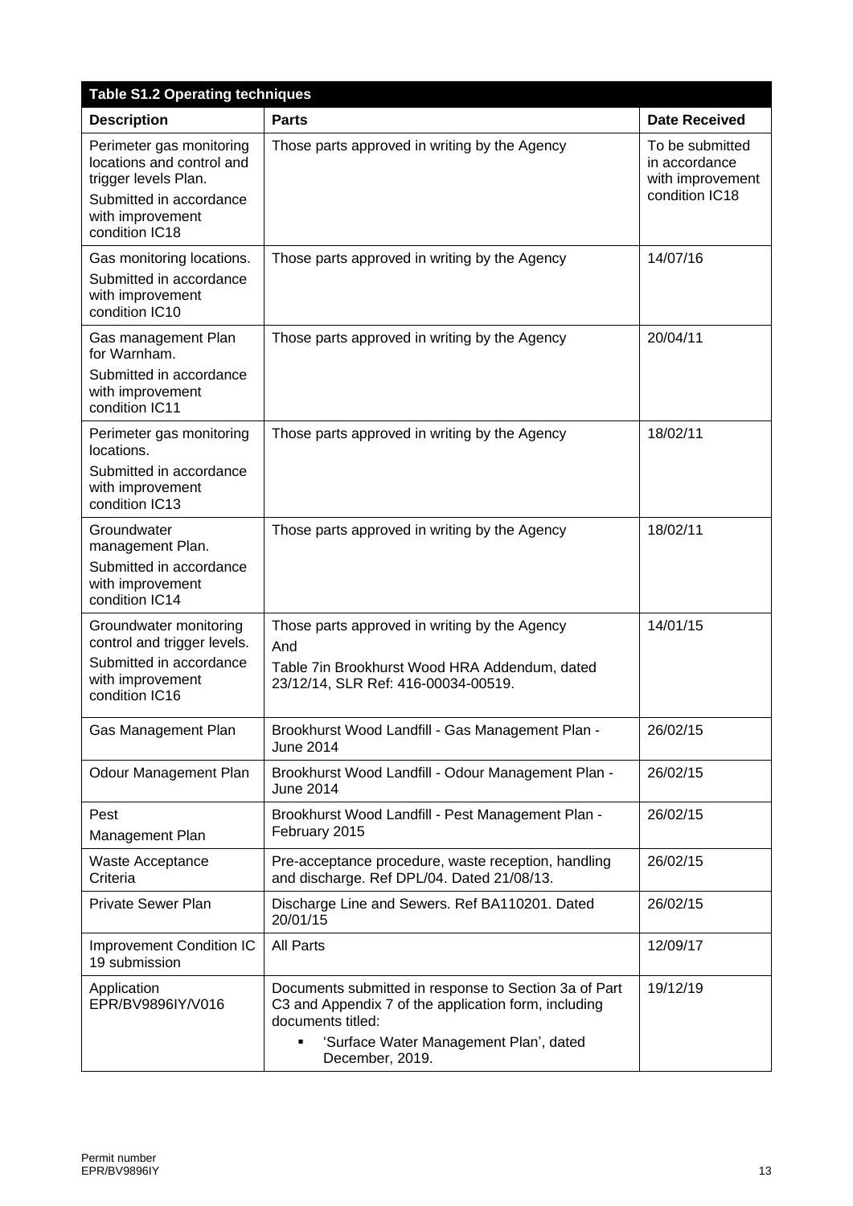| Table S1.2 Operating techniques | | |
|---|---|---|
| **Description** | **Parts** | **Date Received** |
| Perimeter gas monitoring locations and control and trigger levels Plan. Submitted in accordance with improvement condition IC18 | Those parts approved in writing by the Agency | To be submitted in accordance with improvement condition IC18 |
| Gas monitoring locations. Submitted in accordance with improvement condition IC10 | Those parts approved in writing by the Agency | 14/07/16 |
| Gas management Plan for Warnham. Submitted in accordance with improvement condition IC11 | Those parts approved in writing by the Agency | 20/04/11 |
| Perimeter gas monitoring locations. Submitted in accordance with improvement condition IC13 | Those parts approved in writing by the Agency | 18/02/11 |
| Groundwater management Plan. Submitted in accordance with improvement condition IC14 | Those parts approved in writing by the Agency | 18/02/11 |
| Groundwater monitoring control and trigger levels. Submitted in accordance with improvement condition IC16 | Those parts approved in writing by the Agency And Table 7in Brookhurst Wood HRA Addendum, dated 23/12/14, SLR Ref: 416-00034-00519. | 14/01/15 |
| Gas Management Plan | Brookhurst Wood Landfill - Gas Management Plan - June 2014 | 26/02/15 |
| Odour Management Plan | Brookhurst Wood Landfill - Odour Management Plan - June 2014 | 26/02/15 |
| Pest Management Plan | Brookhurst Wood Landfill - Pest Management Plan - February 2015 | 26/02/15 |
| Waste Acceptance Criteria | Pre-acceptance procedure, waste reception, handling and discharge. Ref DPL/04. Dated 21/08/13. | 26/02/15 |
| Private Sewer Plan | Discharge Line and Sewers. Ref BA110201. Dated 20/01/15 | 26/02/15 |
| Improvement Condition IC 19 submission | All Parts | 12/09/17 |
| Application EPR/BV9896IY/V016 | Documents submitted in response to Section 3a of Part C3 and Appendix 7 of the application form, including documents titled: <br> ▪ 'Surface Water Management Plan', dated December, 2019. | 19/12/19 |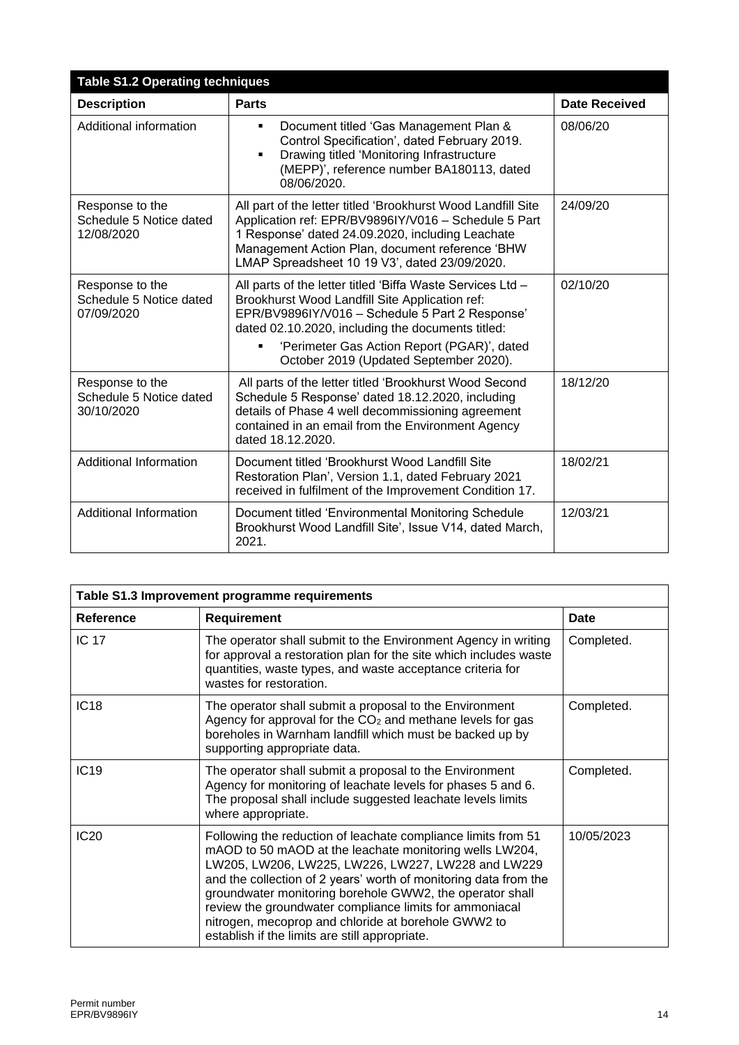| Table S1.2 Operating techniques | | |
|---|---|---|
| **Description** | **Parts** | **Date Received** |
| Additional information | ▪ Document titled 'Gas Management Plan & Control Specification', dated February 2019.<br>▪ Drawing titled 'Monitoring Infrastructure (MEPP)', reference number BA180113, dated 08/06/2020. | 08/06/20 |
| Response to the Schedule 5 Notice dated 12/08/2020 | All part of the letter titled 'Brookhurst Wood Landfill Site Application ref: EPR/BV9896IY/V016 – Schedule 5 Part 1 Response' dated 24.09.2020, including Leachate Management Action Plan, document reference 'BHW LMAP Spreadsheet 10 19 V3', dated 23/09/2020. | 24/09/20 |
| Response to the Schedule 5 Notice dated 07/09/2020 | All parts of the letter titled 'Biffa Waste Services Ltd – Brookhurst Wood Landfill Site Application ref: EPR/BV9896IY/V016 – Schedule 5 Part 2 Response' dated 02.10.2020, including the documents titled:<br>▪ 'Perimeter Gas Action Report (PGAR)', dated October 2019 (Updated September 2020). | 02/10/20 |
| Response to the Schedule 5 Notice dated 30/10/2020 | All parts of the letter titled 'Brookhurst Wood Second Schedule 5 Response' dated 18.12.2020, including details of Phase 4 well decommissioning agreement contained in an email from the Environment Agency dated 18.12.2020. | 18/12/20 |
| Additional Information | Document titled 'Brookhurst Wood Landfill Site Restoration Plan', Version 1.1, dated February 2021 received in fulfilment of the Improvement Condition 17. | 18/02/21 |
| Additional Information | Document titled 'Environmental Monitoring Schedule Brookhurst Wood Landfill Site', Issue V14, dated March, 2021. | 12/03/21 |

| Table S1.3 Improvement programme requirements | | |
|---|---|---|
| **Reference** | **Requirement** | **Date** |
| IC 17 | The operator shall submit to the Environment Agency in writing for approval a restoration plan for the site which includes waste quantities, waste types, and waste acceptance criteria for wastes for restoration. | Completed. |
| IC18 | The operator shall submit a proposal to the Environment Agency for approval for the $CO_2$ and methane levels for gas boreholes in Warnham landfill which must be backed up by supporting appropriate data. | Completed. |
| IC19 | The operator shall submit a proposal to the Environment Agency for monitoring of leachate levels for phases 5 and 6. The proposal shall include suggested leachate levels limits where appropriate. | Completed. |
| IC20 | Following the reduction of leachate compliance limits from 51 mAOD to 50 mAOD at the leachate monitoring wells LW204, LW205, LW206, LW225, LW226, LW227, LW228 and LW229 and the collection of 2 years' worth of monitoring data from the groundwater monitoring borehole GWW2, the operator shall review the groundwater compliance limits for ammoniacal nitrogen, mecoprop and chloride at borehole GWW2 to establish if the limits are still appropriate. | 10/05/2023 |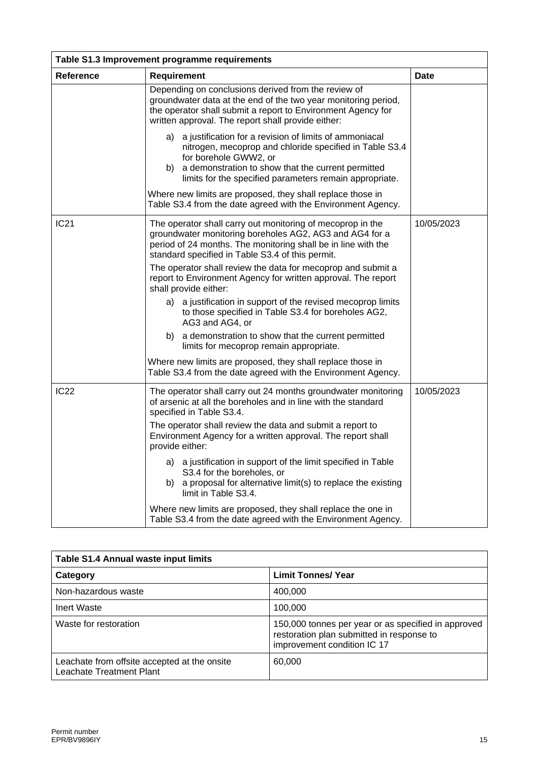| Table S1.3 Improvement programme requirements | | |
|---|---|---|
| **Reference** | **Requirement** | **Date** |
| | Depending on conclusions derived from the review of groundwater data at the end of the two year monitoring period, the operator shall submit a report to Environment Agency for written approval. The report shall provide either:<br><br>a) a justification for a revision of limits of ammoniacal nitrogen, mecoprop and chloride specified in Table S3.4 for borehole GWW2, or<br>b) a demonstration to show that the current permitted limits for the specified parameters remain appropriate.<br><br>Where new limits are proposed, they shall replace those in Table S3.4 from the date agreed with the Environment Agency. | |
| IC21 | The operator shall carry out monitoring of mecoprop in the groundwater monitoring boreholes AG2, AG3 and AG4 for a period of 24 months. The monitoring shall be in line with the standard specified in Table S3.4 of this permit.<br><br>The operator shall review the data for mecoprop and submit a report to Environment Agency for written approval. The report shall provide either:<br><br>a) a justification in support of the revised mecoprop limits to those specified in Table S3.4 for boreholes AG2, AG3 and AG4, or<br>b) a demonstration to show that the current permitted limits for mecoprop remain appropriate.<br><br>Where new limits are proposed, they shall replace those in Table S3.4 from the date agreed with the Environment Agency. | 10/05/2023 |
| IC22 | The operator shall carry out 24 months groundwater monitoring of arsenic at all the boreholes and in line with the standard specified in Table S3.4.<br><br>The operator shall review the data and submit a report to Environment Agency for a written approval. The report shall provide either:<br><br>a) a justification in support of the limit specified in Table S3.4 for the boreholes, or<br>b) a proposal for alternative limit(s) to replace the existing limit in Table S3.4.<br><br>Where new limits are proposed, they shall replace the one in Table S3.4 from the date agreed with the Environment Agency. | 10/05/2023 |

| Table S1.4 Annual waste input limits | |
|---|---|
| **Category** | **Limit Tonnes/ Year** |
| Non-hazardous waste | 400,000 |
| Inert Waste | 100,000 |
| Waste for restoration | 150,000 tonnes per year or as specified in approved restoration plan submitted in response to improvement condition IC 17 |
| Leachate from offsite accepted at the onsite Leachate Treatment Plant | 60,000 |

Permit number
EPR/BV9896IY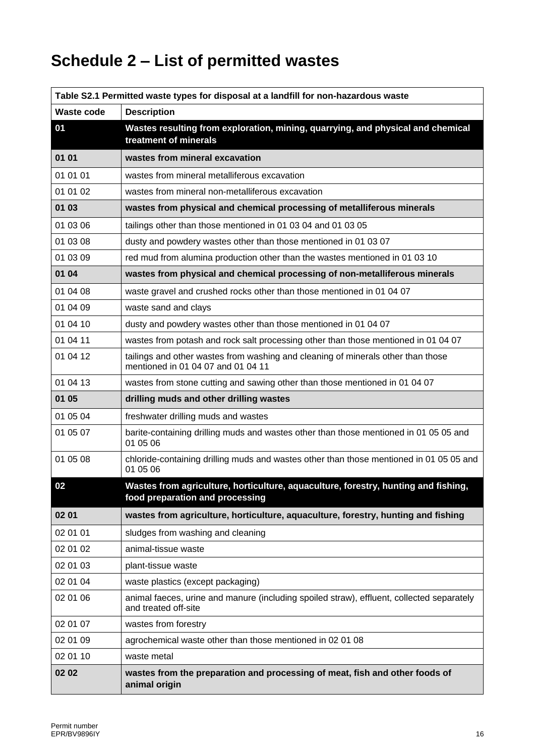# Schedule 2 – List of permitted wastes

| Table S2.1 Permitted waste types for disposal at a landfill for non-hazardous waste | |
|---|---|
| **Waste code** | **Description** |
| **01** | **Wastes resulting from exploration, mining, quarrying, and physical and chemical treatment of minerals** |
| **01 01** | **wastes from mineral excavation** |
| 01 01 01 | wastes from mineral metalliferous excavation |
| 01 01 02 | wastes from mineral non-metalliferous excavation |
| **01 03** | **wastes from physical and chemical processing of metalliferous minerals** |
| 01 03 06 | tailings other than those mentioned in 01 03 04 and 01 03 05 |
| 01 03 08 | dusty and powdery wastes other than those mentioned in 01 03 07 |
| 01 03 09 | red mud from alumina production other than the wastes mentioned in 01 03 10 |
| **01 04** | **wastes from physical and chemical processing of non-metalliferous minerals** |
| 01 04 08 | waste gravel and crushed rocks other than those mentioned in 01 04 07 |
| 01 04 09 | waste sand and clays |
| 01 04 10 | dusty and powdery wastes other than those mentioned in 01 04 07 |
| 01 04 11 | wastes from potash and rock salt processing other than those mentioned in 01 04 07 |
| 01 04 12 | tailings and other wastes from washing and cleaning of minerals other than those mentioned in 01 04 07 and 01 04 11 |
| 01 04 13 | wastes from stone cutting and sawing other than those mentioned in 01 04 07 |
| **01 05** | **drilling muds and other drilling wastes** |
| 01 05 04 | freshwater drilling muds and wastes |
| 01 05 07 | barite-containing drilling muds and wastes other than those mentioned in 01 05 05 and 01 05 06 |
| 01 05 08 | chloride-containing drilling muds and wastes other than those mentioned in 01 05 05 and 01 05 06 |
| **02** | **Wastes from agriculture, horticulture, aquaculture, forestry, hunting and fishing, food preparation and processing** |
| **02 01** | **wastes from agriculture, horticulture, aquaculture, forestry, hunting and fishing** |
| 02 01 01 | sludges from washing and cleaning |
| 02 01 02 | animal-tissue waste |
| 02 01 03 | plant-tissue waste |
| 02 01 04 | waste plastics (except packaging) |
| 02 01 06 | animal faeces, urine and manure (including spoiled straw), effluent, collected separately and treated off-site |
| 02 01 07 | wastes from forestry |
| 02 01 09 | agrochemical waste other than those mentioned in 02 01 08 |
| 02 01 10 | waste metal |
| **02 02** | **wastes from the preparation and processing of meat, fish and other foods of animal origin** |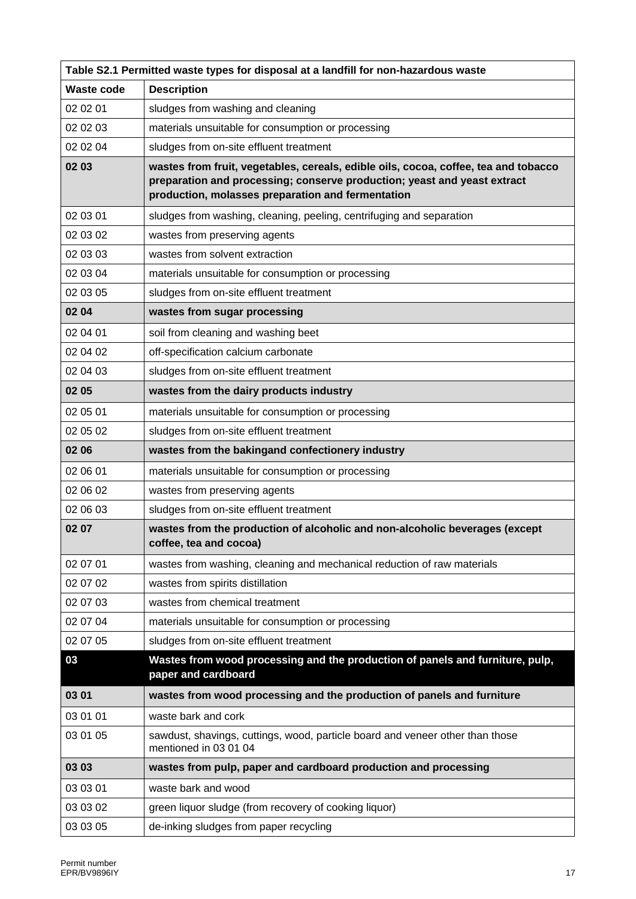| Table S2.1 Permitted waste types for disposal at a landfill for non-hazardous waste | |
|---|---|
| **Waste code** | **Description** |
| 02 02 01 | sludges from washing and cleaning |
| 02 02 03 | materials unsuitable for consumption or processing |
| 02 02 04 | sludges from on-site effluent treatment |
| **02 03** | **wastes from fruit, vegetables, cereals, edible oils, cocoa, coffee, tea and tobacco preparation and processing; conserve production; yeast and yeast extract production, molasses preparation and fermentation** |
| 02 03 01 | sludges from washing, cleaning, peeling, centrifuging and separation |
| 02 03 02 | wastes from preserving agents |
| 02 03 03 | wastes from solvent extraction |
| 02 03 04 | materials unsuitable for consumption or processing |
| 02 03 05 | sludges from on-site effluent treatment |
| **02 04** | **wastes from sugar processing** |
| 02 04 01 | soil from cleaning and washing beet |
| 02 04 02 | off-specification calcium carbonate |
| 02 04 03 | sludges from on-site effluent treatment |
| **02 05** | **wastes from the dairy products industry** |
| 02 05 01 | materials unsuitable for consumption or processing |
| 02 05 02 | sludges from on-site effluent treatment |
| **02 06** | **wastes from the bakingand confectionery industry** |
| 02 06 01 | materials unsuitable for consumption or processing |
| 02 06 02 | wastes from preserving agents |
| 02 06 03 | sludges from on-site effluent treatment |
| **02 07** | **wastes from the production of alcoholic and non-alcoholic beverages (except coffee, tea and cocoa)** |
| 02 07 01 | wastes from washing, cleaning and mechanical reduction of raw materials |
| 02 07 02 | wastes from spirits distillation |
| 02 07 03 | wastes from chemical treatment |
| 02 07 04 | materials unsuitable for consumption or processing |
| 02 07 05 | sludges from on-site effluent treatment |
| **03** | **Wastes from wood processing and the production of panels and furniture, pulp, paper and cardboard** |
| **03 01** | **wastes from wood processing and the production of panels and furniture** |
| 03 01 01 | waste bark and cork |
| 03 01 05 | sawdust, shavings, cuttings, wood, particle board and veneer other than those mentioned in 03 01 04 |
| **03 03** | **wastes from pulp, paper and cardboard production and processing** |
| 03 03 01 | waste bark and wood |
| 03 03 02 | green liquor sludge (from recovery of cooking liquor) |
| 03 03 05 | de-inking sludges from paper recycling |

Permit number
EPR/BV9896IY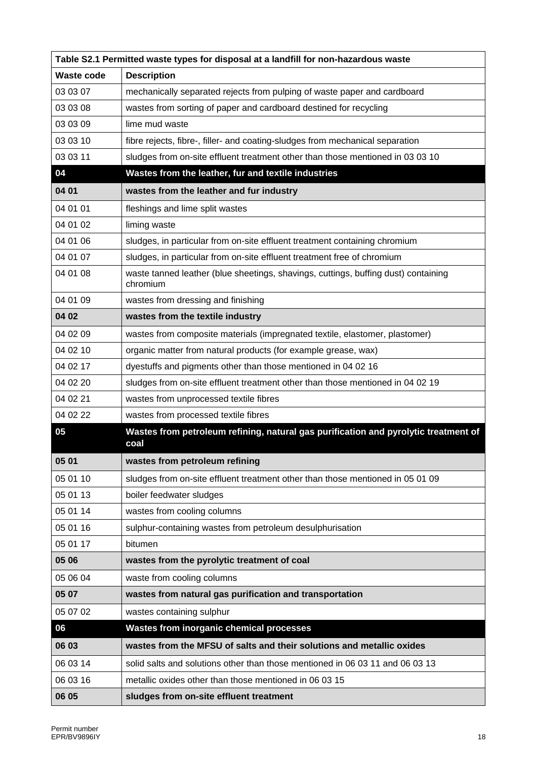| Table S2.1 Permitted waste types for disposal at a landfill for non-hazardous waste | |
|---|---|
| **Waste code** | **Description** |
| 03 03 07 | mechanically separated rejects from pulping of waste paper and cardboard |
| 03 03 08 | wastes from sorting of paper and cardboard destined for recycling |
| 03 03 09 | lime mud waste |
| 03 03 10 | fibre rejects, fibre-, filler- and coating-sludges from mechanical separation |
| 03 03 11 | sludges from on-site effluent treatment other than those mentioned in 03 03 10 |
| **04** | **Wastes from the leather, fur and textile industries** |
| **04 01** | **wastes from the leather and fur industry** |
| 04 01 01 | fleshings and lime split wastes |
| 04 01 02 | liming waste |
| 04 01 06 | sludges, in particular from on-site effluent treatment containing chromium |
| 04 01 07 | sludges, in particular from on-site effluent treatment free of chromium |
| 04 01 08 | waste tanned leather (blue sheetings, shavings, cuttings, buffing dust) containing chromium |
| 04 01 09 | wastes from dressing and finishing |
| **04 02** | **wastes from the textile industry** |
| 04 02 09 | wastes from composite materials (impregnated textile, elastomer, plastomer) |
| 04 02 10 | organic matter from natural products (for example grease, wax) |
| 04 02 17 | dyestuffs and pigments other than those mentioned in 04 02 16 |
| 04 02 20 | sludges from on-site effluent treatment other than those mentioned in 04 02 19 |
| 04 02 21 | wastes from unprocessed textile fibres |
| 04 02 22 | wastes from processed textile fibres |
| **05** | **Wastes from petroleum refining, natural gas purification and pyrolytic treatment of coal** |
| **05 01** | **wastes from petroleum refining** |
| 05 01 10 | sludges from on-site effluent treatment other than those mentioned in 05 01 09 |
| 05 01 13 | boiler feedwater sludges |
| 05 01 14 | wastes from cooling columns |
| 05 01 16 | sulphur-containing wastes from petroleum desulphurisation |
| 05 01 17 | bitumen |
| **05 06** | **wastes from the pyrolytic treatment of coal** |
| 05 06 04 | waste from cooling columns |
| **05 07** | **wastes from natural gas purification and transportation** |
| 05 07 02 | wastes containing sulphur |
| **06** | **Wastes from inorganic chemical processes** |
| **06 03** | **wastes from the MFSU of salts and their solutions and metallic oxides** |
| 06 03 14 | solid salts and solutions other than those mentioned in 06 03 11 and 06 03 13 |
| 06 03 16 | metallic oxides other than those mentioned in 06 03 15 |
| **06 05** | **sludges from on-site effluent treatment** |

Permit number
EPR/BV9896IY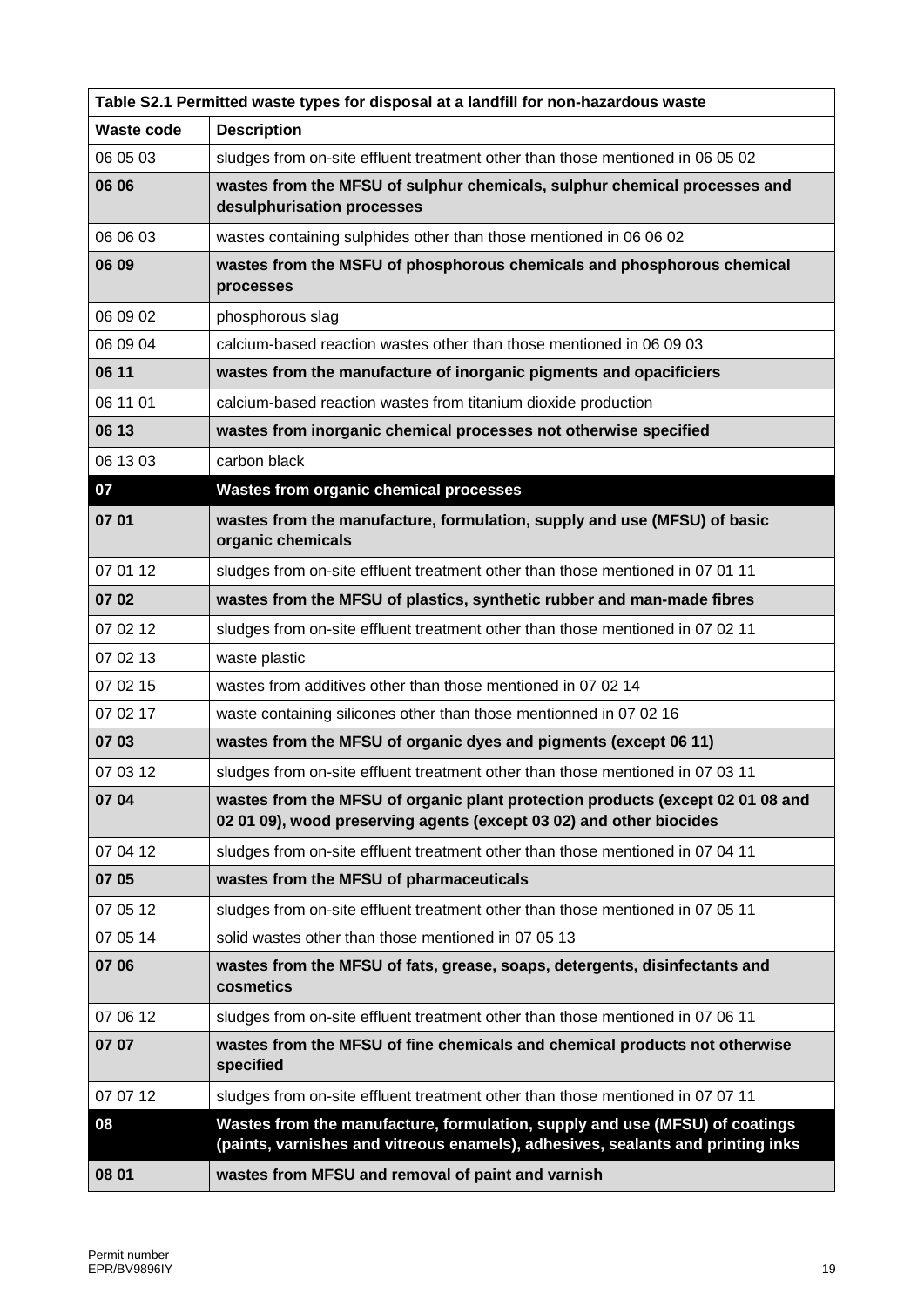| Table S2.1 Permitted waste types for disposal at a landfill for non-hazardous waste | |
|---|---|
| **Waste code** | **Description** |
| 06 05 03 | sludges from on-site effluent treatment other than those mentioned in 06 05 02 |
| **06 06** | **wastes from the MFSU of sulphur chemicals, sulphur chemical processes and desulphurisation processes** |
| 06 06 03 | wastes containing sulphides other than those mentioned in 06 06 02 |
| **06 09** | **wastes from the MSFU of phosphorous chemicals and phosphorous chemical processes** |
| 06 09 02 | phosphorous slag |
| 06 09 04 | calcium-based reaction wastes other than those mentioned in 06 09 03 |
| **06 11** | **wastes from the manufacture of inorganic pigments and opacificiers** |
| 06 11 01 | calcium-based reaction wastes from titanium dioxide production |
| **06 13** | **wastes from inorganic chemical processes not otherwise specified** |
| 06 13 03 | carbon black |
| **07** | **Wastes from organic chemical processes** |
| **07 01** | **wastes from the manufacture, formulation, supply and use (MFSU) of basic organic chemicals** |
| 07 01 12 | sludges from on-site effluent treatment other than those mentioned in 07 01 11 |
| **07 02** | **wastes from the MFSU of plastics, synthetic rubber and man-made fibres** |
| 07 02 12 | sludges from on-site effluent treatment other than those mentioned in 07 02 11 |
| 07 02 13 | waste plastic |
| 07 02 15 | wastes from additives other than those mentioned in 07 02 14 |
| 07 02 17 | waste containing silicones other than those mentionned in 07 02 16 |
| **07 03** | **wastes from the MFSU of organic dyes and pigments (except 06 11)** |
| 07 03 12 | sludges from on-site effluent treatment other than those mentioned in 07 03 11 |
| **07 04** | **wastes from the MFSU of organic plant protection products (except 02 01 08 and 02 01 09), wood preserving agents (except 03 02) and other biocides** |
| 07 04 12 | sludges from on-site effluent treatment other than those mentioned in 07 04 11 |
| **07 05** | **wastes from the MFSU of pharmaceuticals** |
| 07 05 12 | sludges from on-site effluent treatment other than those mentioned in 07 05 11 |
| 07 05 14 | solid wastes other than those mentioned in 07 05 13 |
| **07 06** | **wastes from the MFSU of fats, grease, soaps, detergents, disinfectants and cosmetics** |
| 07 06 12 | sludges from on-site effluent treatment other than those mentioned in 07 06 11 |
| **07 07** | **wastes from the MFSU of fine chemicals and chemical products not otherwise specified** |
| 07 07 12 | sludges from on-site effluent treatment other than those mentioned in 07 07 11 |
| **08** | **Wastes from the manufacture, formulation, supply and use (MFSU) of coatings (paints, varnishes and vitreous enamels), adhesives, sealants and printing inks** |
| **08 01** | **wastes from MFSU and removal of paint and varnish** |

Permit number
EPR/BV9896IY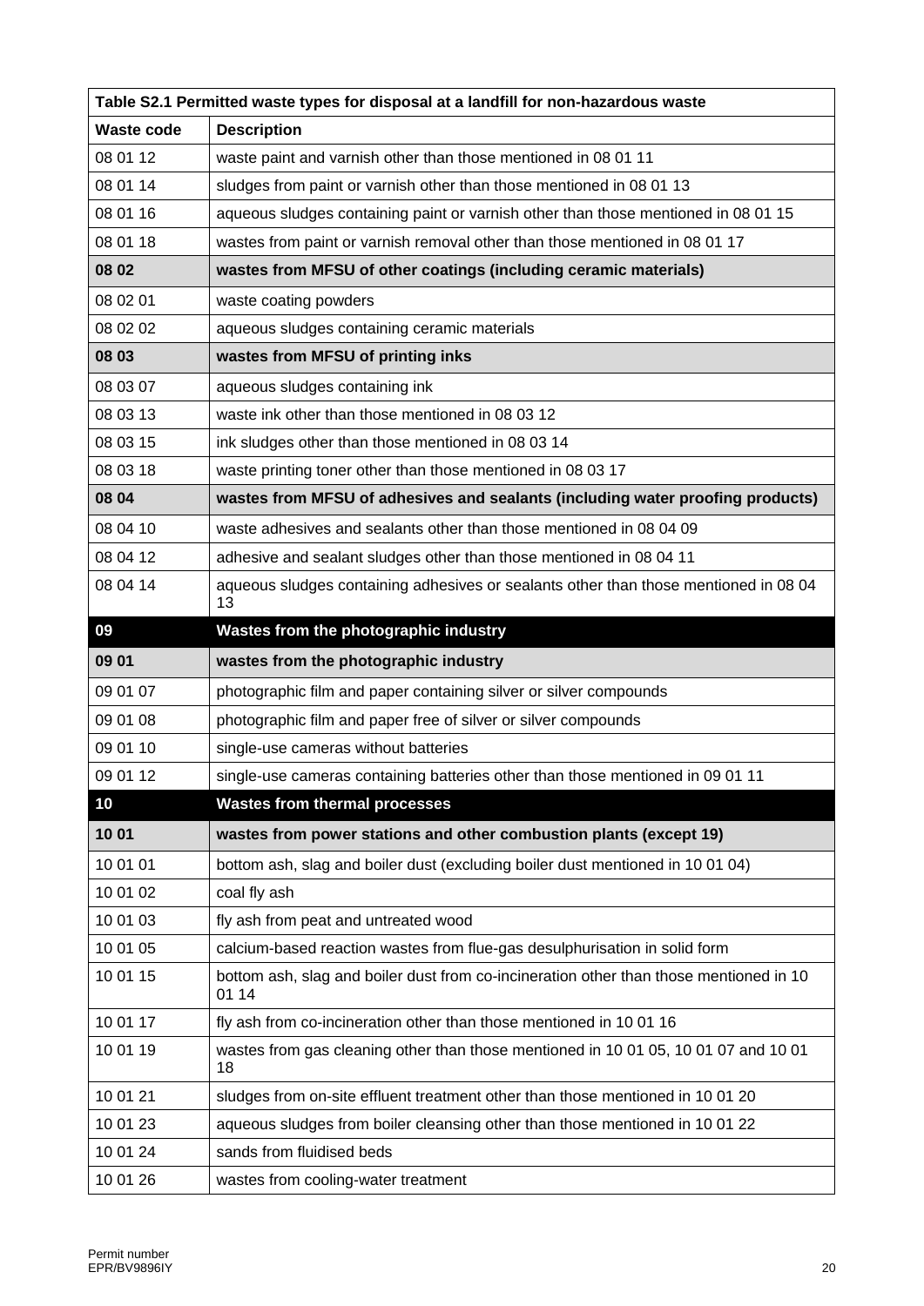| Table S2.1 Permitted waste types for disposal at a landfill for non-hazardous waste | |
|---|---|
| **Waste code** | **Description** |
| 08 01 12 | waste paint and varnish other than those mentioned in 08 01 11 |
| 08 01 14 | sludges from paint or varnish other than those mentioned in 08 01 13 |
| 08 01 16 | aqueous sludges containing paint or varnish other than those mentioned in 08 01 15 |
| 08 01 18 | wastes from paint or varnish removal other than those mentioned in 08 01 17 |
| **08 02** | **wastes from MFSU of other coatings (including ceramic materials)** |
| 08 02 01 | waste coating powders |
| 08 02 02 | aqueous sludges containing ceramic materials |
| **08 03** | **wastes from MFSU of printing inks** |
| 08 03 07 | aqueous sludges containing ink |
| 08 03 13 | waste ink other than those mentioned in 08 03 12 |
| 08 03 15 | ink sludges other than those mentioned in 08 03 14 |
| 08 03 18 | waste printing toner other than those mentioned in 08 03 17 |
| **08 04** | **wastes from MFSU of adhesives and sealants (including water proofing products)** |
| 08 04 10 | waste adhesives and sealants other than those mentioned in 08 04 09 |
| 08 04 12 | adhesive and sealant sludges other than those mentioned in 08 04 11 |
| 08 04 14 | aqueous sludges containing adhesives or sealants other than those mentioned in 08 04 13 |
| **09** | **Wastes from the photographic industry** |
| **09 01** | **wastes from the photographic industry** |
| 09 01 07 | photographic film and paper containing silver or silver compounds |
| 09 01 08 | photographic film and paper free of silver or silver compounds |
| 09 01 10 | single-use cameras without batteries |
| 09 01 12 | single-use cameras containing batteries other than those mentioned in 09 01 11 |
| **10** | **Wastes from thermal processes** |
| **10 01** | **wastes from power stations and other combustion plants (except 19)** |
| 10 01 01 | bottom ash, slag and boiler dust (excluding boiler dust mentioned in 10 01 04) |
| 10 01 02 | coal fly ash |
| 10 01 03 | fly ash from peat and untreated wood |
| 10 01 05 | calcium-based reaction wastes from flue-gas desulphurisation in solid form |
| 10 01 15 | bottom ash, slag and boiler dust from co-incineration other than those mentioned in 10 01 14 |
| 10 01 17 | fly ash from co-incineration other than those mentioned in 10 01 16 |
| 10 01 19 | wastes from gas cleaning other than those mentioned in 10 01 05, 10 01 07 and 10 01 18 |
| 10 01 21 | sludges from on-site effluent treatment other than those mentioned in 10 01 20 |
| 10 01 23 | aqueous sludges from boiler cleansing other than those mentioned in 10 01 22 |
| 10 01 24 | sands from fluidised beds |
| 10 01 26 | wastes from cooling-water treatment |

Permit number
EPR/BV9896IY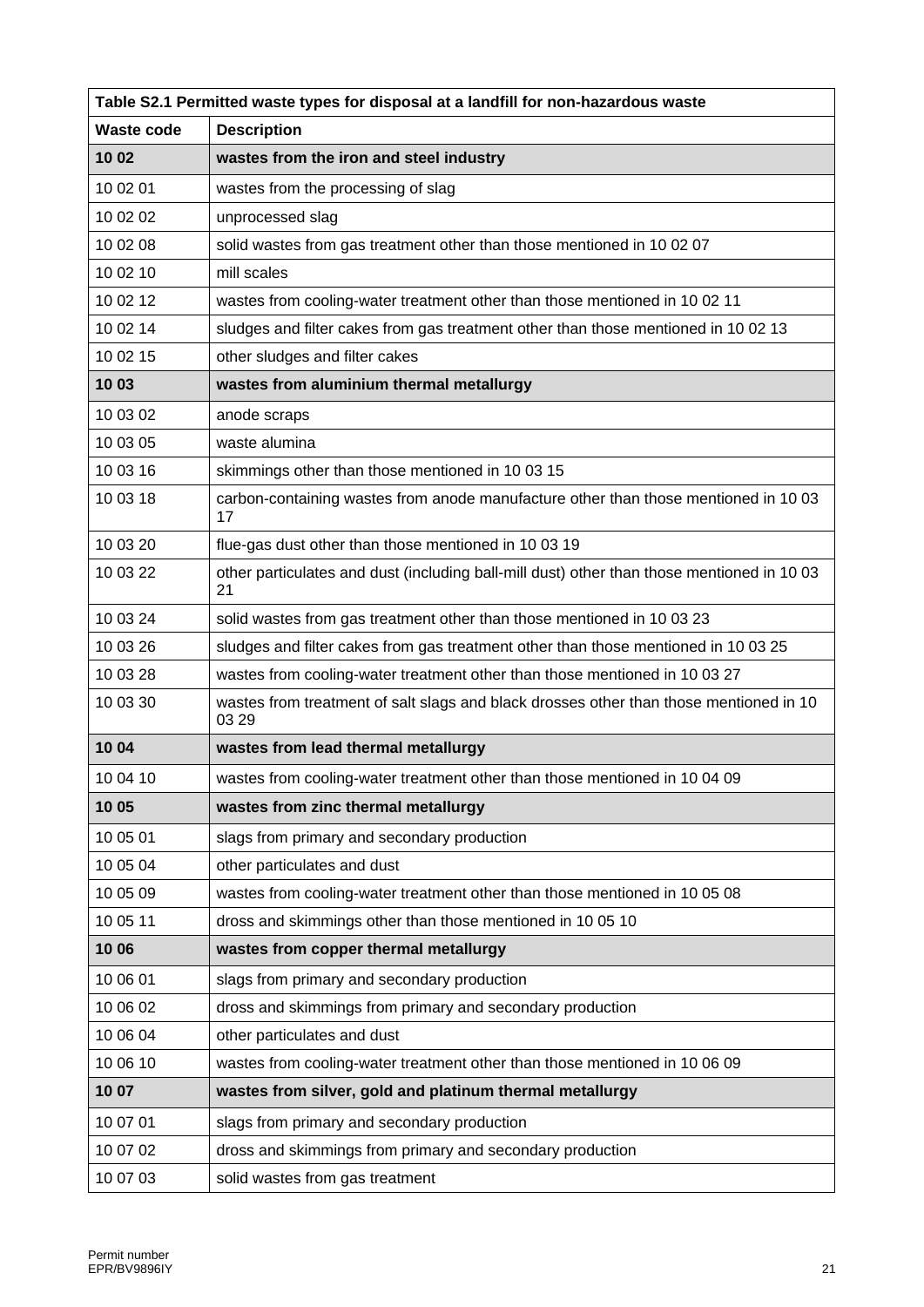| Table S2.1 Permitted waste types for disposal at a landfill for non-hazardous waste | |
|---|---|
| **Waste code** | **Description** |
| **10 02** | **wastes from the iron and steel industry** |
| 10 02 01 | wastes from the processing of slag |
| 10 02 02 | unprocessed slag |
| 10 02 08 | solid wastes from gas treatment other than those mentioned in 10 02 07 |
| 10 02 10 | mill scales |
| 10 02 12 | wastes from cooling-water treatment other than those mentioned in 10 02 11 |
| 10 02 14 | sludges and filter cakes from gas treatment other than those mentioned in 10 02 13 |
| 10 02 15 | other sludges and filter cakes |
| **10 03** | **wastes from aluminium thermal metallurgy** |
| 10 03 02 | anode scraps |
| 10 03 05 | waste alumina |
| 10 03 16 | skimmings other than those mentioned in 10 03 15 |
| 10 03 18 | carbon-containing wastes from anode manufacture other than those mentioned in 10 03 17 |
| 10 03 20 | flue-gas dust other than those mentioned in 10 03 19 |
| 10 03 22 | other particulates and dust (including ball-mill dust) other than those mentioned in 10 03 21 |
| 10 03 24 | solid wastes from gas treatment other than those mentioned in 10 03 23 |
| 10 03 26 | sludges and filter cakes from gas treatment other than those mentioned in 10 03 25 |
| 10 03 28 | wastes from cooling-water treatment other than those mentioned in 10 03 27 |
| 10 03 30 | wastes from treatment of salt slags and black drosses other than those mentioned in 10 03 29 |
| **10 04** | **wastes from lead thermal metallurgy** |
| 10 04 10 | wastes from cooling-water treatment other than those mentioned in 10 04 09 |
| **10 05** | **wastes from zinc thermal metallurgy** |
| 10 05 01 | slags from primary and secondary production |
| 10 05 04 | other particulates and dust |
| 10 05 09 | wastes from cooling-water treatment other than those mentioned in 10 05 08 |
| 10 05 11 | dross and skimmings other than those mentioned in 10 05 10 |
| **10 06** | **wastes from copper thermal metallurgy** |
| 10 06 01 | slags from primary and secondary production |
| 10 06 02 | dross and skimmings from primary and secondary production |
| 10 06 04 | other particulates and dust |
| 10 06 10 | wastes from cooling-water treatment other than those mentioned in 10 06 09 |
| **10 07** | **wastes from silver, gold and platinum thermal metallurgy** |
| 10 07 01 | slags from primary and secondary production |
| 10 07 02 | dross and skimmings from primary and secondary production |
| 10 07 03 | solid wastes from gas treatment |

Permit number
EPR/BV9896IY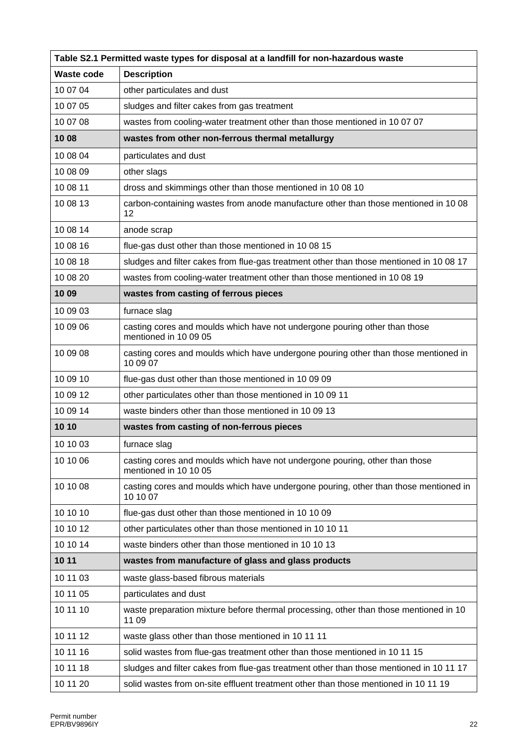| Table S2.1 Permitted waste types for disposal at a landfill for non-hazardous waste | |
|---|---|
| **Waste code** | **Description** |
| 10 07 04 | other particulates and dust |
| 10 07 05 | sludges and filter cakes from gas treatment |
| 10 07 08 | wastes from cooling-water treatment other than those mentioned in 10 07 07 |
| **10 08** | **wastes from other non-ferrous thermal metallurgy** |
| 10 08 04 | particulates and dust |
| 10 08 09 | other slags |
| 10 08 11 | dross and skimmings other than those mentioned in 10 08 10 |
| 10 08 13 | carbon-containing wastes from anode manufacture other than those mentioned in 10 08 12 |
| 10 08 14 | anode scrap |
| 10 08 16 | flue-gas dust other than those mentioned in 10 08 15 |
| 10 08 18 | sludges and filter cakes from flue-gas treatment other than those mentioned in 10 08 17 |
| 10 08 20 | wastes from cooling-water treatment other than those mentioned in 10 08 19 |
| **10 09** | **wastes from casting of ferrous pieces** |
| 10 09 03 | furnace slag |
| 10 09 06 | casting cores and moulds which have not undergone pouring other than those mentioned in 10 09 05 |
| 10 09 08 | casting cores and moulds which have undergone pouring other than those mentioned in 10 09 07 |
| 10 09 10 | flue-gas dust other than those mentioned in 10 09 09 |
| 10 09 12 | other particulates other than those mentioned in 10 09 11 |
| 10 09 14 | waste binders other than those mentioned in 10 09 13 |
| **10 10** | **wastes from casting of non-ferrous pieces** |
| 10 10 03 | furnace slag |
| 10 10 06 | casting cores and moulds which have not undergone pouring, other than those mentioned in 10 10 05 |
| 10 10 08 | casting cores and moulds which have undergone pouring, other than those mentioned in 10 10 07 |
| 10 10 10 | flue-gas dust other than those mentioned in 10 10 09 |
| 10 10 12 | other particulates other than those mentioned in 10 10 11 |
| 10 10 14 | waste binders other than those mentioned in 10 10 13 |
| **10 11** | **wastes from manufacture of glass and glass products** |
| 10 11 03 | waste glass-based fibrous materials |
| 10 11 05 | particulates and dust |
| 10 11 10 | waste preparation mixture before thermal processing, other than those mentioned in 10 11 09 |
| 10 11 12 | waste glass other than those mentioned in 10 11 11 |
| 10 11 16 | solid wastes from flue-gas treatment other than those mentioned in 10 11 15 |
| 10 11 18 | sludges and filter cakes from flue-gas treatment other than those mentioned in 10 11 17 |
| 10 11 20 | solid wastes from on-site effluent treatment other than those mentioned in 10 11 19 |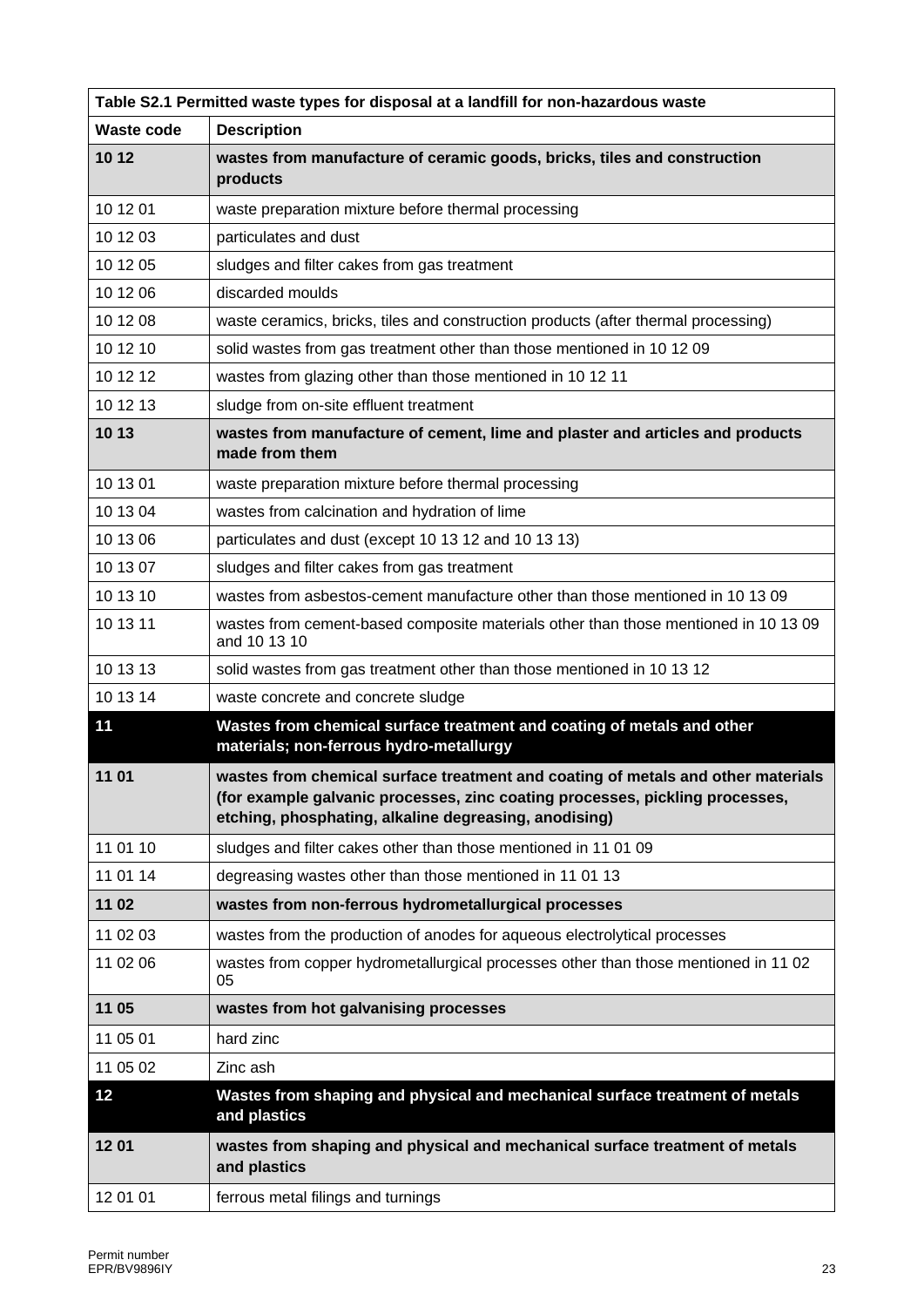| Table S2.1 Permitted waste types for disposal at a landfill for non-hazardous waste | |
|---|---|
| **Waste code** | **Description** |
| **10 12** | **wastes from manufacture of ceramic goods, bricks, tiles and construction products** |
| 10 12 01 | waste preparation mixture before thermal processing |
| 10 12 03 | particulates and dust |
| 10 12 05 | sludges and filter cakes from gas treatment |
| 10 12 06 | discarded moulds |
| 10 12 08 | waste ceramics, bricks, tiles and construction products (after thermal processing) |
| 10 12 10 | solid wastes from gas treatment other than those mentioned in 10 12 09 |
| 10 12 12 | wastes from glazing other than those mentioned in 10 12 11 |
| 10 12 13 | sludge from on-site effluent treatment |
| **10 13** | **wastes from manufacture of cement, lime and plaster and articles and products made from them** |
| 10 13 01 | waste preparation mixture before thermal processing |
| 10 13 04 | wastes from calcination and hydration of lime |
| 10 13 06 | particulates and dust (except 10 13 12 and 10 13 13) |
| 10 13 07 | sludges and filter cakes from gas treatment |
| 10 13 10 | wastes from asbestos-cement manufacture other than those mentioned in 10 13 09 |
| 10 13 11 | wastes from cement-based composite materials other than those mentioned in 10 13 09 and 10 13 10 |
| 10 13 13 | solid wastes from gas treatment other than those mentioned in 10 13 12 |
| 10 13 14 | waste concrete and concrete sludge |
| **11** | **Wastes from chemical surface treatment and coating of metals and other materials; non-ferrous hydro-metallurgy** |
| **11 01** | **wastes from chemical surface treatment and coating of metals and other materials (for example galvanic processes, zinc coating processes, pickling processes, etching, phosphating, alkaline degreasing, anodising)** |
| 11 01 10 | sludges and filter cakes other than those mentioned in 11 01 09 |
| 11 01 14 | degreasing wastes other than those mentioned in 11 01 13 |
| **11 02** | **wastes from non-ferrous hydrometallurgical processes** |
| 11 02 03 | wastes from the production of anodes for aqueous electrolytical processes |
| 11 02 06 | wastes from copper hydrometallurgical processes other than those mentioned in 11 02 05 |
| **11 05** | **wastes from hot galvanising processes** |
| 11 05 01 | hard zinc |
| 11 05 02 | Zinc ash |
| **12** | **Wastes from shaping and physical and mechanical surface treatment of metals and plastics** |
| **12 01** | **wastes from shaping and physical and mechanical surface treatment of metals and plastics** |
| 12 01 01 | ferrous metal filings and turnings |

Permit number
EPR/BV9896IY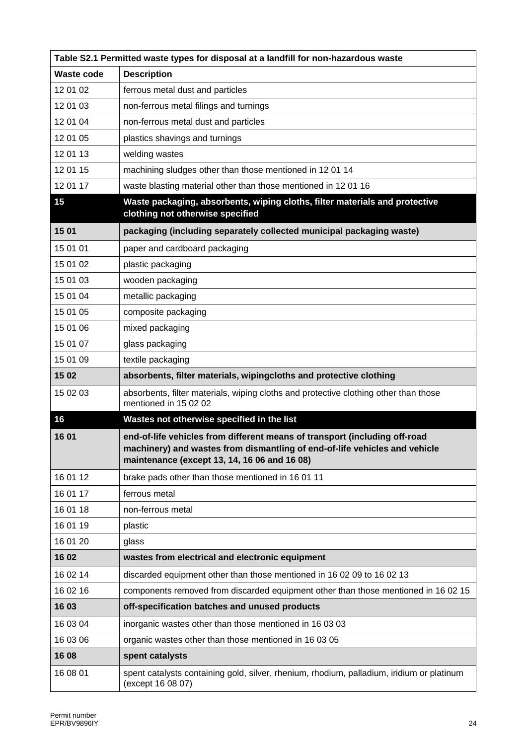| Table S2.1 Permitted waste types for disposal at a landfill for non-hazardous waste | |
|---|---|
| **Waste code** | **Description** |
| 12 01 02 | ferrous metal dust and particles |
| 12 01 03 | non-ferrous metal filings and turnings |
| 12 01 04 | non-ferrous metal dust and particles |
| 12 01 05 | plastics shavings and turnings |
| 12 01 13 | welding wastes |
| 12 01 15 | machining sludges other than those mentioned in 12 01 14 |
| 12 01 17 | waste blasting material other than those mentioned in 12 01 16 |
| **15** | **Waste packaging, absorbents, wiping cloths, filter materials and protective clothing not otherwise specified** |
| **15 01** | **packaging (including separately collected municipal packaging waste)** |
| 15 01 01 | paper and cardboard packaging |
| 15 01 02 | plastic packaging |
| 15 01 03 | wooden packaging |
| 15 01 04 | metallic packaging |
| 15 01 05 | composite packaging |
| 15 01 06 | mixed packaging |
| 15 01 07 | glass packaging |
| 15 01 09 | textile packaging |
| **15 02** | **absorbents, filter materials, wipingcloths and protective clothing** |
| 15 02 03 | absorbents, filter materials, wiping cloths and protective clothing other than those mentioned in 15 02 02 |
| **16** | **Wastes not otherwise specified in the list** |
| **16 01** | **end-of-life vehicles from different means of transport (including off-road machinery) and wastes from dismantling of end-of-life vehicles and vehicle maintenance (except 13, 14, 16 06 and 16 08)** |
| 16 01 12 | brake pads other than those mentioned in 16 01 11 |
| 16 01 17 | ferrous metal |
| 16 01 18 | non-ferrous metal |
| 16 01 19 | plastic |
| 16 01 20 | glass |
| **16 02** | **wastes from electrical and electronic equipment** |
| 16 02 14 | discarded equipment other than those mentioned in 16 02 09 to 16 02 13 |
| 16 02 16 | components removed from discarded equipment other than those mentioned in 16 02 15 |
| **16 03** | **off-specification batches and unused products** |
| 16 03 04 | inorganic wastes other than those mentioned in 16 03 03 |
| 16 03 06 | organic wastes other than those mentioned in 16 03 05 |
| **16 08** | **spent catalysts** |
| 16 08 01 | spent catalysts containing gold, silver, rhenium, rhodium, palladium, iridium or platinum (except 16 08 07) |

Permit number
EPR/BV9896IY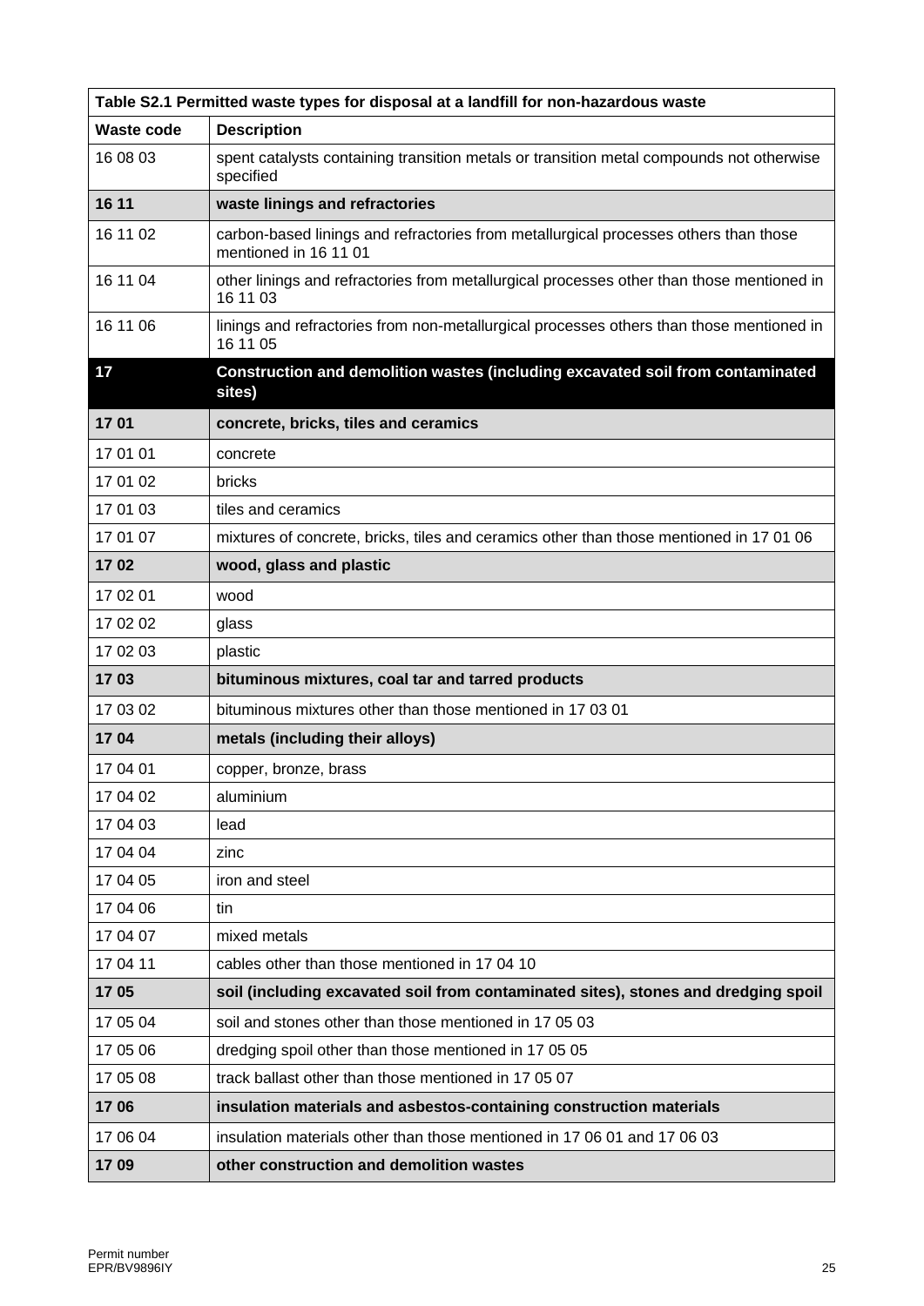| Table S2.1 Permitted waste types for disposal at a landfill for non-hazardous waste | |
|---|---|
| **Waste code** | **Description** |
| 16 08 03 | spent catalysts containing transition metals or transition metal compounds not otherwise specified |
| **16 11** | **waste linings and refractories** |
| 16 11 02 | carbon-based linings and refractories from metallurgical processes others than those mentioned in 16 11 01 |
| 16 11 04 | other linings and refractories from metallurgical processes other than those mentioned in 16 11 03 |
| 16 11 06 | linings and refractories from non-metallurgical processes others than those mentioned in 16 11 05 |
| **17** | **Construction and demolition wastes (including excavated soil from contaminated sites)** |
| **17 01** | **concrete, bricks, tiles and ceramics** |
| 17 01 01 | concrete |
| 17 01 02 | bricks |
| 17 01 03 | tiles and ceramics |
| 17 01 07 | mixtures of concrete, bricks, tiles and ceramics other than those mentioned in 17 01 06 |
| **17 02** | **wood, glass and plastic** |
| 17 02 01 | wood |
| 17 02 02 | glass |
| 17 02 03 | plastic |
| **17 03** | **bituminous mixtures, coal tar and tarred products** |
| 17 03 02 | bituminous mixtures other than those mentioned in 17 03 01 |
| **17 04** | **metals (including their alloys)** |
| 17 04 01 | copper, bronze, brass |
| 17 04 02 | aluminium |
| 17 04 03 | lead |
| 17 04 04 | zinc |
| 17 04 05 | iron and steel |
| 17 04 06 | tin |
| 17 04 07 | mixed metals |
| 17 04 11 | cables other than those mentioned in 17 04 10 |
| **17 05** | **soil (including excavated soil from contaminated sites), stones and dredging spoil** |
| 17 05 04 | soil and stones other than those mentioned in 17 05 03 |
| 17 05 06 | dredging spoil other than those mentioned in 17 05 05 |
| 17 05 08 | track ballast other than those mentioned in 17 05 07 |
| **17 06** | **insulation materials and asbestos-containing construction materials** |
| 17 06 04 | insulation materials other than those mentioned in 17 06 01 and 17 06 03 |
| **17 09** | **other construction and demolition wastes** |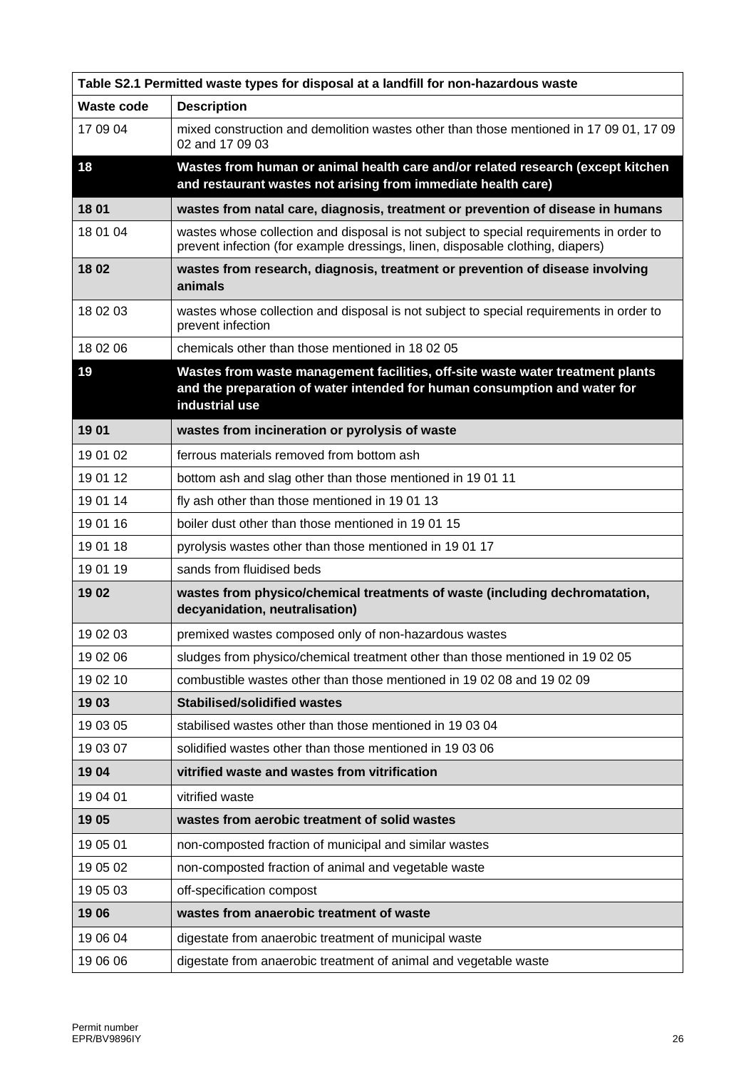| Table S2.1 Permitted waste types for disposal at a landfill for non-hazardous waste | |
|---|---|
| **Waste code** | **Description** |
| 17 09 04 | mixed construction and demolition wastes other than those mentioned in 17 09 01, 17 09 02 and 17 09 03 |
| **18** | **Wastes from human or animal health care and/or related research (except kitchen and restaurant wastes not arising from immediate health care)** |
| **18 01** | **wastes from natal care, diagnosis, treatment or prevention of disease in humans** |
| 18 01 04 | wastes whose collection and disposal is not subject to special requirements in order to prevent infection (for example dressings, linen, disposable clothing, diapers) |
| **18 02** | **wastes from research, diagnosis, treatment or prevention of disease involving animals** |
| 18 02 03 | wastes whose collection and disposal is not subject to special requirements in order to prevent infection |
| 18 02 06 | chemicals other than those mentioned in 18 02 05 |
| **19** | **Wastes from waste management facilities, off-site waste water treatment plants and the preparation of water intended for human consumption and water for industrial use** |
| **19 01** | **wastes from incineration or pyrolysis of waste** |
| 19 01 02 | ferrous materials removed from bottom ash |
| 19 01 12 | bottom ash and slag other than those mentioned in 19 01 11 |
| 19 01 14 | fly ash other than those mentioned in 19 01 13 |
| 19 01 16 | boiler dust other than those mentioned in 19 01 15 |
| 19 01 18 | pyrolysis wastes other than those mentioned in 19 01 17 |
| 19 01 19 | sands from fluidised beds |
| **19 02** | **wastes from physico/chemical treatments of waste (including dechromatation, decyanidation, neutralisation)** |
| 19 02 03 | premixed wastes composed only of non-hazardous wastes |
| 19 02 06 | sludges from physico/chemical treatment other than those mentioned in 19 02 05 |
| 19 02 10 | combustible wastes other than those mentioned in 19 02 08 and 19 02 09 |
| **19 03** | **Stabilised/solidified wastes** |
| 19 03 05 | stabilised wastes other than those mentioned in 19 03 04 |
| 19 03 07 | solidified wastes other than those mentioned in 19 03 06 |
| **19 04** | **vitrified waste and wastes from vitrification** |
| 19 04 01 | vitrified waste |
| **19 05** | **wastes from aerobic treatment of solid wastes** |
| 19 05 01 | non-composted fraction of municipal and similar wastes |
| 19 05 02 | non-composted fraction of animal and vegetable waste |
| 19 05 03 | off-specification compost |
| **19 06** | **wastes from anaerobic treatment of waste** |
| 19 06 04 | digestate from anaerobic treatment of municipal waste |
| 19 06 06 | digestate from anaerobic treatment of animal and vegetable waste |

Permit number
EPR/BV9896IY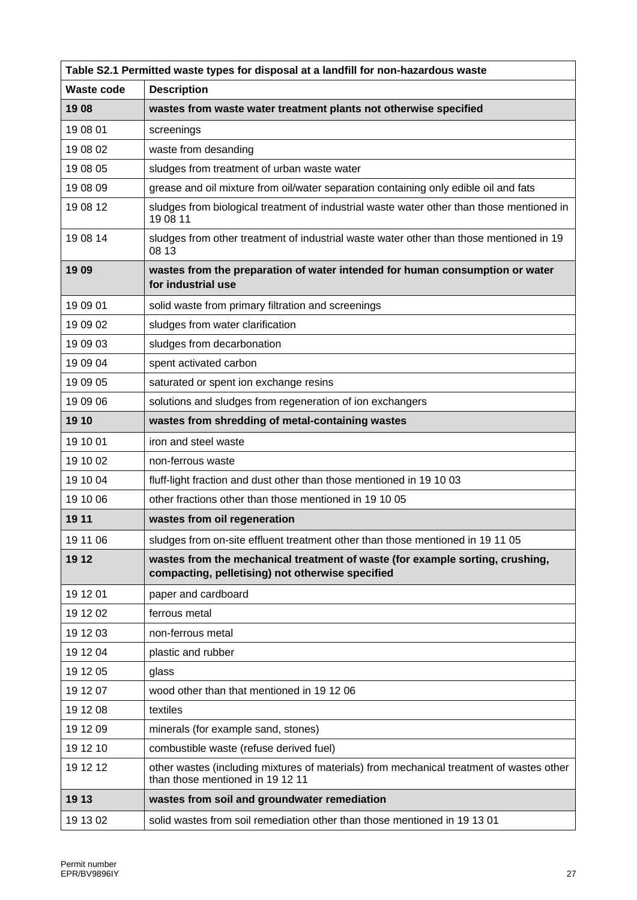| Table S2.1 Permitted waste types for disposal at a landfill for non-hazardous waste | |
|---|---|
| **Waste code** | **Description** |
| **19 08** | **wastes from waste water treatment plants not otherwise specified** |
| 19 08 01 | screenings |
| 19 08 02 | waste from desanding |
| 19 08 05 | sludges from treatment of urban waste water |
| 19 08 09 | grease and oil mixture from oil/water separation containing only edible oil and fats |
| 19 08 12 | sludges from biological treatment of industrial waste water other than those mentioned in 19 08 11 |
| 19 08 14 | sludges from other treatment of industrial waste water other than those mentioned in 19 08 13 |
| **19 09** | **wastes from the preparation of water intended for human consumption or water for industrial use** |
| 19 09 01 | solid waste from primary filtration and screenings |
| 19 09 02 | sludges from water clarification |
| 19 09 03 | sludges from decarbonation |
| 19 09 04 | spent activated carbon |
| 19 09 05 | saturated or spent ion exchange resins |
| 19 09 06 | solutions and sludges from regeneration of ion exchangers |
| **19 10** | **wastes from shredding of metal-containing wastes** |
| 19 10 01 | iron and steel waste |
| 19 10 02 | non-ferrous waste |
| 19 10 04 | fluff-light fraction and dust other than those mentioned in 19 10 03 |
| 19 10 06 | other fractions other than those mentioned in 19 10 05 |
| **19 11** | **wastes from oil regeneration** |
| 19 11 06 | sludges from on-site effluent treatment other than those mentioned in 19 11 05 |
| **19 12** | **wastes from the mechanical treatment of waste (for example sorting, crushing, compacting, pelletising) not otherwise specified** |
| 19 12 01 | paper and cardboard |
| 19 12 02 | ferrous metal |
| 19 12 03 | non-ferrous metal |
| 19 12 04 | plastic and rubber |
| 19 12 05 | glass |
| 19 12 07 | wood other than that mentioned in 19 12 06 |
| 19 12 08 | textiles |
| 19 12 09 | minerals (for example sand, stones) |
| 19 12 10 | combustible waste (refuse derived fuel) |
| 19 12 12 | other wastes (including mixtures of materials) from mechanical treatment of wastes other than those mentioned in 19 12 11 |
| **19 13** | **wastes from soil and groundwater remediation** |
| 19 13 02 | solid wastes from soil remediation other than those mentioned in 19 13 01 |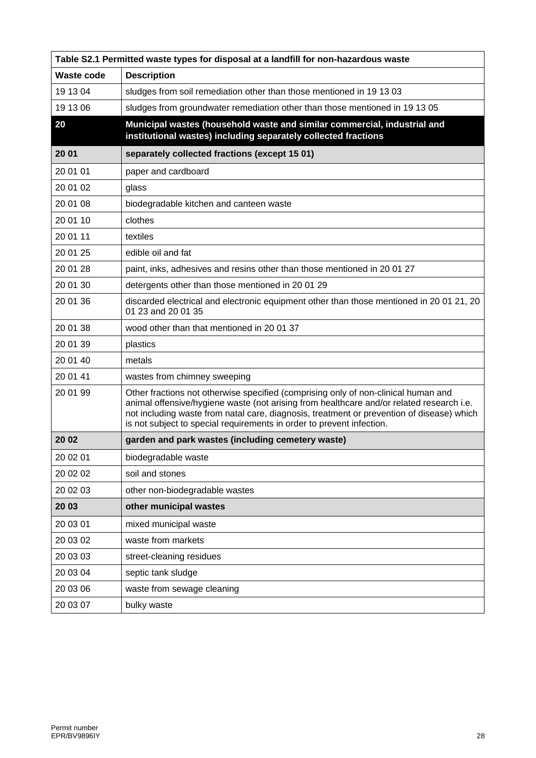| Table S2.1 Permitted waste types for disposal at a landfill for non-hazardous waste | |
|---|---|
| **Waste code** | **Description** |
| 19 13 04 | sludges from soil remediation other than those mentioned in 19 13 03 |
| 19 13 06 | sludges from groundwater remediation other than those mentioned in 19 13 05 |
| **20** | **Municipal wastes (household waste and similar commercial, industrial and institutional wastes) including separately collected fractions** |
| **20 01** | **separately collected fractions (except 15 01)** |
| 20 01 01 | paper and cardboard |
| 20 01 02 | glass |
| 20 01 08 | biodegradable kitchen and canteen waste |
| 20 01 10 | clothes |
| 20 01 11 | textiles |
| 20 01 25 | edible oil and fat |
| 20 01 28 | paint, inks, adhesives and resins other than those mentioned in 20 01 27 |
| 20 01 30 | detergents other than those mentioned in 20 01 29 |
| 20 01 36 | discarded electrical and electronic equipment other than those mentioned in 20 01 21, 20 01 23 and 20 01 35 |
| 20 01 38 | wood other than that mentioned in 20 01 37 |
| 20 01 39 | plastics |
| 20 01 40 | metals |
| 20 01 41 | wastes from chimney sweeping |
| 20 01 99 | Other fractions not otherwise specified (comprising only of non-clinical human and animal offensive/hygiene waste (not arising from healthcare and/or related research i.e. not including waste from natal care, diagnosis, treatment or prevention of disease) which is not subject to special requirements in order to prevent infection. |
| **20 02** | **garden and park wastes (including cemetery waste)** |
| 20 02 01 | biodegradable waste |
| 20 02 02 | soil and stones |
| 20 02 03 | other non-biodegradable wastes |
| **20 03** | **other municipal wastes** |
| 20 03 01 | mixed municipal waste |
| 20 03 02 | waste from markets |
| 20 03 03 | street-cleaning residues |
| 20 03 04 | septic tank sludge |
| 20 03 06 | waste from sewage cleaning |
| 20 03 07 | bulky waste |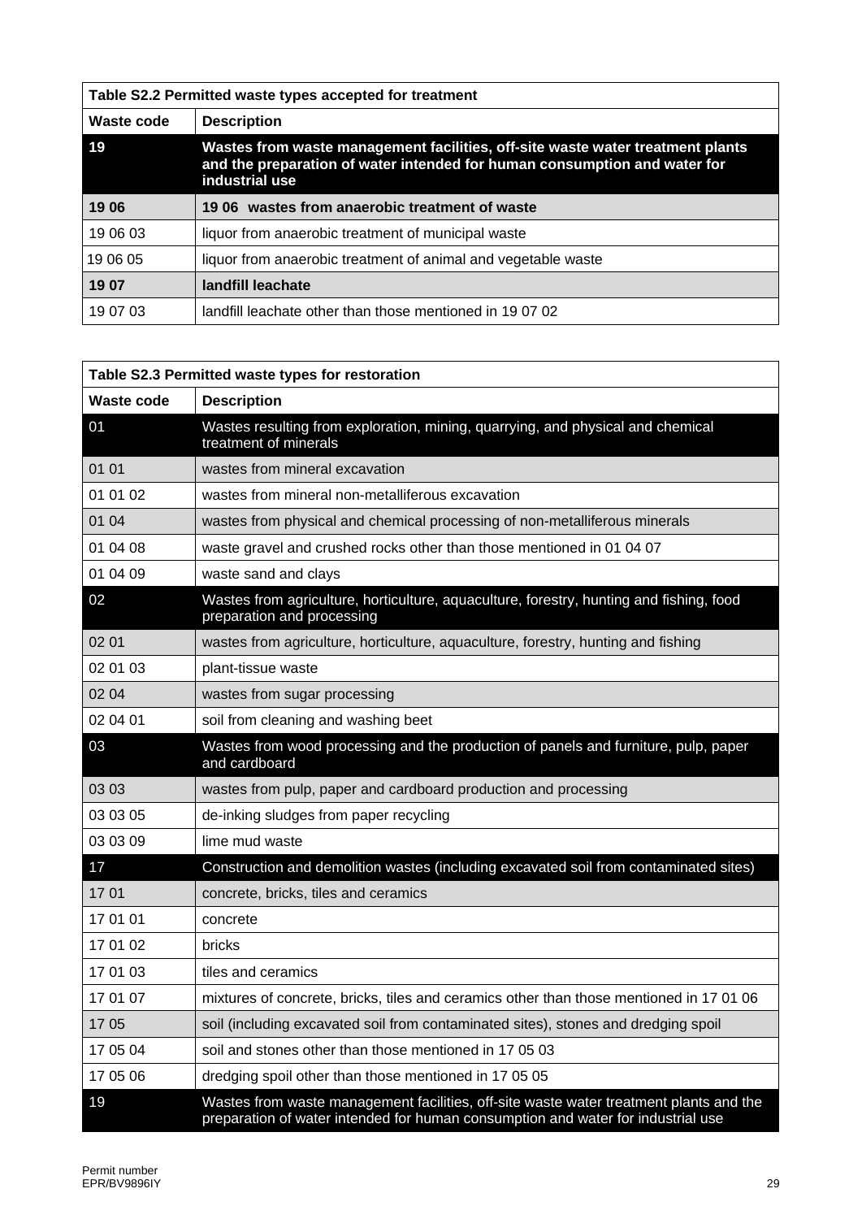| Table S2.2 Permitted waste types accepted for treatment | |
|---|---|
| **Waste code** | **Description** |
| **19** | **Wastes from waste management facilities, off-site waste water treatment plants and the preparation of water intended for human consumption and water for industrial use** |
| **19 06** | **19 06 wastes from anaerobic treatment of waste** |
| 19 06 03 | liquor from anaerobic treatment of municipal waste |
| 19 06 05 | liquor from anaerobic treatment of animal and vegetable waste |
| **19 07** | **landfill leachate** |
| 19 07 03 | landfill leachate other than those mentioned in 19 07 02 |

| Table S2.3 Permitted waste types for restoration | |
|---|---|
| **Waste code** | **Description** |
| 01 | Wastes resulting from exploration, mining, quarrying, and physical and chemical treatment of minerals |
| 01 01 | wastes from mineral excavation |
| 01 01 02 | wastes from mineral non-metalliferous excavation |
| 01 04 | wastes from physical and chemical processing of non-metalliferous minerals |
| 01 04 08 | waste gravel and crushed rocks other than those mentioned in 01 04 07 |
| 01 04 09 | waste sand and clays |
| 02 | Wastes from agriculture, horticulture, aquaculture, forestry, hunting and fishing, food preparation and processing |
| 02 01 | wastes from agriculture, horticulture, aquaculture, forestry, hunting and fishing |
| 02 01 03 | plant-tissue waste |
| 02 04 | wastes from sugar processing |
| 02 04 01 | soil from cleaning and washing beet |
| 03 | Wastes from wood processing and the production of panels and furniture, pulp, paper and cardboard |
| 03 03 | wastes from pulp, paper and cardboard production and processing |
| 03 03 05 | de-inking sludges from paper recycling |
| 03 03 09 | lime mud waste |
| 17 | Construction and demolition wastes (including excavated soil from contaminated sites) |
| 17 01 | concrete, bricks, tiles and ceramics |
| 17 01 01 | concrete |
| 17 01 02 | bricks |
| 17 01 03 | tiles and ceramics |
| 17 01 07 | mixtures of concrete, bricks, tiles and ceramics other than those mentioned in 17 01 06 |
| 17 05 | soil (including excavated soil from contaminated sites), stones and dredging spoil |
| 17 05 04 | soil and stones other than those mentioned in 17 05 03 |
| 17 05 06 | dredging spoil other than those mentioned in 17 05 05 |
| 19 | Wastes from waste management facilities, off-site waste water treatment plants and the preparation of water intended for human consumption and water for industrial use |

Permit number
EPR/BV9896IY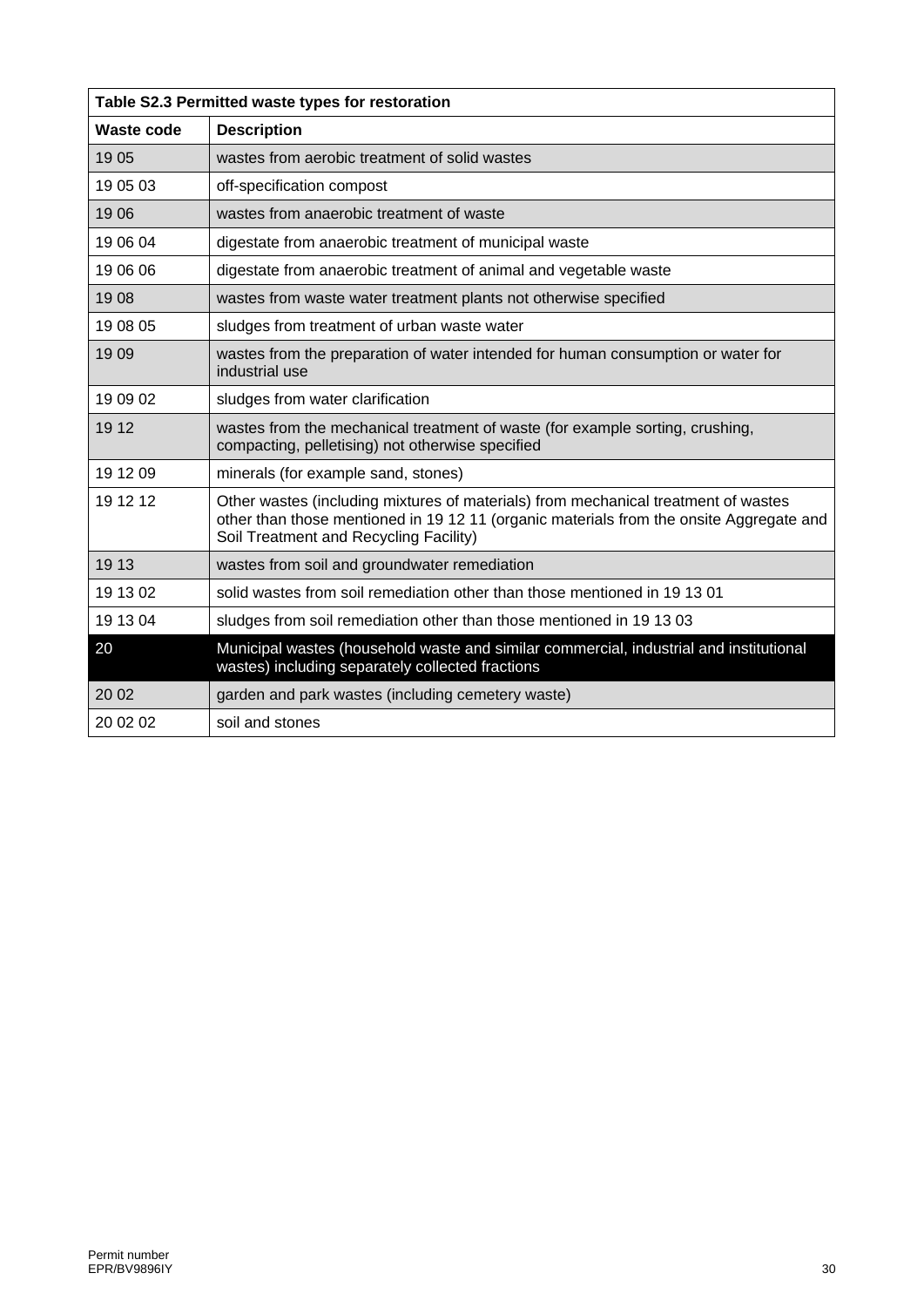| Table S2.3 Permitted waste types for restoration | |
|---|---|
| **Waste code** | **Description** |
| 19 05 | wastes from aerobic treatment of solid wastes |
| 19 05 03 | off-specification compost |
| 19 06 | wastes from anaerobic treatment of waste |
| 19 06 04 | digestate from anaerobic treatment of municipal waste |
| 19 06 06 | digestate from anaerobic treatment of animal and vegetable waste |
| 19 08 | wastes from waste water treatment plants not otherwise specified |
| 19 08 05 | sludges from treatment of urban waste water |
| 19 09 | wastes from the preparation of water intended for human consumption or water for industrial use |
| 19 09 02 | sludges from water clarification |
| 19 12 | wastes from the mechanical treatment of waste (for example sorting, crushing, compacting, pelletising) not otherwise specified |
| 19 12 09 | minerals (for example sand, stones) |
| 19 12 12 | Other wastes (including mixtures of materials) from mechanical treatment of wastes other than those mentioned in 19 12 11 (organic materials from the onsite Aggregate and Soil Treatment and Recycling Facility) |
| 19 13 | wastes from soil and groundwater remediation |
| 19 13 02 | solid wastes from soil remediation other than those mentioned in 19 13 01 |
| 19 13 04 | sludges from soil remediation other than those mentioned in 19 13 03 |
| 20 | Municipal wastes (household waste and similar commercial, industrial and institutional wastes) including separately collected fractions |
| 20 02 | garden and park wastes (including cemetery waste) |
| 20 02 02 | soil and stones |

Permit number
EPR/BV9896IY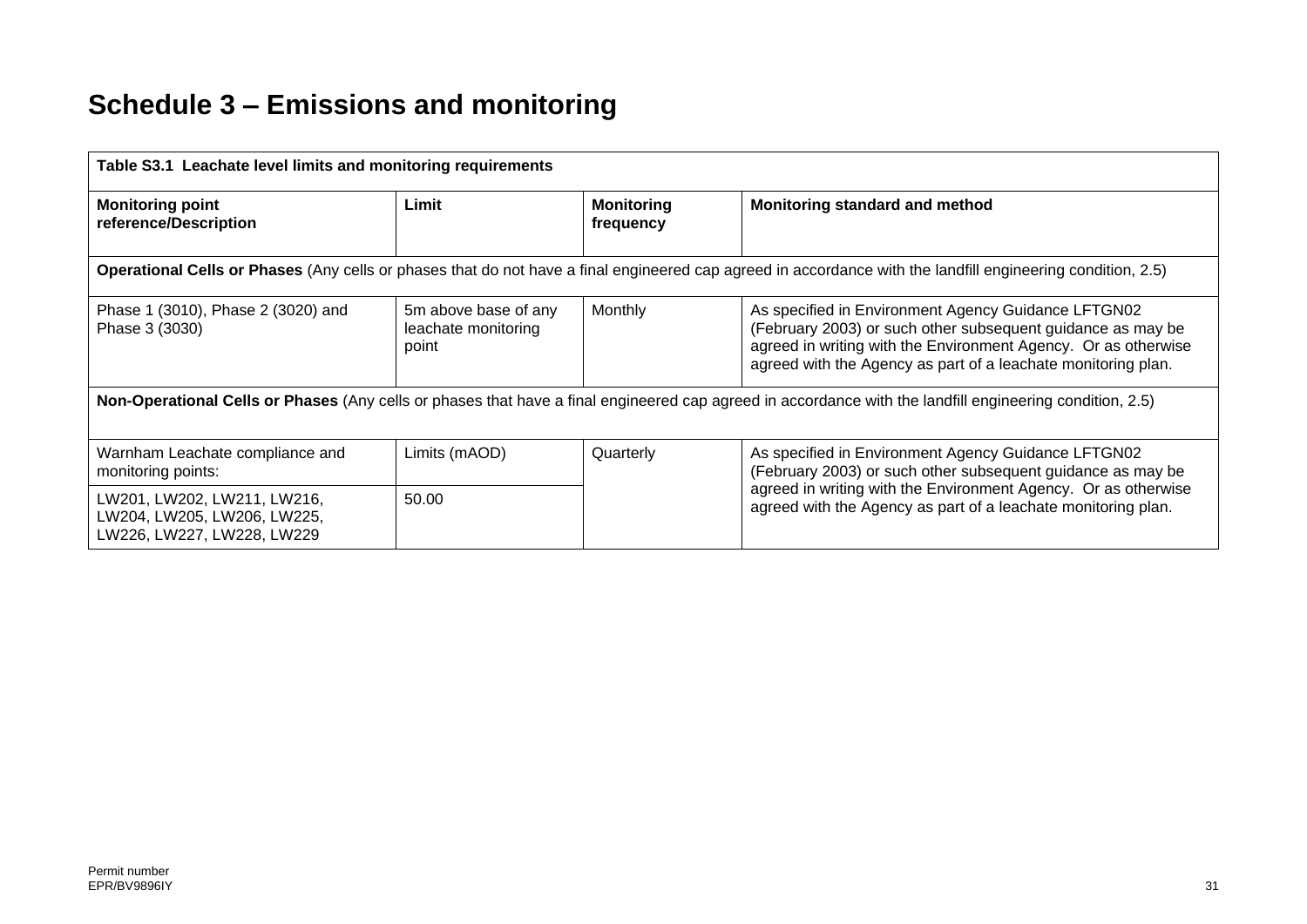# Schedule 3 – Emissions and monitoring

| Table S3.1 Leachate level limits and monitoring requirements | | | |
|---|---|---|---|
| **Monitoring point reference/Description** | **Limit** | **Monitoring frequency** | **Monitoring standard and method** |
| **Operational Cells or Phases** (Any cells or phases that do not have a final engineered cap agreed in accordance with the landfill engineering condition, 2.5) | | | |
| Phase 1 (3010), Phase 2 (3020) and Phase 3 (3030) | 5m above base of any leachate monitoring point | Monthly | As specified in Environment Agency Guidance LFTGN02 (February 2003) or such other subsequent guidance as may be agreed in writing with the Environment Agency. Or as otherwise agreed with the Agency as part of a leachate monitoring plan. |
| **Non-Operational Cells or Phases** (Any cells or phases that have a final engineered cap agreed in accordance with the landfill engineering condition, 2.5) | | | |
| Warnham Leachate compliance and monitoring points: | Limits (mAOD) | Quarterly | As specified in Environment Agency Guidance LFTGN02 (February 2003) or such other subsequent guidance as may be agreed in writing with the Environment Agency. Or as otherwise agreed with the Agency as part of a leachate monitoring plan. |
| LW201, LW202, LW211, LW216, LW204, LW205, LW206, LW225, LW226, LW227, LW228, LW229 | 50.00 | | |

Permit number
EPR/BV9896IY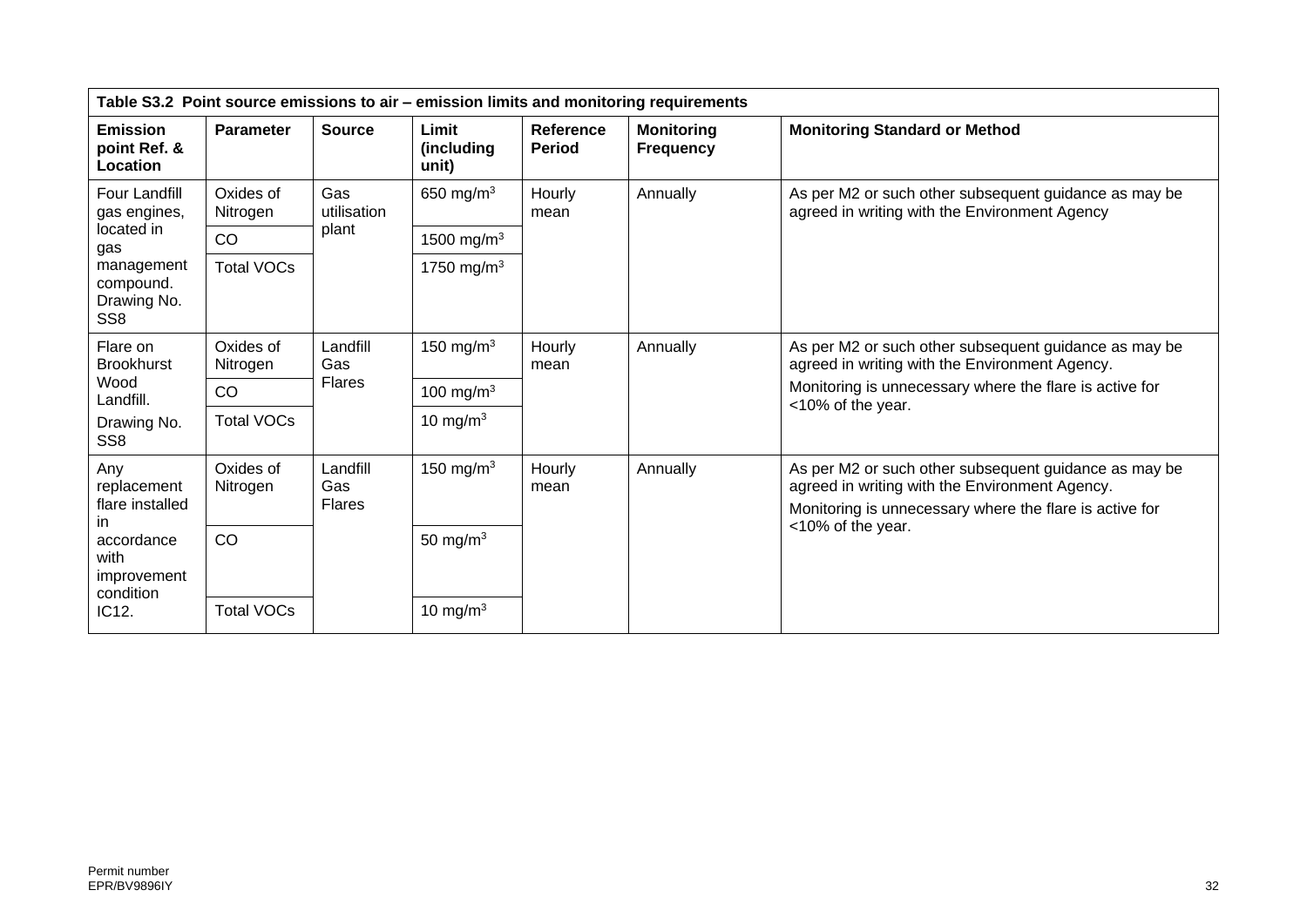**Table S3.2 Point source emissions to air – emission limits and monitoring requirements**

| Emission point Ref. & Location | Parameter | Source | Limit (including unit) | Reference Period | Monitoring Frequency | Monitoring Standard or Method |
|---|---|---|---|---|---|---|
| Four Landfill gas engines, located in gas management compound. Drawing No. SS8 | Oxides of Nitrogen | Gas utilisation plant | 650 $mg/m^3$ | Hourly mean | Annually | As per M2 or such other subsequent guidance as may be agreed in writing with the Environment Agency |
| | CO | | 1500 $mg/m^3$ | | | |
| | Total VOCs | | 1750 $mg/m^3$ | | | |
| Flare on Brookhurst Wood Landfill. Drawing No. SS8 | Oxides of Nitrogen | Landfill Gas Flares | 150 $mg/m^3$ | Hourly mean | Annually | As per M2 or such other subsequent guidance as may be agreed in writing with the Environment Agency. Monitoring is unnecessary where the flare is active for <10% of the year. |
| | CO | | 100 $mg/m^3$ | | | |
| | Total VOCs | | 10 $mg/m^3$ | | | |
| Any replacement flare installed in accordance with improvement condition IC12. | Oxides of Nitrogen | Landfill Gas Flares | 150 $mg/m^3$ | Hourly mean | Annually | As per M2 or such other subsequent guidance as may be agreed in writing with the Environment Agency. Monitoring is unnecessary where the flare is active for <10% of the year. |
| | CO | | 50 $mg/m^3$ | | | |
| | Total VOCs | | 10 $mg/m^3$ | | | |

Permit number
EPR/BV9896IY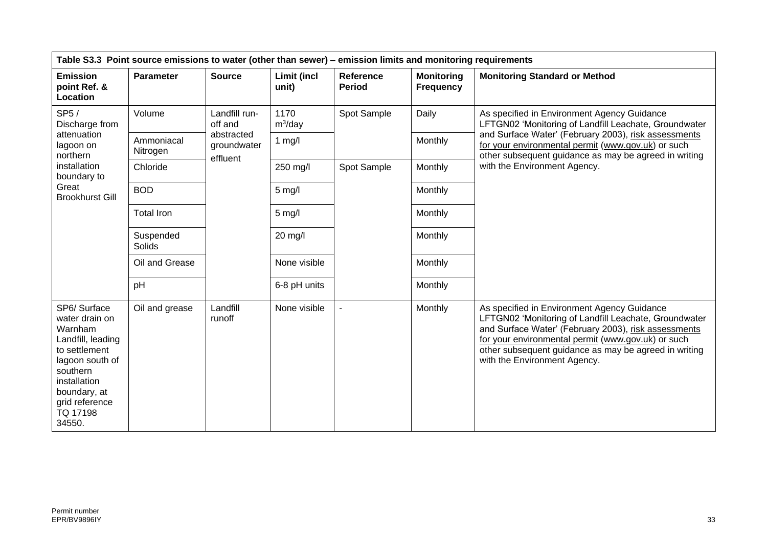| Table S3.3 Point source emissions to water (other than sewer) – emission limits and monitoring requirements | | | | | | |
|---|---|---|---|---|---|---|
| **Emission point Ref. & Location** | **Parameter** | **Source** | **Limit (incl unit)** | **Reference Period** | **Monitoring Frequency** | **Monitoring Standard or Method** |
| SP5 / Discharge from attenuation lagoon on northern installation boundary to Great Brookhurst Gill | Volume | Landfill run-off and abstracted groundwater effluent | 1170 $m^3$/day | Spot Sample | Daily | As specified in Environment Agency Guidance LFTGN02 'Monitoring of Landfill Leachate, Groundwater and Surface Water' (February 2003), risk assessments for your environmental permit (www.gov.uk) or such other subsequent guidance as may be agreed in writing with the Environment Agency. |
| | Ammoniacal Nitrogen | | 1 mg/l | | Monthly | |
| | Chloride | | 250 mg/l | Spot Sample | Monthly | |
| | BOD | | 5 mg/l | | Monthly | |
| | Total Iron | | 5 mg/l | | Monthly | |
| | Suspended Solids | | 20 mg/l | | Monthly | |
| | Oil and Grease | | None visible | | Monthly | |
| | pH | | 6-8 pH units | | Monthly | |
| SP6/ Surface water drain on Warnham Landfill, leading to settlement lagoon south of southern installation boundary, at grid reference TQ 17198 34550. | Oil and grease | Landfill runoff | None visible | - | Monthly | As specified in Environment Agency Guidance LFTGN02 'Monitoring of Landfill Leachate, Groundwater and Surface Water' (February 2003), risk assessments for your environmental permit (www.gov.uk) or such other subsequent guidance as may be agreed in writing with the Environment Agency. |

Permit number
EPR/BV9896IY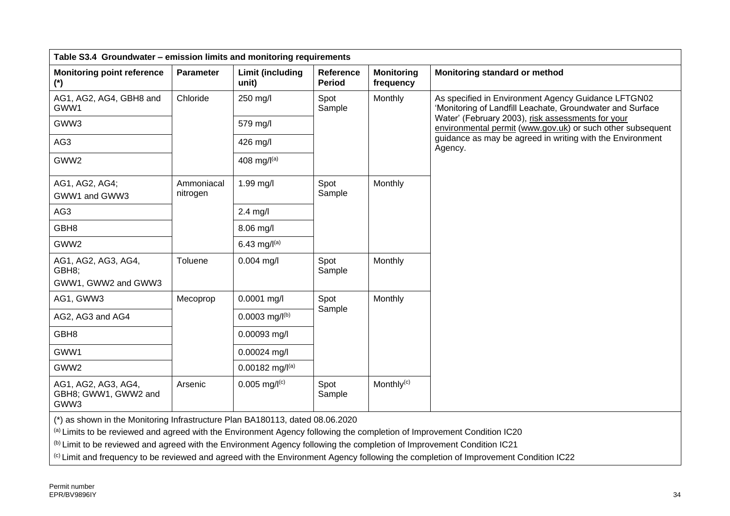| Table S3.4 Groundwater – emission limits and monitoring requirements | | | | | |
|---|---|---|---|---|---|
| **Monitoring point reference (*)** | **Parameter** | **Limit (including unit)** | **Reference Period** | **Monitoring frequency** | **Monitoring standard or method** |
| AG1, AG2, AG4, GBH8 and GWW1 | Chloride | 250 mg/l | Spot Sample | Monthly | As specified in Environment Agency Guidance LFTGN02 'Monitoring of Landfill Leachate, Groundwater and Surface Water' (February 2003), risk assessments for your environmental permit (www.gov.uk) or such other subsequent guidance as may be agreed in writing with the Environment Agency. |
| GWW3 | | 579 mg/l | | | |
| AG3 | | 426 mg/l | | | |
| GWW2 | | 408 mg/l[(a)] | | | |
| AG1, AG2, AG4; GWW1 and GWW3 | Ammoniacal nitrogen | 1.99 mg/l | Spot Sample | Monthly | |
| AG3 | | 2.4 mg/l | | | |
| GBH8 | | 8.06 mg/l | | | |
| GWW2 | | 6.43 mg/l[(a)] | | | |
| AG1, AG2, AG3, AG4, GBH8; GWW1, GWW2 and GWW3 | Toluene | 0.004 mg/l | Spot Sample | Monthly | |
| AG1, GWW3 | Mecoprop | 0.0001 mg/l | Spot Sample | Monthly | |
| AG2, AG3 and AG4 | | 0.0003 mg/l[(b)] | | | |
| GBH8 | | 0.00093 mg/l | | | |
| GWW1 | | 0.00024 mg/l | | | |
| GWW2 | | 0.00182 mg/l[(a)] | | | |
| AG1, AG2, AG3, AG4, GBH8; GWW1, GWW2 and GWW3 | Arsenic | 0.005 mg/l[(c)] | Spot Sample | Monthly[(c)] | |

(*) as shown in the Monitoring Infrastructure Plan BA180113, dated 08.06.2020

[(a)] Limits to be reviewed and agreed with the Environment Agency following the completion of Improvement Condition IC20

[(b)] Limit to be reviewed and agreed with the Environment Agency following the completion of Improvement Condition IC21

[(c)] Limit and frequency to be reviewed and agreed with the Environment Agency following the completion of Improvement Condition IC22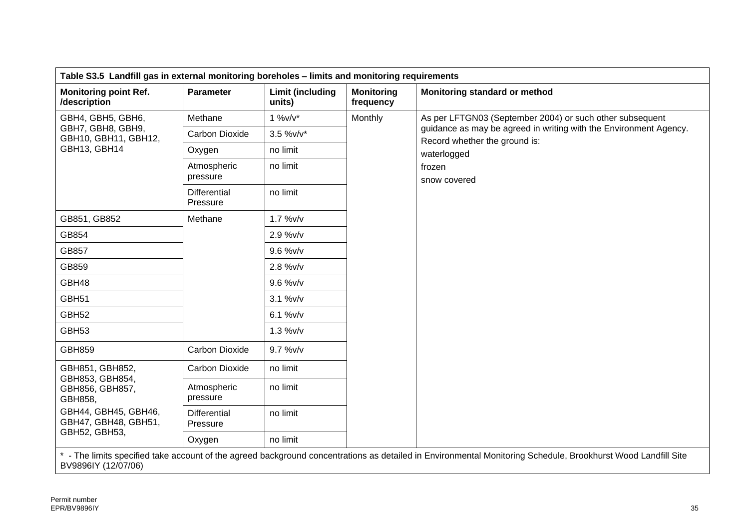| Table S3.5 Landfill gas in external monitoring boreholes – limits and monitoring requirements | | | | |
|---|---|---|---|---|
| **Monitoring point Ref. /description** | **Parameter** | **Limit (including units)** | **Monitoring frequency** | **Monitoring standard or method** |
| GBH4, GBH5, GBH6, GBH7, GBH8, GBH9, GBH10, GBH11, GBH12, GBH13, GBH14 | Methane | 1 %v/v* | Monthly | As per LFTGN03 (September 2004) or such other subsequent guidance as may be agreed in writing with the Environment Agency. Record whether the ground is: waterlogged frozen snow covered |
| | Carbon Dioxide | 3.5 %v/v* | | |
| | Oxygen | no limit | | |
| | Atmospheric pressure | no limit | | |
| | Differential Pressure | no limit | | |
| GB851, GB852 | Methane | 1.7 %v/v | | |
| GB854 | | 2.9 %v/v | | |
| GB857 | | 9.6 %v/v | | |
| GB859 | | 2.8 %v/v | | |
| GBH48 | | 9.6 %v/v | | |
| GBH51 | | 3.1 %v/v | | |
| GBH52 | | 6.1 %v/v | | |
| GBH53 | | 1.3 %v/v | | |
| GBH859 | Carbon Dioxide | 9.7 %v/v | | |
| GBH851, GBH852, GBH853, GBH854, GBH856, GBH857, GBH858, GBH44, GBH45, GBH46, GBH47, GBH48, GBH51, GBH52, GBH53, | Carbon Dioxide | no limit | | |
| | Atmospheric pressure | no limit | | |
| | Differential Pressure | no limit | | |
| | Oxygen | no limit | | |
| * - The limits specified take account of the agreed background concentrations as detailed in Environmental Monitoring Schedule, Brookhurst Wood Landfill Site BV9896IY (12/07/06) | | | | |

Permit number EPR/BV9896IY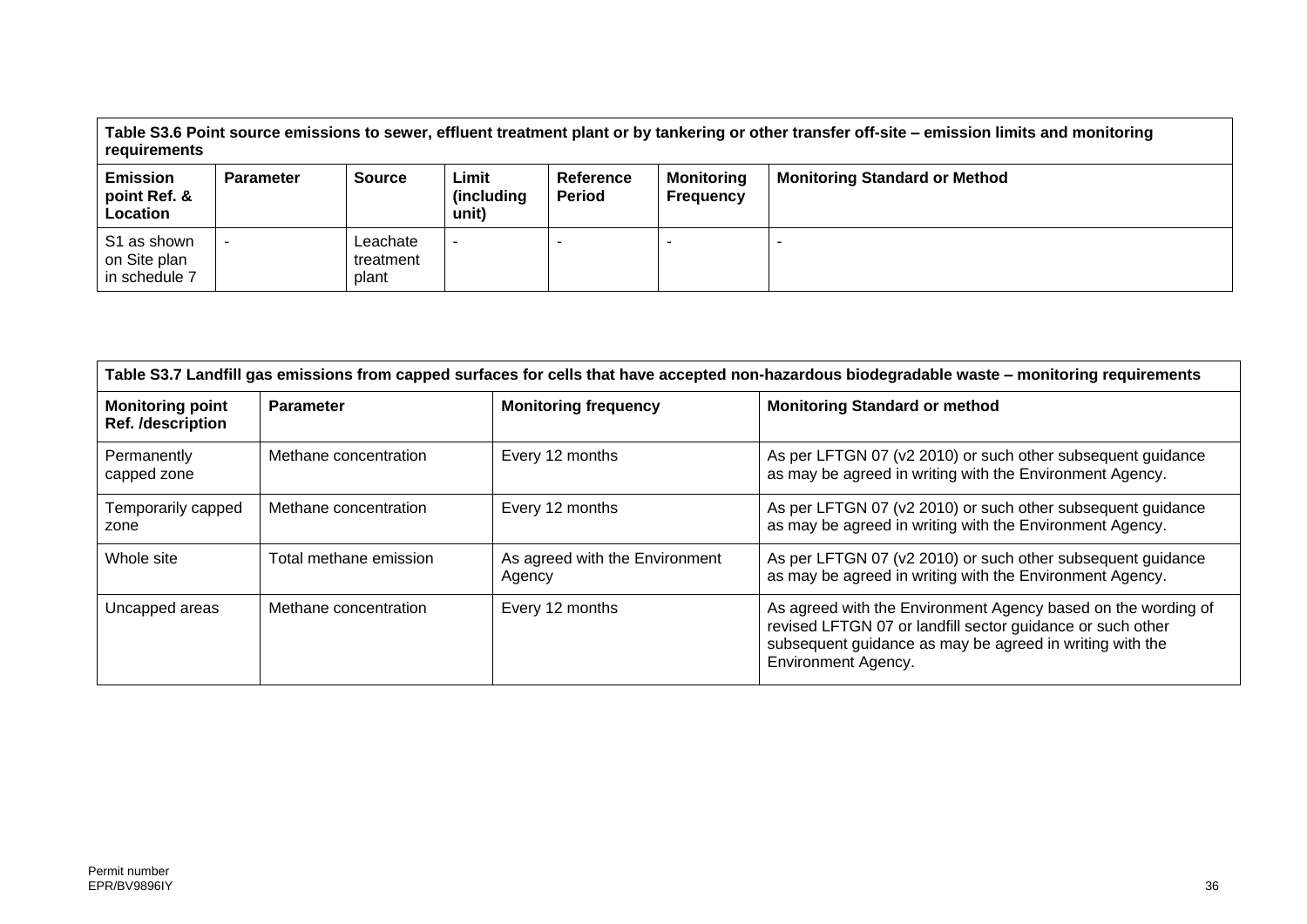| Table S3.6 Point source emissions to sewer, effluent treatment plant or by tankering or other transfer off-site – emission limits and monitoring requirements | | | | | | |
|---|---|---|---|---|---|---|
| **Emission point Ref. & Location** | **Parameter** | **Source** | **Limit (including unit)** | **Reference Period** | **Monitoring Frequency** | **Monitoring Standard or Method** |
| S1 as shown on Site plan in schedule 7 | - | Leachate treatment plant | - | - | - | - |

| Table S3.7 Landfill gas emissions from capped surfaces for cells that have accepted non-hazardous biodegradable waste – monitoring requirements | | | |
|---|---|---|---|
| **Monitoring point Ref. /description** | **Parameter** | **Monitoring frequency** | **Monitoring Standard or method** |
| Permanently capped zone | Methane concentration | Every 12 months | As per LFTGN 07 (v2 2010) or such other subsequent guidance as may be agreed in writing with the Environment Agency. |
| Temporarily capped zone | Methane concentration | Every 12 months | As per LFTGN 07 (v2 2010) or such other subsequent guidance as may be agreed in writing with the Environment Agency. |
| Whole site | Total methane emission | As agreed with the Environment Agency | As per LFTGN 07 (v2 2010) or such other subsequent guidance as may be agreed in writing with the Environment Agency. |
| Uncapped areas | Methane concentration | Every 12 months | As agreed with the Environment Agency based on the wording of revised LFTGN 07 or landfill sector guidance or such other subsequent guidance as may be agreed in writing with the Environment Agency. |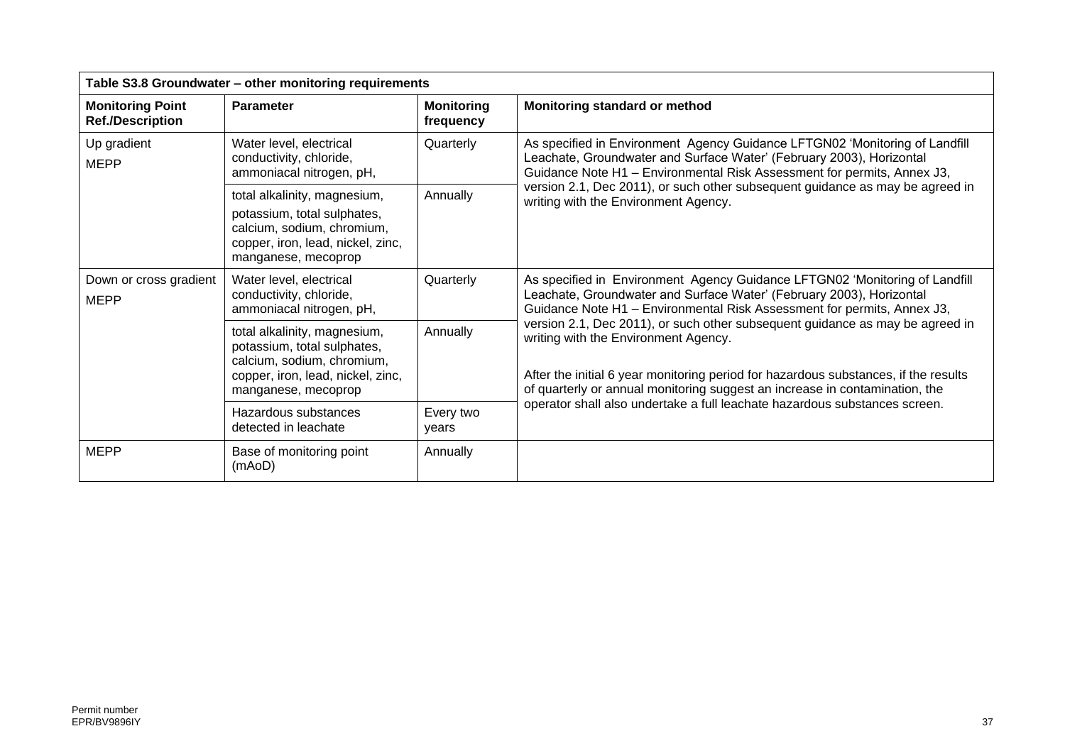| Table S3.8 Groundwater – other monitoring requirements | | | |
|---|---|---|---|
| **Monitoring Point Ref./Description** | **Parameter** | **Monitoring frequency** | **Monitoring standard or method** |
| Up gradient MEPP | Water level, electrical conductivity, chloride, ammoniacal nitrogen, pH, | Quarterly | As specified in Environment Agency Guidance LFTGN02 'Monitoring of Landfill Leachate, Groundwater and Surface Water' (February 2003), Horizontal Guidance Note H1 – Environmental Risk Assessment for permits, Annex J3, version 2.1, Dec 2011), or such other subsequent guidance as may be agreed in writing with the Environment Agency. |
| | total alkalinity, magnesium, potassium, total sulphates, calcium, sodium, chromium, copper, iron, lead, nickel, zinc, manganese, mecoprop | Annually | |
| Down or cross gradient MEPP | Water level, electrical conductivity, chloride, ammoniacal nitrogen, pH, | Quarterly | As specified in Environment Agency Guidance LFTGN02 'Monitoring of Landfill Leachate, Groundwater and Surface Water' (February 2003), Horizontal Guidance Note H1 – Environmental Risk Assessment for permits, Annex J3, version 2.1, Dec 2011), or such other subsequent guidance as may be agreed in writing with the Environment Agency.<br><br>After the initial 6 year monitoring period for hazardous substances, if the results of quarterly or annual monitoring suggest an increase in contamination, the operator shall also undertake a full leachate hazardous substances screen. |
| | total alkalinity, magnesium, potassium, total sulphates, calcium, sodium, chromium, copper, iron, lead, nickel, zinc, manganese, mecoprop | Annually | |
| | Hazardous substances detected in leachate | Every two years | |
| MEPP | Base of monitoring point (mAoD) | Annually | |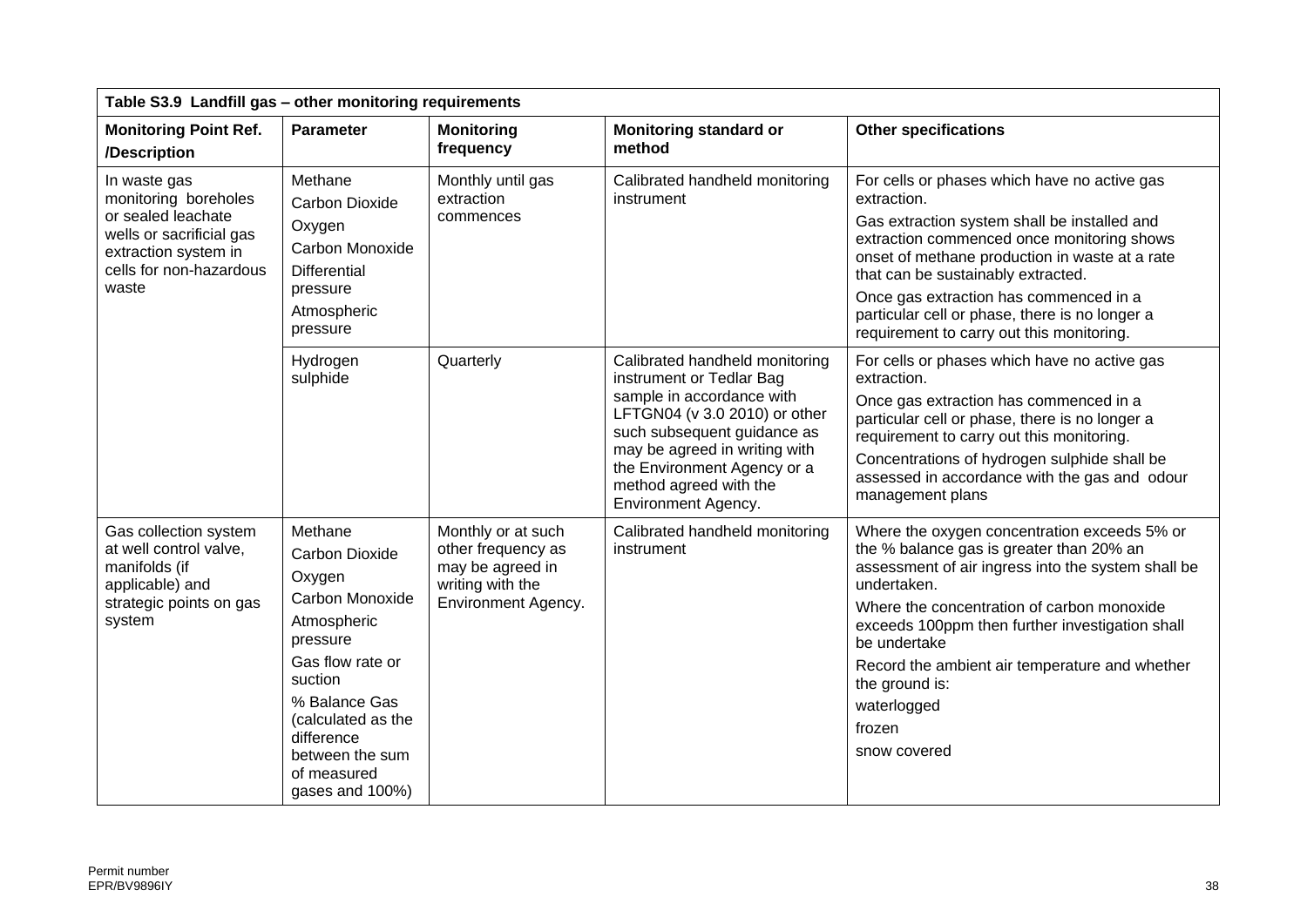| Table S3.9 Landfill gas – other monitoring requirements | | | | |
|---|---|---|---|---|
| **Monitoring Point Ref. /Description** | **Parameter** | **Monitoring frequency** | **Monitoring standard or method** | **Other specifications** |
| In waste gas monitoring boreholes or sealed leachate wells or sacrificial gas extraction system in cells for non-hazardous waste | Methane<br>Carbon Dioxide<br>Oxygen<br>Carbon Monoxide<br>Differential pressure<br>Atmospheric pressure | Monthly until gas extraction commences | Calibrated handheld monitoring instrument | For cells or phases which have no active gas extraction.<br>Gas extraction system shall be installed and extraction commenced once monitoring shows onset of methane production in waste at a rate that can be sustainably extracted.<br>Once gas extraction has commenced in a particular cell or phase, there is no longer a requirement to carry out this monitoring. |
| | Hydrogen sulphide | Quarterly | Calibrated handheld monitoring instrument or Tedlar Bag sample in accordance with LFTGN04 (v 3.0 2010) or other such subsequent guidance as may be agreed in writing with the Environment Agency or a method agreed with the Environment Agency. | For cells or phases which have no active gas extraction.<br>Once gas extraction has commenced in a particular cell or phase, there is no longer a requirement to carry out this monitoring.<br>Concentrations of hydrogen sulphide shall be assessed in accordance with the gas and odour management plans |
| Gas collection system at well control valve, manifolds (if applicable) and strategic points on gas system | Methane<br>Carbon Dioxide<br>Oxygen<br>Carbon Monoxide<br>Atmospheric pressure<br>Gas flow rate or suction<br>% Balance Gas (calculated as the difference between the sum of measured gases and 100%) | Monthly or at such other frequency as may be agreed in writing with the Environment Agency. | Calibrated handheld monitoring instrument | Where the oxygen concentration exceeds 5% or the % balance gas is greater than 20% an assessment of air ingress into the system shall be undertaken.<br>Where the concentration of carbon monoxide exceeds 100ppm then further investigation shall be undertake<br>Record the ambient air temperature and whether the ground is:<br>waterlogged<br>frozen<br>snow covered |

Permit number
EPR/BV9896IY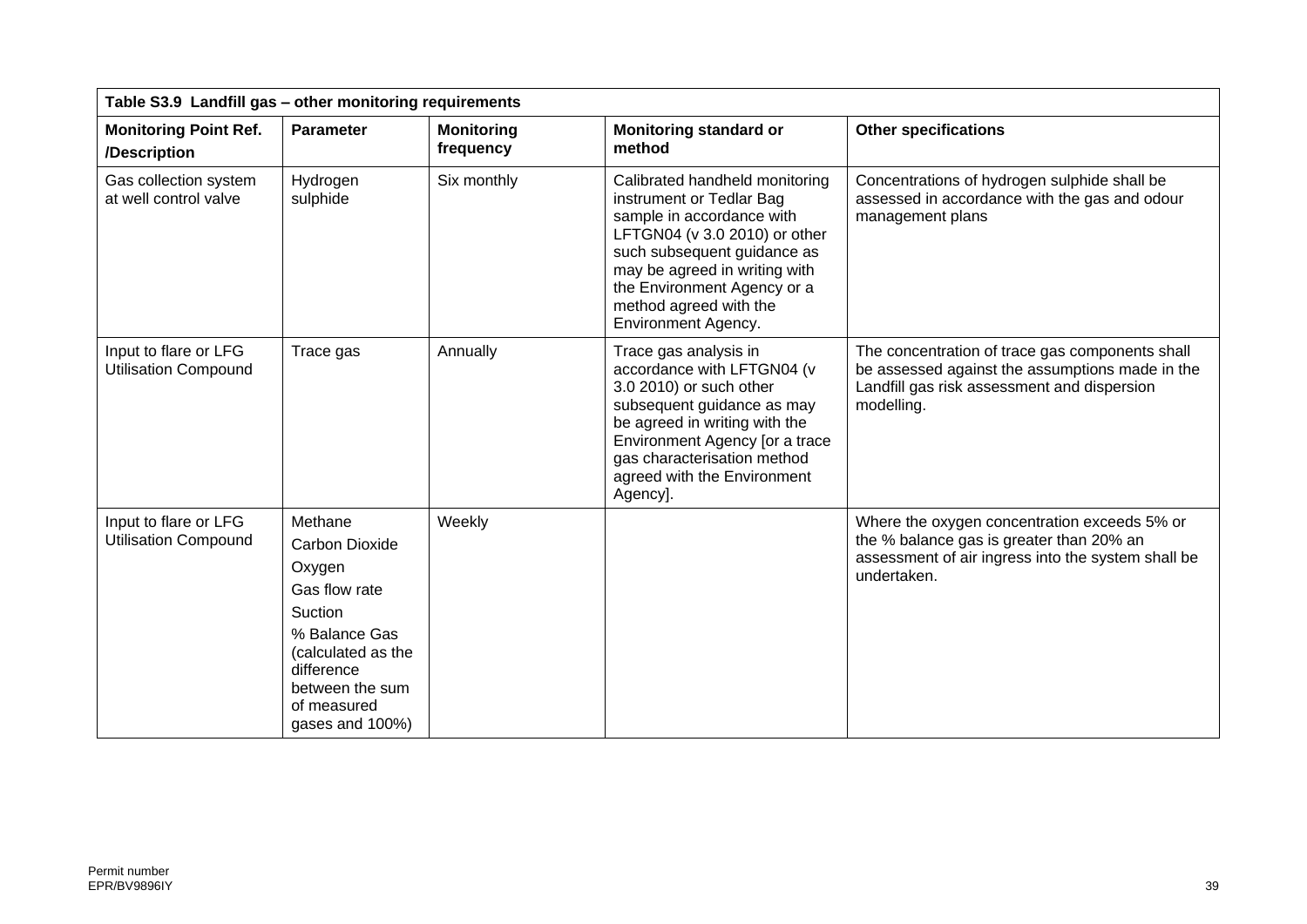| Table S3.9 Landfill gas – other monitoring requirements | | | | |
|---|---|---|---|---|
| **Monitoring Point Ref. /Description** | **Parameter** | **Monitoring frequency** | **Monitoring standard or method** | **Other specifications** |
| Gas collection system at well control valve | Hydrogen sulphide | Six monthly | Calibrated handheld monitoring instrument or Tedlar Bag sample in accordance with LFTGN04 (v 3.0 2010) or other such subsequent guidance as may be agreed in writing with the Environment Agency or a method agreed with the Environment Agency. | Concentrations of hydrogen sulphide shall be assessed in accordance with the gas and odour management plans |
| Input to flare or LFG Utilisation Compound | Trace gas | Annually | Trace gas analysis in accordance with LFTGN04 (v 3.0 2010) or such other subsequent guidance as may be agreed in writing with the Environment Agency [or a trace gas characterisation method agreed with the Environment Agency]. | The concentration of trace gas components shall be assessed against the assumptions made in the Landfill gas risk assessment and dispersion modelling. |
| Input to flare or LFG Utilisation Compound | Methane<br>Carbon Dioxide<br>Oxygen<br>Gas flow rate<br>Suction<br>% Balance Gas (calculated as the difference between the sum of measured gases and 100%) | Weekly | | Where the oxygen concentration exceeds 5% or the % balance gas is greater than 20% an assessment of air ingress into the system shall be undertaken. |

Permit number
EPR/BV9896IY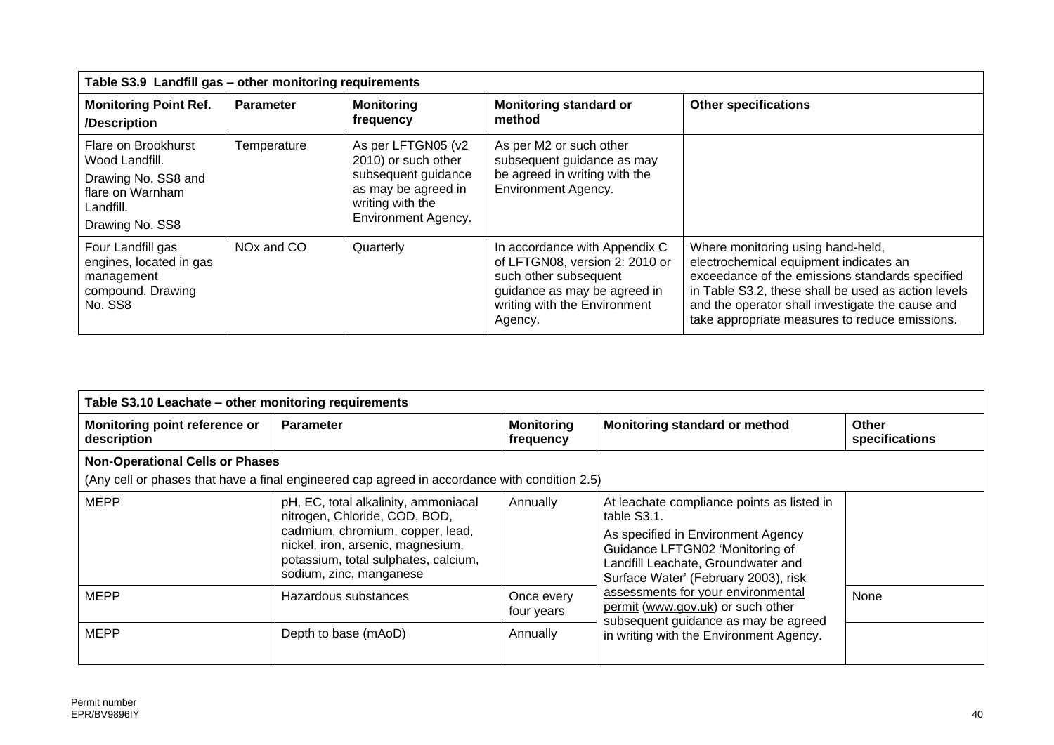| Table S3.9 Landfill gas – other monitoring requirements | | | | |
|---|---|---|---|---|
| **Monitoring Point Ref. /Description** | **Parameter** | **Monitoring frequency** | **Monitoring standard or method** | **Other specifications** |
| Flare on Brookhurst Wood Landfill. Drawing No. SS8 and flare on Warnham Landfill. Drawing No. SS8 | Temperature | As per LFTGN05 (v2 2010) or such other subsequent guidance as may be agreed in writing with the Environment Agency. | As per M2 or such other subsequent guidance as may be agreed in writing with the Environment Agency. | |
| Four Landfill gas engines, located in gas management compound. Drawing No. SS8 | $NO_x$ and CO | Quarterly | In accordance with Appendix C of LFTGN08, version 2: 2010 or such other subsequent guidance as may be agreed in writing with the Environment Agency. | Where monitoring using hand-held, electrochemical equipment indicates an exceedance of the emissions standards specified in Table S3.2, these shall be used as action levels and the operator shall investigate the cause and take appropriate measures to reduce emissions. |

| Table S3.10 Leachate – other monitoring requirements | | | | |
|---|---|---|---|---|
| **Monitoring point reference or description** | **Parameter** | **Monitoring frequency** | **Monitoring standard or method** | **Other specifications** |
| **Non-Operational Cells or Phases** (Any cell or phases that have a final engineered cap agreed in accordance with condition 2.5) | | | | |
| MEPP | pH, EC, total alkalinity, ammoniacal nitrogen, Chloride, COD, BOD, cadmium, chromium, copper, lead, nickel, iron, arsenic, magnesium, potassium, total sulphates, calcium, sodium, zinc, manganese | Annually | At leachate compliance points as listed in table S3.1. As specified in Environment Agency Guidance LFTGN02 'Monitoring of Landfill Leachate, Groundwater and Surface Water' (February 2003), risk assessments for your environmental permit (www.gov.uk) or such other subsequent guidance as may be agreed in writing with the Environment Agency. | |
| MEPP | Hazardous substances | Once every four years | | None |
| MEPP | Depth to base (mAoD) | Annually | | |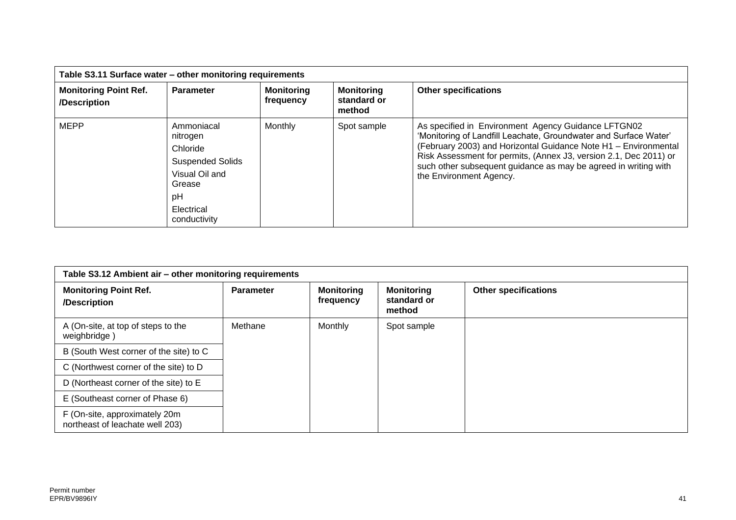| Table S3.11 Surface water – other monitoring requirements | | | | |
|---|---|---|---|---|
| **Monitoring Point Ref. /Description** | **Parameter** | **Monitoring frequency** | **Monitoring standard or method** | **Other specifications** |
| MEPP | Ammoniacal nitrogen<br>Chloride<br>Suspended Solids<br>Visual Oil and Grease<br>pH<br>Electrical conductivity | Monthly | Spot sample | As specified in Environment Agency Guidance LFTGN02 'Monitoring of Landfill Leachate, Groundwater and Surface Water' (February 2003) and Horizontal Guidance Note H1 – Environmental Risk Assessment for permits, (Annex J3, version 2.1, Dec 2011) or such other subsequent guidance as may be agreed in writing with the Environment Agency. |

| Table S3.12 Ambient air – other monitoring requirements | | | | |
|---|---|---|---|---|
| **Monitoring Point Ref. /Description** | **Parameter** | **Monitoring frequency** | **Monitoring standard or method** | **Other specifications** |
| A (On-site, at top of steps to the weighbridge ) | Methane | Monthly | Spot sample | |
| B (South West corner of the site) to C | | | | |
| C (Northwest corner of the site) to D | | | | |
| D (Northeast corner of the site) to E | | | | |
| E (Southeast corner of Phase 6) | | | | |
| F (On-site, approximately 20m northeast of leachate well 203) | | | | |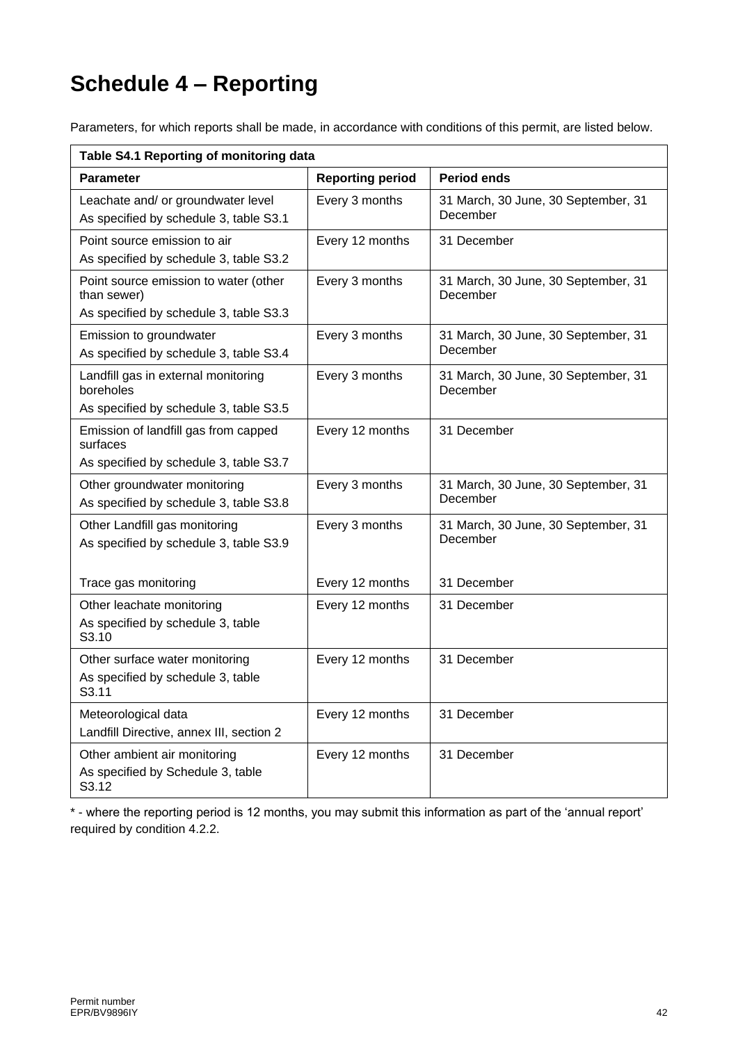# Schedule 4 – Reporting

Parameters, for which reports shall be made, in accordance with conditions of this permit, are listed below.

**Table S4.1 Reporting of monitoring data**

| Parameter | Reporting period | Period ends |
|---|---|---|
| Leachate and/ or groundwater level<br>As specified by schedule 3, table S3.1 | Every 3 months | 31 March, 30 June, 30 September, 31 December |
| Point source emission to air<br>As specified by schedule 3, table S3.2 | Every 12 months | 31 December |
| Point source emission to water (other than sewer)<br>As specified by schedule 3, table S3.3 | Every 3 months | 31 March, 30 June, 30 September, 31 December |
| Emission to groundwater<br>As specified by schedule 3, table S3.4 | Every 3 months | 31 March, 30 June, 30 September, 31 December |
| Landfill gas in external monitoring boreholes<br>As specified by schedule 3, table S3.5 | Every 3 months | 31 March, 30 June, 30 September, 31 December |
| Emission of landfill gas from capped surfaces<br>As specified by schedule 3, table S3.7 | Every 12 months | 31 December |
| Other groundwater monitoring<br>As specified by schedule 3, table S3.8 | Every 3 months | 31 March, 30 June, 30 September, 31 December |
| Other Landfill gas monitoring<br>As specified by schedule 3, table S3.9<br><br>Trace gas monitoring | Every 3 months<br><br>Every 12 months | 31 March, 30 June, 30 September, 31 December<br><br>31 December |
| Other leachate monitoring<br>As specified by schedule 3, table S3.10 | Every 12 months | 31 December |
| Other surface water monitoring<br>As specified by schedule 3, table S3.11 | Every 12 months | 31 December |
| Meteorological data<br>Landfill Directive, annex III, section 2 | Every 12 months | 31 December |
| Other ambient air monitoring<br>As specified by Schedule 3, table S3.12 | Every 12 months | 31 December |

* - where the reporting period is 12 months, you may submit this information as part of the 'annual report' required by condition 4.2.2.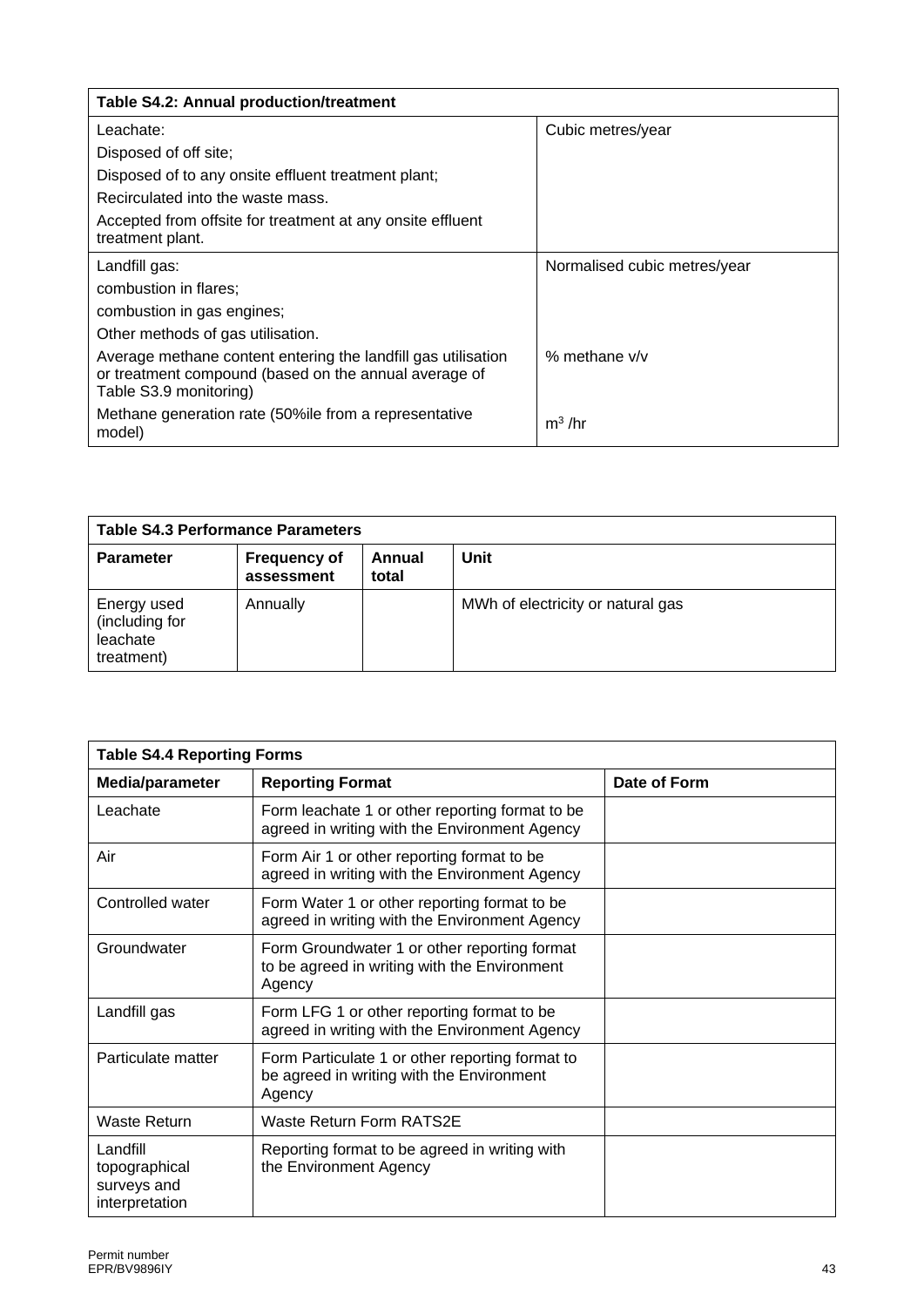| Table S4.2: Annual production/treatment | |
|---|---|
| Leachate:<br>Disposed of off site;<br>Disposed of to any onsite effluent treatment plant;<br>Recirculated into the waste mass.<br>Accepted from offsite for treatment at any onsite effluent treatment plant. | Cubic metres/year |
| Landfill gas:<br>combustion in flares;<br>combustion in gas engines;<br>Other methods of gas utilisation. | Normalised cubic metres/year |
| Average methane content entering the landfill gas utilisation or treatment compound (based on the annual average of Table S3.9 monitoring) | % methane v/v |
| Methane generation rate (50%ile from a representative model) | $m^3$ /hr |

| Table S4.3 Performance Parameters | | | |
|---|---|---|---|
| **Parameter** | **Frequency of assessment** | **Annual total** | **Unit** |
| Energy used (including for leachate treatment) | Annually | | MWh of electricity or natural gas |

| Table S4.4 Reporting Forms | | |
|---|---|---|
| **Media/parameter** | **Reporting Format** | **Date of Form** |
| Leachate | Form leachate 1 or other reporting format to be agreed in writing with the Environment Agency | |
| Air | Form Air 1 or other reporting format to be agreed in writing with the Environment Agency | |
| Controlled water | Form Water 1 or other reporting format to be agreed in writing with the Environment Agency | |
| Groundwater | Form Groundwater 1 or other reporting format to be agreed in writing with the Environment Agency | |
| Landfill gas | Form LFG 1 or other reporting format to be agreed in writing with the Environment Agency | |
| Particulate matter | Form Particulate 1 or other reporting format to be agreed in writing with the Environment Agency | |
| Waste Return | Waste Return Form RATS2E | |
| Landfill topographical surveys and interpretation | Reporting format to be agreed in writing with the Environment Agency | |

Permit number
EPR/BV9896IY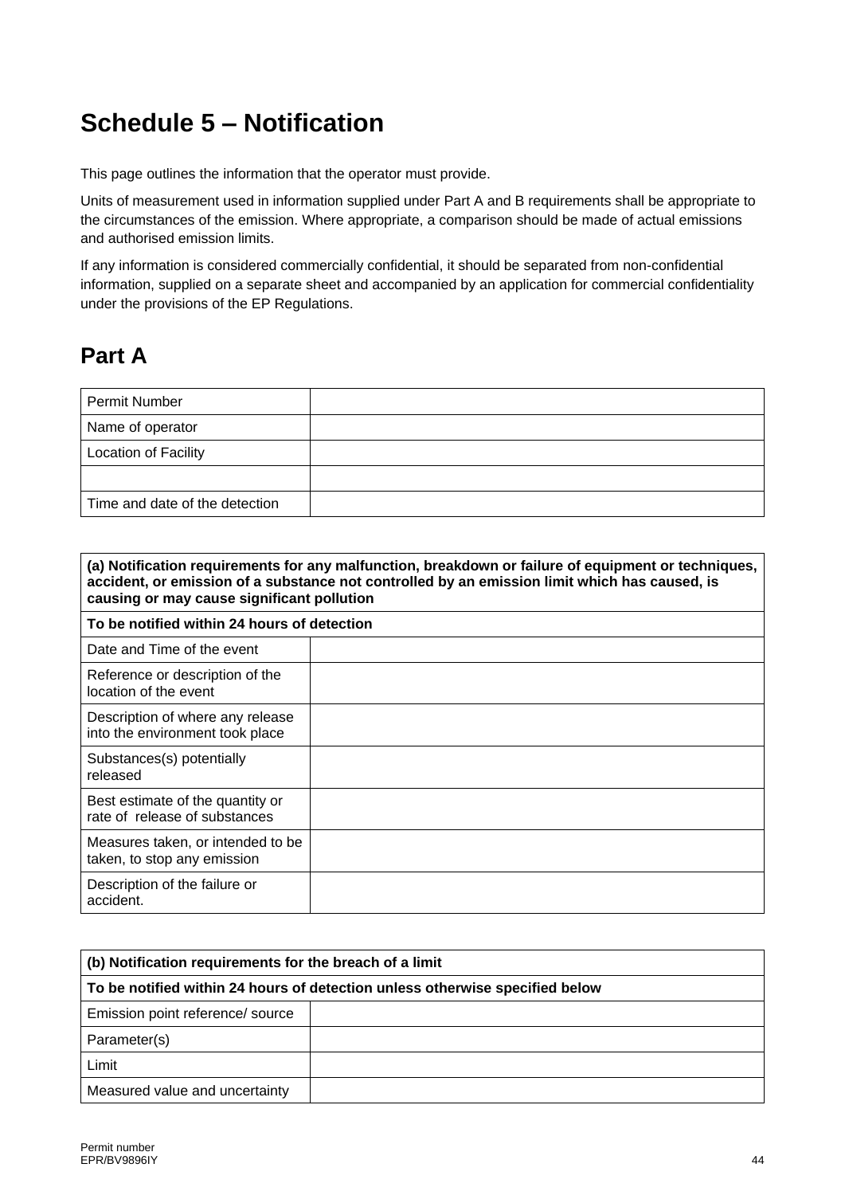# Schedule 5 – Notification

This page outlines the information that the operator must provide.

Units of measurement used in information supplied under Part A and B requirements shall be appropriate to the circumstances of the emission. Where appropriate, a comparison should be made of actual emissions and authorised emission limits.

If any information is considered commercially confidential, it should be separated from non-confidential information, supplied on a separate sheet and accompanied by an application for commercial confidentiality under the provisions of the EP Regulations.

## Part A

| Permit Number | |
|---|---|
| Name of operator | |
| Location of Facility | |
| | |
| Time and date of the detection | |

| **(a) Notification requirements for any malfunction, breakdown or failure of equipment or techniques, accident, or emission of a substance not controlled by an emission limit which has caused, is causing or may cause significant pollution** | |
|---|---|
| **To be notified within 24 hours of detection** | |
| Date and Time of the event | |
| Reference or description of the location of the event | |
| Description of where any release into the environment took place | |
| Substances(s) potentially released | |
| Best estimate of the quantity or rate of release of substances | |
| Measures taken, or intended to be taken, to stop any emission | |
| Description of the failure or accident. | |

| **(b) Notification requirements for the breach of a limit** | |
|---|---|
| **To be notified within 24 hours of detection unless otherwise specified below** | |
| Emission point reference/ source | |
| Parameter(s) | |
| Limit | |
| Measured value and uncertainty | |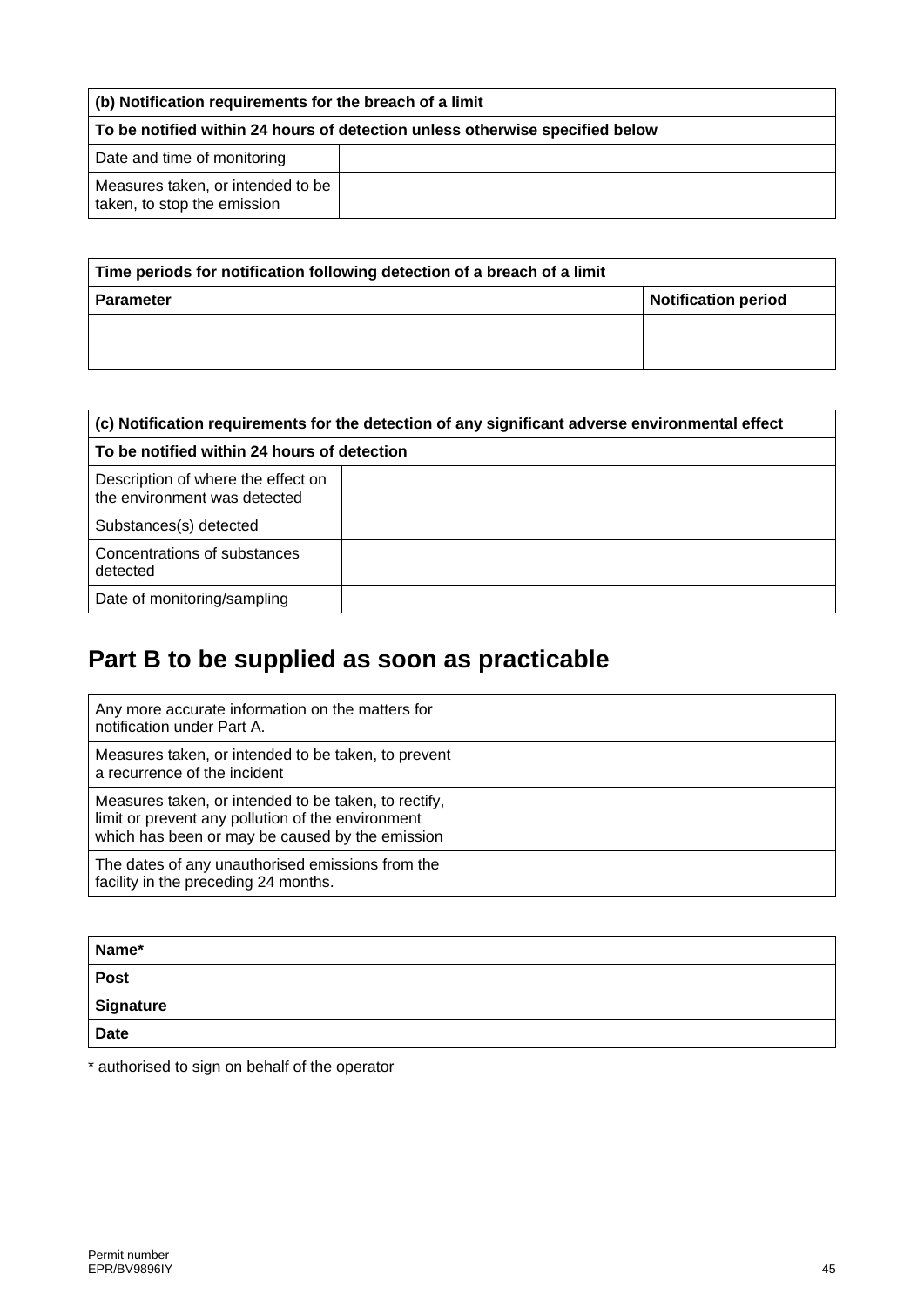| (b) Notification requirements for the breach of a limit | |
|---|---|
| **To be notified within 24 hours of detection unless otherwise specified below** | |
| Date and time of monitoring | |
| Measures taken, or intended to be taken, to stop the emission | |

| Time periods for notification following detection of a breach of a limit | |
|---|---|
| **Parameter** | **Notification period** |
| | |
| | |

| (c) Notification requirements for the detection of any significant adverse environmental effect | |
|---|---|
| **To be notified within 24 hours of detection** | |
| Description of where the effect on the environment was detected | |
| Substances(s) detected | |
| Concentrations of substances detected | |
| Date of monitoring/sampling | |

# Part B to be supplied as soon as practicable

| | |
|---|---|
| Any more accurate information on the matters for notification under Part A. | |
| Measures taken, or intended to be taken, to prevent a recurrence of the incident | |
| Measures taken, or intended to be taken, to rectify, limit or prevent any pollution of the environment which has been or may be caused by the emission | |
| The dates of any unauthorised emissions from the facility in the preceding 24 months. | |

| | |
|---|---|
| **Name*** | |
| **Post** | |
| **Signature** | |
| **Date** | |

* authorised to sign on behalf of the operator

Permit number
EPR/BV9896IY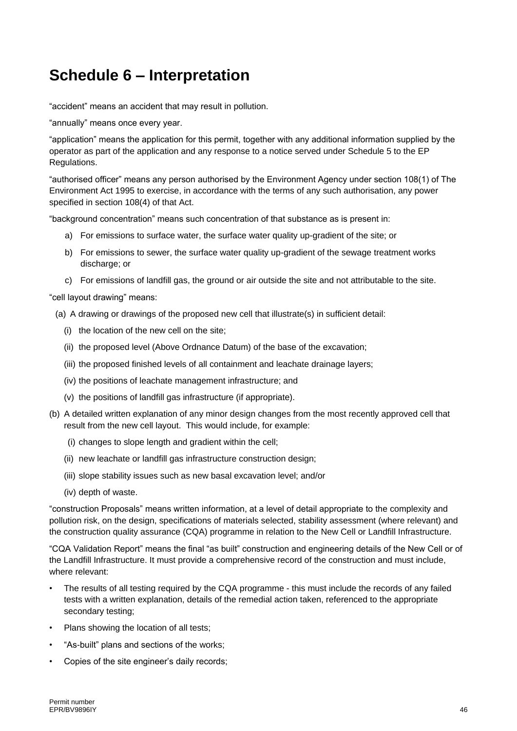# Schedule 6 – Interpretation

"accident" means an accident that may result in pollution.

"annually" means once every year.

"application" means the application for this permit, together with any additional information supplied by the operator as part of the application and any response to a notice served under Schedule 5 to the EP Regulations.

"authorised officer" means any person authorised by the Environment Agency under section 108(1) of The Environment Act 1995 to exercise, in accordance with the terms of any such authorisation, any power specified in section 108(4) of that Act.

"background concentration" means such concentration of that substance as is present in:

a) For emissions to surface water, the surface water quality up-gradient of the site; or

b) For emissions to sewer, the surface water quality up-gradient of the sewage treatment works discharge; or

c) For emissions of landfill gas, the ground or air outside the site and not attributable to the site.

"cell layout drawing" means:

(a) A drawing or drawings of the proposed new cell that illustrate(s) in sufficient detail:

(i) the location of the new cell on the site;

(ii) the proposed level (Above Ordnance Datum) of the base of the excavation;

(iii) the proposed finished levels of all containment and leachate drainage layers;

(iv) the positions of leachate management infrastructure; and

(v) the positions of landfill gas infrastructure (if appropriate).

(b) A detailed written explanation of any minor design changes from the most recently approved cell that result from the new cell layout. This would include, for example:

(i) changes to slope length and gradient within the cell;

(ii) new leachate or landfill gas infrastructure construction design;

(iii) slope stability issues such as new basal excavation level; and/or

(iv) depth of waste.

"construction Proposals" means written information, at a level of detail appropriate to the complexity and pollution risk, on the design, specifications of materials selected, stability assessment (where relevant) and the construction quality assurance (CQA) programme in relation to the New Cell or Landfill Infrastructure.

"CQA Validation Report" means the final "as built" construction and engineering details of the New Cell or of the Landfill Infrastructure. It must provide a comprehensive record of the construction and must include, where relevant:

- The results of all testing required by the CQA programme - this must include the records of any failed tests with a written explanation, details of the remedial action taken, referenced to the appropriate secondary testing;
- Plans showing the location of all tests;
- "As-built" plans and sections of the works;
- Copies of the site engineer's daily records;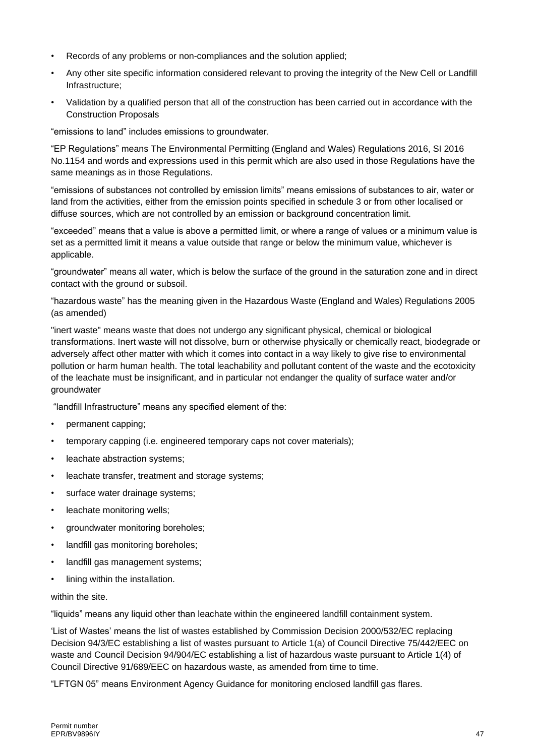- Records of any problems or non-compliances and the solution applied;
- Any other site specific information considered relevant to proving the integrity of the New Cell or Landfill Infrastructure;
- Validation by a qualified person that all of the construction has been carried out in accordance with the Construction Proposals

"emissions to land" includes emissions to groundwater.

"EP Regulations" means The Environmental Permitting (England and Wales) Regulations 2016, SI 2016 No.1154 and words and expressions used in this permit which are also used in those Regulations have the same meanings as in those Regulations.

"emissions of substances not controlled by emission limits" means emissions of substances to air, water or land from the activities, either from the emission points specified in schedule 3 or from other localised or diffuse sources, which are not controlled by an emission or background concentration limit.

"exceeded" means that a value is above a permitted limit, or where a range of values or a minimum value is set as a permitted limit it means a value outside that range or below the minimum value, whichever is applicable.

"groundwater" means all water, which is below the surface of the ground in the saturation zone and in direct contact with the ground or subsoil.

"hazardous waste" has the meaning given in the Hazardous Waste (England and Wales) Regulations 2005 (as amended)

"inert waste" means waste that does not undergo any significant physical, chemical or biological transformations. Inert waste will not dissolve, burn or otherwise physically or chemically react, biodegrade or adversely affect other matter with which it comes into contact in a way likely to give rise to environmental pollution or harm human health. The total leachability and pollutant content of the waste and the ecotoxicity of the leachate must be insignificant, and in particular not endanger the quality of surface water and/or groundwater

"landfill Infrastructure" means any specified element of the:

- permanent capping;
- temporary capping (i.e. engineered temporary caps not cover materials);
- leachate abstraction systems;
- leachate transfer, treatment and storage systems;
- surface water drainage systems;
- leachate monitoring wells;
- groundwater monitoring boreholes;
- landfill gas monitoring boreholes;
- landfill gas management systems;
- lining within the installation.

within the site.

"liquids" means any liquid other than leachate within the engineered landfill containment system.

'List of Wastes' means the list of wastes established by Commission Decision 2000/532/EC replacing Decision 94/3/EC establishing a list of wastes pursuant to Article 1(a) of Council Directive 75/442/EEC on waste and Council Decision 94/904/EC establishing a list of hazardous waste pursuant to Article 1(4) of Council Directive 91/689/EEC on hazardous waste, as amended from time to time.

"LFTGN 05" means Environment Agency Guidance for monitoring enclosed landfill gas flares.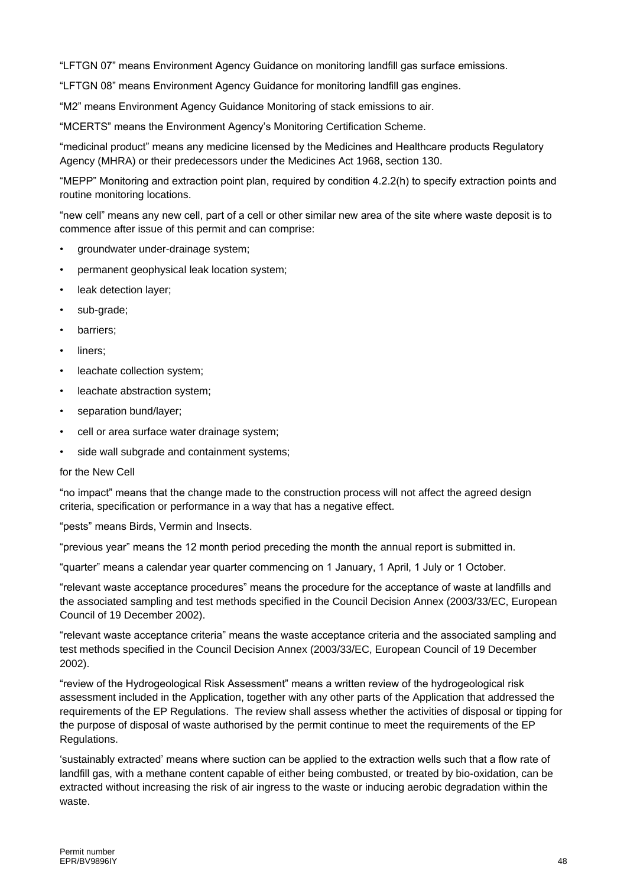"LFTGN 07" means Environment Agency Guidance on monitoring landfill gas surface emissions.

"LFTGN 08" means Environment Agency Guidance for monitoring landfill gas engines.

"M2" means Environment Agency Guidance Monitoring of stack emissions to air.

"MCERTS" means the Environment Agency's Monitoring Certification Scheme.

"medicinal product" means any medicine licensed by the Medicines and Healthcare products Regulatory Agency (MHRA) or their predecessors under the Medicines Act 1968, section 130.

"MEPP" Monitoring and extraction point plan, required by condition 4.2.2(h) to specify extraction points and routine monitoring locations.

"new cell" means any new cell, part of a cell or other similar new area of the site where waste deposit is to commence after issue of this permit and can comprise:

- groundwater under-drainage system;
- permanent geophysical leak location system;
- leak detection layer;
- sub-grade;
- barriers;
- liners;
- leachate collection system;
- leachate abstraction system;
- separation bund/layer;
- cell or area surface water drainage system;
- side wall subgrade and containment systems;

for the New Cell

"no impact" means that the change made to the construction process will not affect the agreed design criteria, specification or performance in a way that has a negative effect.

"pests" means Birds, Vermin and Insects.

"previous year" means the 12 month period preceding the month the annual report is submitted in.

"quarter" means a calendar year quarter commencing on 1 January, 1 April, 1 July or 1 October.

"relevant waste acceptance procedures" means the procedure for the acceptance of waste at landfills and the associated sampling and test methods specified in the Council Decision Annex (2003/33/EC, European Council of 19 December 2002).

"relevant waste acceptance criteria" means the waste acceptance criteria and the associated sampling and test methods specified in the Council Decision Annex (2003/33/EC, European Council of 19 December 2002).

"review of the Hydrogeological Risk Assessment" means a written review of the hydrogeological risk assessment included in the Application, together with any other parts of the Application that addressed the requirements of the EP Regulations. The review shall assess whether the activities of disposal or tipping for the purpose of disposal of waste authorised by the permit continue to meet the requirements of the EP Regulations.

'sustainably extracted' means where suction can be applied to the extraction wells such that a flow rate of landfill gas, with a methane content capable of either being combusted, or treated by bio-oxidation, can be extracted without increasing the risk of air ingress to the waste or inducing aerobic degradation within the waste.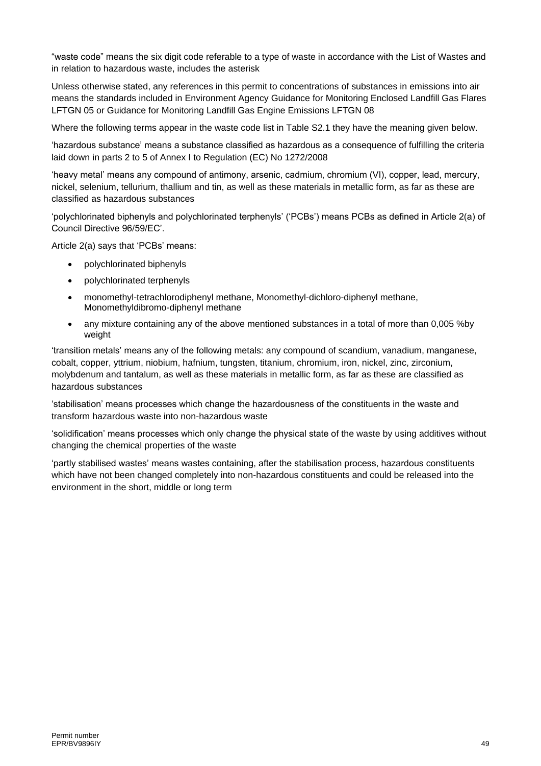"waste code" means the six digit code referable to a type of waste in accordance with the List of Wastes and in relation to hazardous waste, includes the asterisk

Unless otherwise stated, any references in this permit to concentrations of substances in emissions into air means the standards included in Environment Agency Guidance for Monitoring Enclosed Landfill Gas Flares LFTGN 05 or Guidance for Monitoring Landfill Gas Engine Emissions LFTGN 08

Where the following terms appear in the waste code list in Table S2.1 they have the meaning given below.

'hazardous substance' means a substance classified as hazardous as a consequence of fulfilling the criteria laid down in parts 2 to 5 of Annex I to Regulation (EC) No 1272/2008

'heavy metal' means any compound of antimony, arsenic, cadmium, chromium (VI), copper, lead, mercury, nickel, selenium, tellurium, thallium and tin, as well as these materials in metallic form, as far as these are classified as hazardous substances

'polychlorinated biphenyls and polychlorinated terphenyls' ('PCBs') means PCBs as defined in Article 2(a) of Council Directive 96/59/EC'.

Article 2(a) says that 'PCBs' means:

- polychlorinated biphenyls
- polychlorinated terphenyls
- monomethyl-tetrachlorodiphenyl methane, Monomethyl-dichloro-diphenyl methane, Monomethyldibromo-diphenyl methane
- any mixture containing any of the above mentioned substances in a total of more than 0,005 %by weight

'transition metals' means any of the following metals: any compound of scandium, vanadium, manganese, cobalt, copper, yttrium, niobium, hafnium, tungsten, titanium, chromium, iron, nickel, zinc, zirconium, molybdenum and tantalum, as well as these materials in metallic form, as far as these are classified as hazardous substances

'stabilisation' means processes which change the hazardousness of the constituents in the waste and transform hazardous waste into non-hazardous waste

'solidification' means processes which only change the physical state of the waste by using additives without changing the chemical properties of the waste

'partly stabilised wastes' means wastes containing, after the stabilisation process, hazardous constituents which have not been changed completely into non-hazardous constituents and could be released into the environment in the short, middle or long term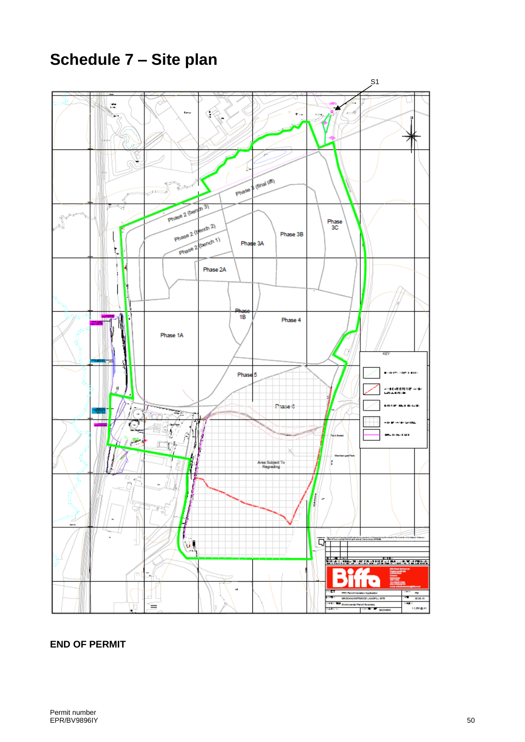# Schedule 7 – Site plan

S1

Phase 3 (final lift)

Phase 2 (bench 3)

Phase 2 (bench 2)

Phase 2 (bench 1)

Phase 3A

Phase 3B

Phase 3C

Phase 2A

Phase 1B

Phase 4

Phase 1A

Phase 5

Phase 6

Area Subject To Regrading

**END OF PERMIT**